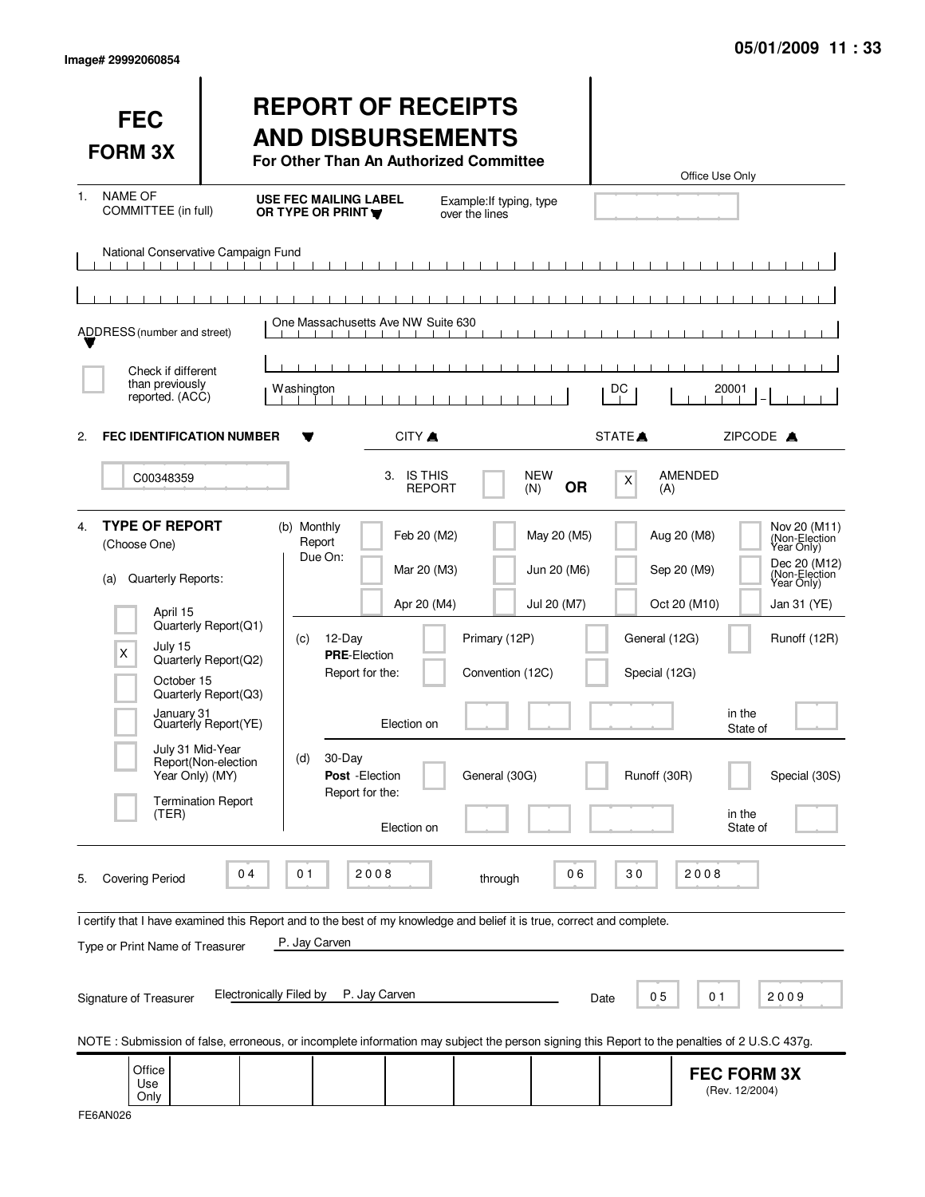Image# 29992060854

05/01/2009 11 : 33

# FEC FORM 3X

# REPORT OF RECEIPTS AND DISBURSEMENTS

**For Other Than An Authorized Committee**

Office Use Only

1. NAME OF COMMITTEE (in full) — **USE FEC MAILING LABEL OR TYPE OR PRINT** — Example: If typing, type over the lines

National Conservative Campaign Fund

ADDRESS (number and street): One Massachusetts Ave NW Suite 630

[ ] Check if different than previously reported. (ACC)

CITY: Washington — STATE: DC — ZIPCODE: 20001

2. **FEC IDENTIFICATION NUMBER**: C00348359

3. IS THIS REPORT [ ] NEW (N) **OR** [X] AMENDED (A)

4. **TYPE OF REPORT** (Choose One)

(a) Quarterly Reports:

- [ ] April 15 Quarterly Report(Q1)
- [X] July 15 Quarterly Report(Q2)
- [ ] October 15 Quarterly Report(Q3)
- [ ] January 31 Quarterly Report(YE)
- [ ] July 31 Mid-Year Report(Non-election Year Only) (MY)
- [ ] Termination Report (TER)

(b) Monthly Report Due On:

- [ ] Feb 20 (M2)
- [ ] Mar 20 (M3)
- [ ] Apr 20 (M4)
- [ ] May 20 (M5)
- [ ] Jun 20 (M6)
- [ ] Jul 20 (M7)
- [ ] Aug 20 (M8)
- [ ] Sep 20 (M9)
- [ ] Oct 20 (M10)
- [ ] Nov 20 (M11) (Non-Election Year Only)
- [ ] Dec 20 (M12) (Non-Election Year Only)
- [ ] Jan 31 (YE)

(c) 12-Day **PRE**-Election Report for the:

- [ ] Primary (12P)
- [ ] General (12G)
- [ ] Runoff (12R)
- [ ] Convention (12C)
- [ ] Special (12G)

Election on ____ in the State of ____

(d) 30-Day **Post** -Election Report for the:

- [ ] General (30G)
- [ ] Runoff (30R)
- [ ] Special (30S)

Election on ____ in the State of ____

5. Covering Period 04 01 2008 through 06 30 2008

I certify that I have examined this Report and to the best of my knowledge and belief it is true, correct and complete.

Type or Print Name of Treasurer: P. Jay Carven

Signature of Treasurer: Electronically Filed by P. Jay Carven — Date 05 01 2009

NOTE : Submission of false, erroneous, or incomplete information may subject the person signing this Report to the penalties of 2 U.S.C 437g.

Office Use Only

**FEC FORM 3X** (Rev. 12/2004)

FE6AN026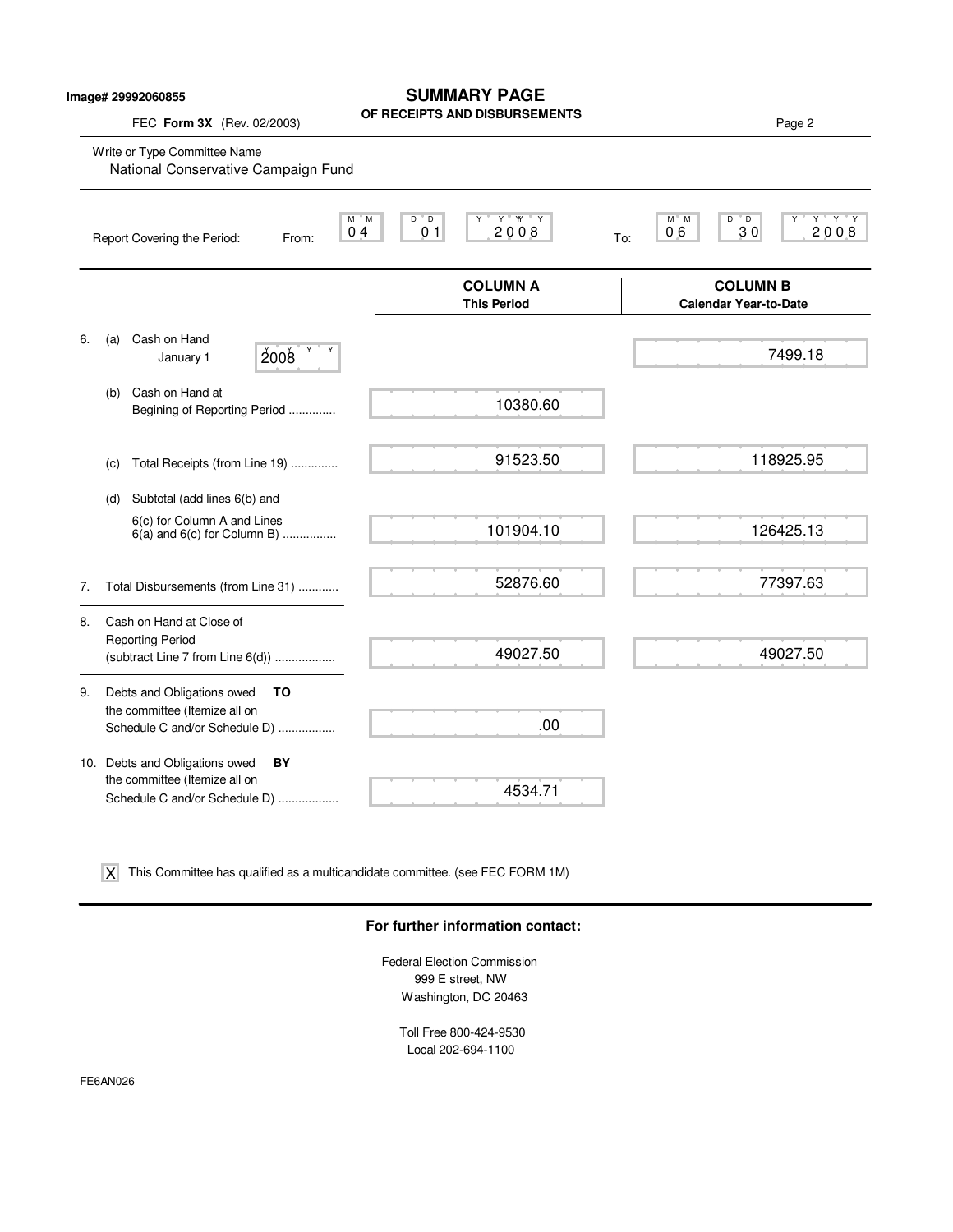**Image# 29992060855**

# SUMMARY PAGE
## OF RECEIPTS AND DISBURSEMENTS

FEC **Form 3X** (Rev. 02/2003)

Write or Type Committee Name
National Conservative Campaign Fund

Report Covering the Period: From: 04 01 2008 To: 06 30 2008

| | | COLUMN A This Period | COLUMN B Calendar Year-to-Date |
|---|---|---|---|
| 6. | (a) Cash on Hand January 1 2008 | | 7499.18 |
| | (b) Cash on Hand at Begining of Reporting Period ............. | 10380.60 | |
| | (c) Total Receipts (from Line 19) ............. | 91523.50 | 118925.95 |
| | (d) Subtotal (add lines 6(b) and 6(c) for Column A and Lines 6(a) and 6(c) for Column B) ................ | 101904.10 | 126425.13 |
| 7. | Total Disbursements (from Line 31) ............ | 52876.60 | 77397.63 |
| 8. | Cash on Hand at Close of Reporting Period (subtract Line 7 from Line 6(d)) .................. | 49027.50 | 49027.50 |
| 9. | Debts and Obligations owed **TO** the committee (Itemize all on Schedule C and/or Schedule D) ................. | .00 | |
| 10. | Debts and Obligations owed **BY** the committee (Itemize all on Schedule C and/or Schedule D) .................. | 4534.71 | |

[X] This Committee has qualified as a multicandidate committee. (see FEC FORM 1M)

**For further information contact:**

Federal Election Commission
999 E street, NW
Washington, DC 20463

Toll Free 800-424-9530
Local 202-694-1100

FE6AN026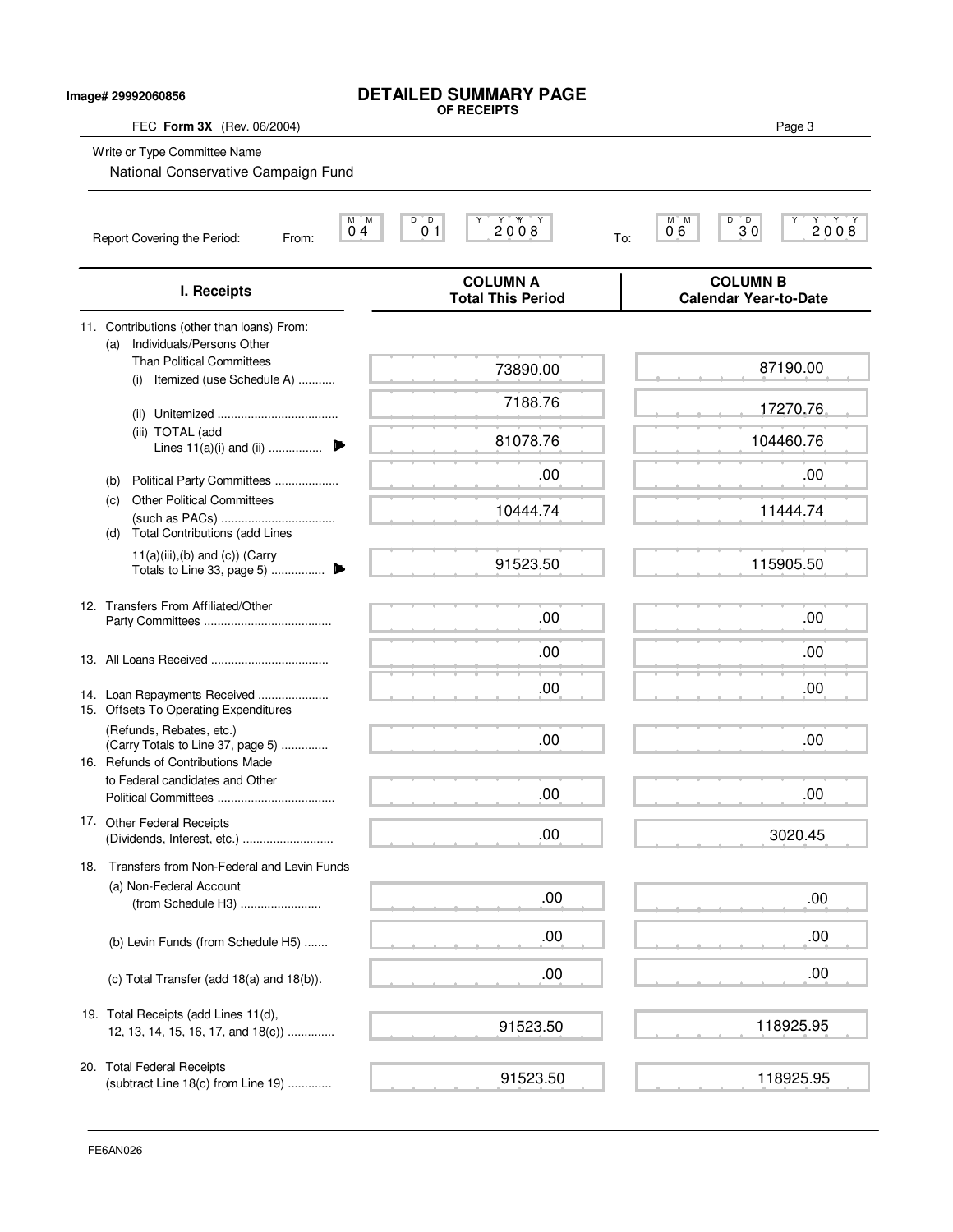Image# 29992060856

# DETAILED SUMMARY PAGE

**OF RECEIPTS**

FEC **Form 3X** (Rev. 06/2004)

Write or Type Committee Name

National Conservative Campaign Fund

Report Covering the Period: From: 04 01 2008 To: 06 30 2008

| I. Receipts | COLUMN A Total This Period | COLUMN B Calendar Year-to-Date |
|---|---|---|
| 11. Contributions (other than loans) From: | | |
| (a) Individuals/Persons Other Than Political Committees | | |
| (i) Itemized (use Schedule A) ........... | 73890.00 | 87190.00 |
| (ii) Unitemized .................................... | 7188.76 | 17270.76 |
| (iii) TOTAL (add Lines 11(a)(i) and (ii) ................ | 81078.76 | 104460.76 |
| (b) Political Party Committees ................... | .00 | .00 |
| (c) Other Political Committees (such as PACs) .................................. | 10444.74 | 11444.74 |
| (d) Total Contributions (add Lines 11(a)(iii),(b) and (c)) (Carry Totals to Line 33, page 5) ................ | 91523.50 | 115905.50 |
| 12. Transfers From Affiliated/Other Party Committees ...................................... | .00 | .00 |
| 13. All Loans Received ................................... | .00 | .00 |
| 14. Loan Repayments Received ..................... | .00 | .00 |
| 15. Offsets To Operating Expenditures (Refunds, Rebates, etc.) (Carry Totals to Line 37, page 5) ............. | .00 | .00 |
| 16. Refunds of Contributions Made to Federal candidates and Other Political Committees ................................... | .00 | .00 |
| 17. Other Federal Receipts (Dividends, Interest, etc.) ........................... | .00 | 3020.45 |
| 18. Transfers from Non-Federal and Levin Funds | | |
| (a) Non-Federal Account (from Schedule H3) ........................ | .00 | .00 |
| (b) Levin Funds (from Schedule H5) ....... | .00 | .00 |
| (c) Total Transfer (add 18(a) and 18(b)). | .00 | .00 |
| 19. Total Receipts (add Lines 11(d), 12, 13, 14, 15, 16, 17, and 18(c)) .............. | 91523.50 | 118925.95 |
| 20. Total Federal Receipts (subtract Line 18(c) from Line 19) ............. | 91523.50 | 118925.95 |

FE6AN026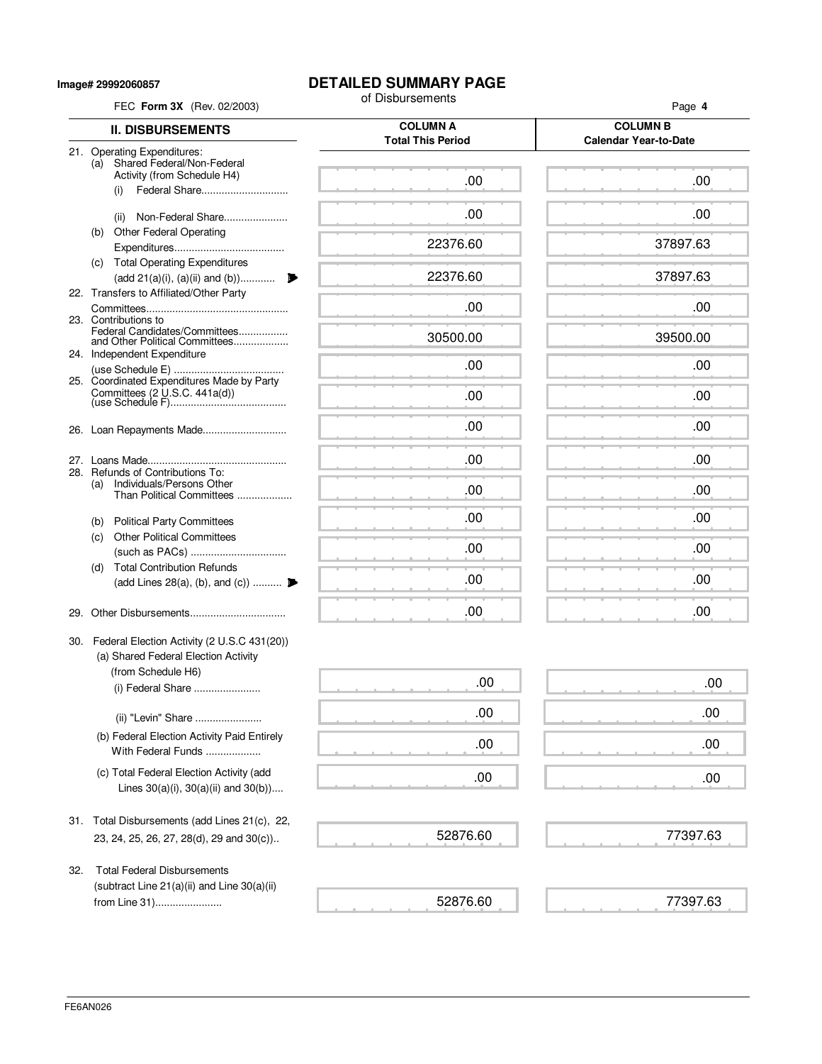Image# 29992060857

# DETAILED SUMMARY PAGE

of Disbursements

FEC **Form 3X** (Rev. 02/2003)

| II. DISBURSEMENTS | COLUMN A Total This Period | COLUMN B Calendar Year-to-Date |
|---|---|---|
| 21. Operating Expenditures: | | |
| (a) Shared Federal/Non-Federal Activity (from Schedule H4) | | |
| (i) Federal Share | .00 | .00 |
| (ii) Non-Federal Share | .00 | .00 |
| (b) Other Federal Operating Expenditures | 22376.60 | 37897.63 |
| (c) Total Operating Expenditures (add 21(a)(i), (a)(ii) and (b)) | 22376.60 | 37897.63 |
| 22. Transfers to Affiliated/Other Party Committees | .00 | .00 |
| 23. Contributions to Federal Candidates/Committees and Other Political Committees | 30500.00 | 39500.00 |
| 24. Independent Expenditure (use Schedule E) | .00 | .00 |
| 25. Coordinated Expenditures Made by Party Committees (2 U.S.C. 441a(d)) (use Schedule F) | .00 | .00 |
| 26. Loan Repayments Made | .00 | .00 |
| 27. Loans Made | .00 | .00 |
| 28. Refunds of Contributions To: | | |
| (a) Individuals/Persons Other Than Political Committees | .00 | .00 |
| (b) Political Party Committees | .00 | .00 |
| (c) Other Political Committees (such as PACs) | .00 | .00 |
| (d) Total Contribution Refunds (add Lines 28(a), (b), and (c)) | .00 | .00 |
| 29. Other Disbursements | .00 | .00 |
| 30. Federal Election Activity (2 U.S.C 431(20)) | | |
| (a) Shared Federal Election Activity (from Schedule H6) | | |
| (i) Federal Share | .00 | .00 |
| (ii) "Levin" Share | .00 | .00 |
| (b) Federal Election Activity Paid Entirely With Federal Funds | .00 | .00 |
| (c) Total Federal Election Activity (add Lines 30(a)(i), 30(a)(ii) and 30(b)) | .00 | .00 |
| 31. Total Disbursements (add Lines 21(c), 22, 23, 24, 25, 26, 27, 28(d), 29 and 30(c)) | 52876.60 | 77397.63 |
| 32. Total Federal Disbursements (subtract Line 21(a)(ii) and Line 30(a)(ii) from Line 31) | 52876.60 | 77397.63 |

FE6AN026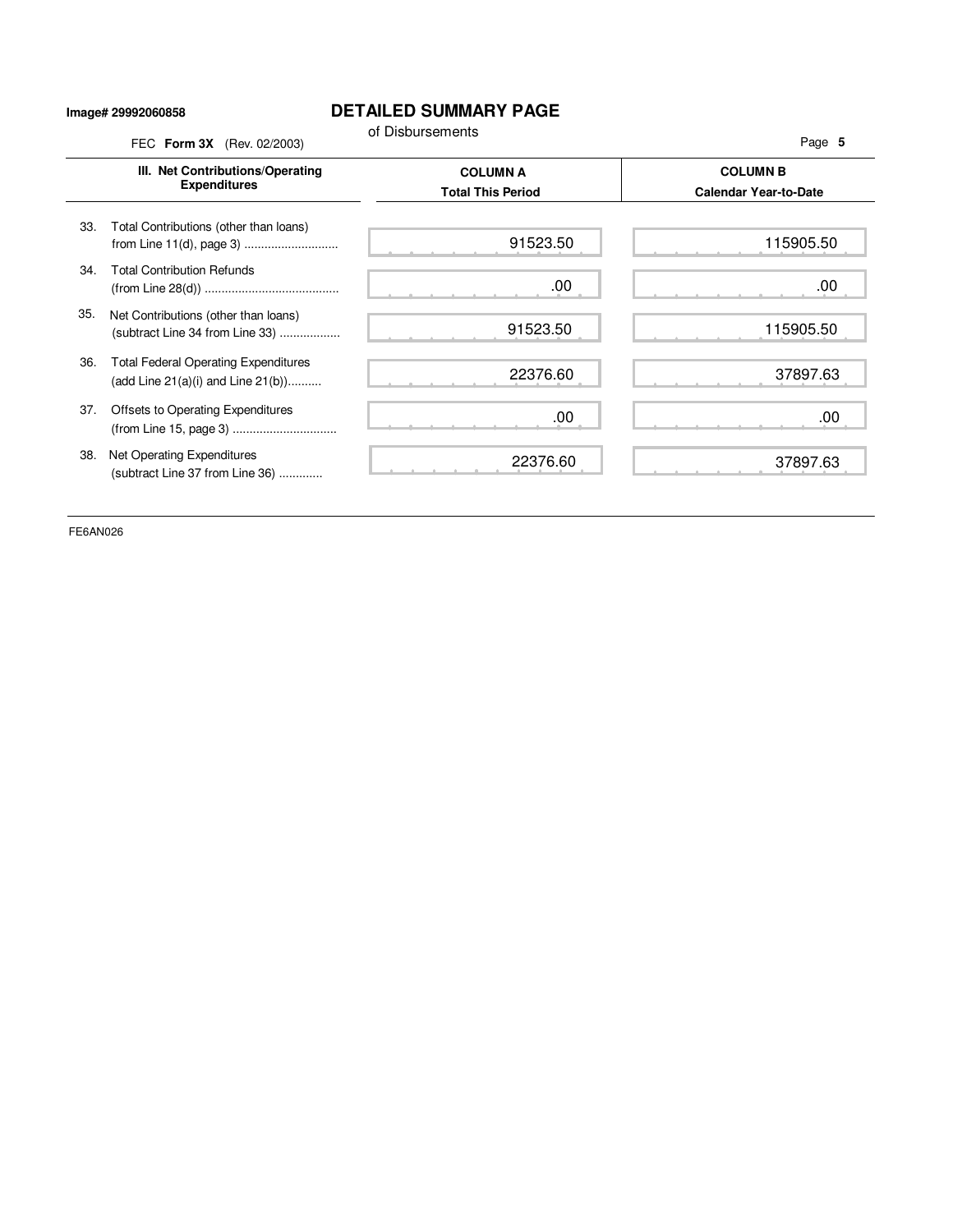Image# 29992060858

# DETAILED SUMMARY PAGE

of Disbursements

FEC **Form 3X** (Rev. 02/2003)

| III. Net Contributions/Operating Expenditures | COLUMN A Total This Period | COLUMN B Calendar Year-to-Date |
|---|---|---|
| 33. Total Contributions (other than loans) from Line 11(d), page 3 ............................ | 91523.50 | 115905.50 |
| 34. Total Contribution Refunds (from Line 28(d)) ........................................ | .00 | .00 |
| 35. Net Contributions (other than loans) (subtract Line 34 from Line 33) .................. | 91523.50 | 115905.50 |
| 36. Total Federal Operating Expenditures (add Line 21(a)(i) and Line 21(b)).......... | 22376.60 | 37897.63 |
| 37. Offsets to Operating Expenditures (from Line 15, page 3) ............................... | .00 | .00 |
| 38. Net Operating Expenditures (subtract Line 37 from Line 36) ............. | 22376.60 | 37897.63 |

FE6AN026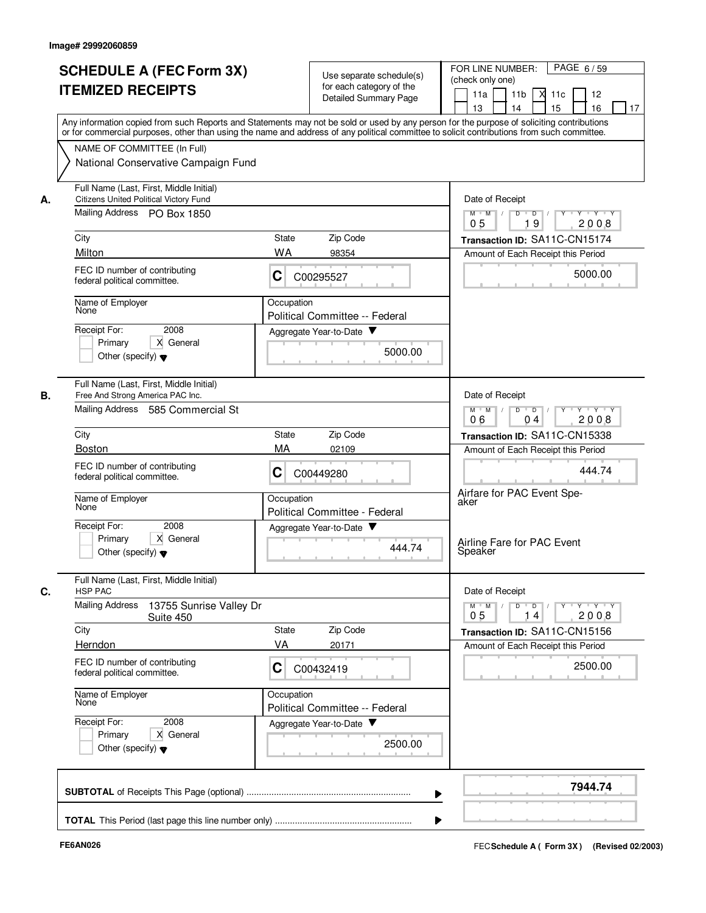Image# 29992060859

# SCHEDULE A (FEC Form 3X) ITEMIZED RECEIPTS

Use separate schedule(s) for each category of the Detailed Summary Page

FOR LINE NUMBER: (check only one)

11a [ ] 11b [ ] 11c [X] 12 [ ] 13 [ ] 14 [ ] 15 [ ] 16 [ ] 17 [ ]

PAGE 6 / 59

Any information copied from such Reports and Statements may not be sold or used by any person for the purpose of soliciting contributions or for commercial purposes, other than using the name and address of any political committee to solicit contributions from such committee.

NAME OF COMMITTEE (In Full)
National Conservative Campaign Fund

---

**A.**

Full Name (Last, First, Middle Initial): Citizens United Political Victory Fund

Mailing Address: PO Box 1850

City: Milton | State: WA | Zip Code: 98354

FEC ID number of contributing federal political committee: C C00295527

Name of Employer: None

Occupation: Political Committee -- Federal

Receipt For: 2008 [ ] Primary [X] General [ ] Other (specify)

Aggregate Year-to-Date: 5000.00

Date of Receipt: 05 19 2008

Transaction ID: SA11C-CN15174

Amount of Each Receipt this Period: 5000.00

---

**B.**

Full Name (Last, First, Middle Initial): Free And Strong America PAC Inc.

Mailing Address: 585 Commercial St

City: Boston | State: MA | Zip Code: 02109

FEC ID number of contributing federal political committee: C C00449280

Name of Employer: None

Occupation: Political Committee - Federal

Receipt For: 2008 [ ] Primary [X] General [ ] Other (specify)

Aggregate Year-to-Date: 444.74

Date of Receipt: 06 04 2008

Transaction ID: SA11C-CN15338

Amount of Each Receipt this Period: 444.74

Airfare for PAC Event Speaker

Airline Fare for PAC Event Speaker

---

**C.**

Full Name (Last, First, Middle Initial): HSP PAC

Mailing Address: 13755 Sunrise Valley Dr Suite 450

City: Herndon | State: VA | Zip Code: 20171

FEC ID number of contributing federal political committee: C C00432419

Name of Employer: None

Occupation: Political Committee -- Federal

Receipt For: 2008 [ ] Primary [X] General [ ] Other (specify)

Aggregate Year-to-Date: 2500.00

Date of Receipt: 05 14 2008

Transaction ID: SA11C-CN15156

Amount of Each Receipt this Period: 2500.00

---

**SUBTOTAL** of Receipts This Page (optional): **7944.74**

**TOTAL** This Period (last page this line number only):

FE6AN026

FEC **Schedule A ( Form 3X)** (Revised 02/2003)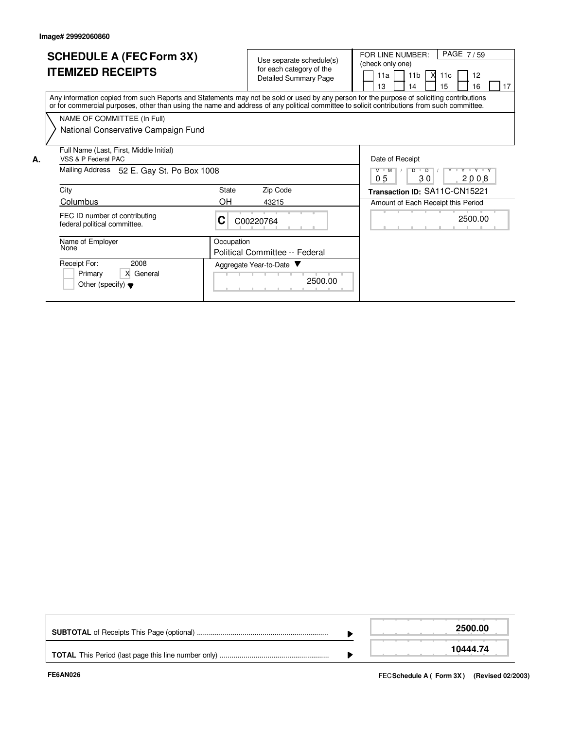Image# 29992060860

# SCHEDULE A (FEC Form 3X) ITEMIZED RECEIPTS

Use separate schedule(s) for each category of the Detailed Summary Page

FOR LINE NUMBER: (check only one)

[ ] 11a [ ] 11b [X] 11c [ ] 12 [ ] 13 [ ] 14 [ ] 15 [ ] 16 [ ] 17

Any information copied from such Reports and Statements may not be sold or used by any person for the purpose of soliciting contributions or for commercial purposes, other than using the name and address of any political committee to solicit contributions from such committee.

NAME OF COMMITTEE (In Full)
National Conservative Campaign Fund

**A.**

| Field | Value |
|---|---|
| Full Name (Last, First, Middle Initial) | VSS & P Federal PAC |
| Mailing Address | 52 E. Gay St. Po Box 1008 |
| City | Columbus |
| State | OH |
| Zip Code | 43215 |
| FEC ID number of contributing federal political committee. | C C00220764 |
| Name of Employer | None |
| Occupation | Political Committee -- Federal |
| Receipt For: | 2008 [ ] Primary [X] General [ ] Other (specify) |
| Aggregate Year-to-Date | 2500.00 |
| Date of Receipt | 05 / 30 / 2008 |
| Transaction ID: | SA11C-CN15221 |
| Amount of Each Receipt this Period | 2500.00 |

| | |
|---|---|
| **SUBTOTAL** of Receipts This Page (optional) | **2500.00** |
| **TOTAL** This Period (last page this line number only) | **10444.74** |

FE6AN026

FEC **Schedule A ( Form 3X )** (Revised 02/2003)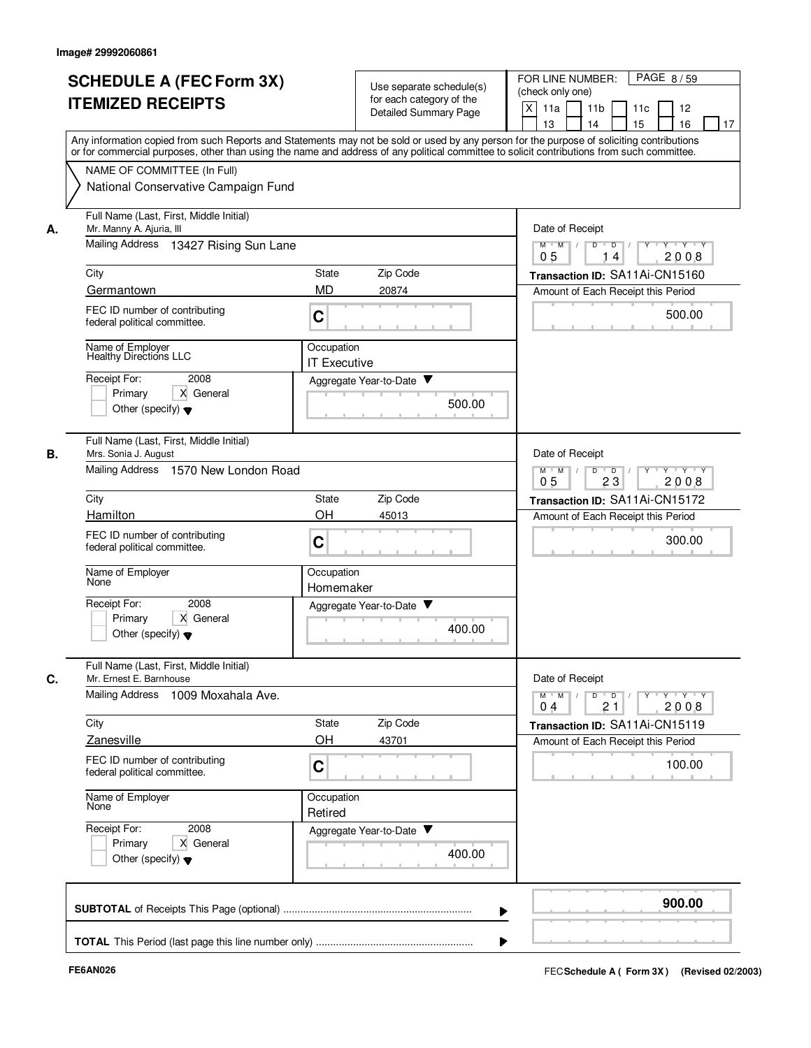Image# 29992060861

# SCHEDULE A (FEC Form 3X)
# ITEMIZED RECEIPTS

Use separate schedule(s) for each category of the Detailed Summary Page

FOR LINE NUMBER: (check only one)

X 11a | 11b | 11c | 12 | 13 | 14 | 15 | 16 | 17

PAGE 8 / 59

Any information copied from such Reports and Statements may not be sold or used by any person for the purpose of soliciting contributions or for commercial purposes, other than using the name and address of any political committee to solicit contributions from such committee.

NAME OF COMMITTEE (In Full)
National Conservative Campaign Fund

---

**A.** Full Name (Last, First, Middle Initial): Mr. Manny A. Ajuria, III

Mailing Address: 13427 Rising Sun Lane

City: Germantown | State: MD | Zip Code: 20874

FEC ID number of contributing federal political committee: C

Name of Employer: Healthy Directions LLC

Occupation: IT Executive

Receipt For: 2008 — Primary; X General; Other (specify)

Aggregate Year-to-Date: 500.00

Date of Receipt: 05 / 14 / 2008

Transaction ID: SA11Ai-CN15160

Amount of Each Receipt this Period: 500.00

---

**B.** Full Name (Last, First, Middle Initial): Mrs. Sonia J. August

Mailing Address: 1570 New London Road

City: Hamilton | State: OH | Zip Code: 45013

FEC ID number of contributing federal political committee: C

Name of Employer: None

Occupation: Homemaker

Receipt For: 2008 — Primary; X General; Other (specify)

Aggregate Year-to-Date: 400.00

Date of Receipt: 05 / 23 / 2008

Transaction ID: SA11Ai-CN15172

Amount of Each Receipt this Period: 300.00

---

**C.** Full Name (Last, First, Middle Initial): Mr. Ernest E. Barnhouse

Mailing Address: 1009 Moxahala Ave.

City: Zanesville | State: OH | Zip Code: 43701

FEC ID number of contributing federal political committee: C

Name of Employer: None

Occupation: Retired

Receipt For: 2008 — Primary; X General; Other (specify)

Aggregate Year-to-Date: 400.00

Date of Receipt: 04 / 21 / 2008

Transaction ID: SA11Ai-CN15119

Amount of Each Receipt this Period: 100.00

---

**SUBTOTAL** of Receipts This Page (optional): **900.00**

**TOTAL** This Period (last page this line number only):

FE6AN026

FEC Schedule A ( Form 3X ) (Revised 02/2003)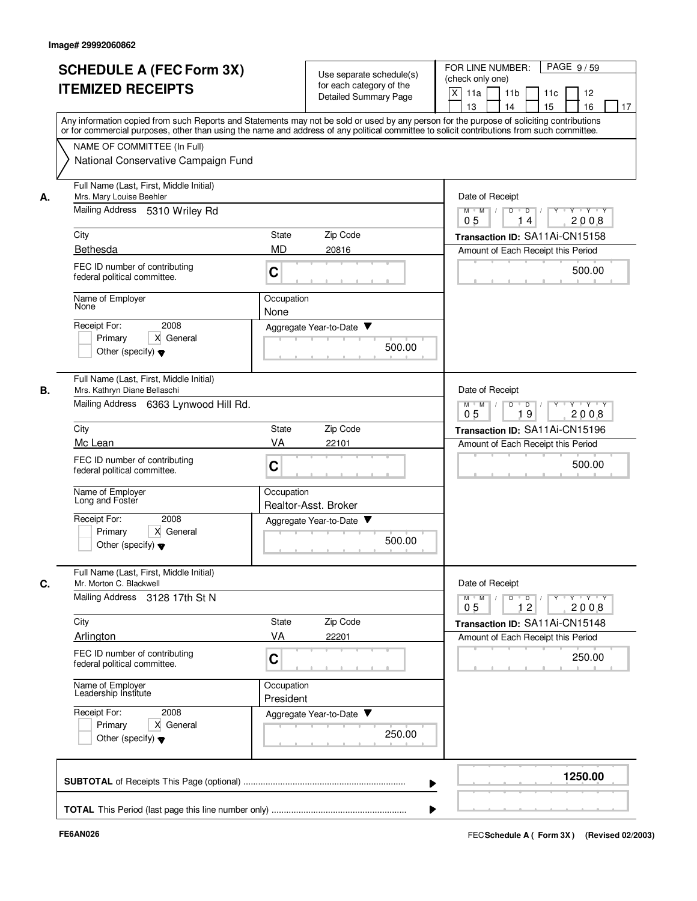Image# 29992060862

# SCHEDULE A (FEC Form 3X) ITEMIZED RECEIPTS

Use separate schedule(s) for each category of the Detailed Summary Page

FOR LINE NUMBER: (check only one)

[X] 11a [ ] 11b [ ] 11c [ ] 12 [ ] 13 [ ] 14 [ ] 15 [ ] 16 [ ] 17

PAGE 9 / 59

Any information copied from such Reports and Statements may not be sold or used by any person for the purpose of soliciting contributions or for commercial purposes, other than using the name and address of any political committee to solicit contributions from such committee.

NAME OF COMMITTEE (In Full): National Conservative Campaign Fund

## A.

Full Name (Last, First, Middle Initial): Mrs. Mary Louise Beehler

Mailing Address: 5310 Wriley Rd

City: Bethesda | State: MD | Zip Code: 20816

FEC ID number of contributing federal political committee: C

Name of Employer: None

Occupation: None

Receipt For: 2008 — [ ] Primary [X] General [ ] Other (specify)

Date of Receipt: 05 / 14 / 2008

Transaction ID: SA11Ai-CN15158

Amount of Each Receipt this Period: 500.00

Aggregate Year-to-Date: 500.00

## B.

Full Name (Last, First, Middle Initial): Mrs. Kathryn Diane Bellaschi

Mailing Address: 6363 Lynwood Hill Rd.

City: Mc Lean | State: VA | Zip Code: 22101

FEC ID number of contributing federal political committee: C

Name of Employer: Long and Foster

Occupation: Realtor-Asst. Broker

Receipt For: 2008 — [ ] Primary [X] General [ ] Other (specify)

Date of Receipt: 05 / 19 / 2008

Transaction ID: SA11Ai-CN15196

Amount of Each Receipt this Period: 500.00

Aggregate Year-to-Date: 500.00

## C.

Full Name (Last, First, Middle Initial): Mr. Morton C. Blackwell

Mailing Address: 3128 17th St N

City: Arlington | State: VA | Zip Code: 22201

FEC ID number of contributing federal political committee: C

Name of Employer: Leadership Institute

Occupation: President

Receipt For: 2008 — [ ] Primary [X] General [ ] Other (specify)

Date of Receipt: 05 / 12 / 2008

Transaction ID: SA11Ai-CN15148

Amount of Each Receipt this Period: 250.00

Aggregate Year-to-Date: 250.00

**SUBTOTAL** of Receipts This Page (optional): **1250.00**

**TOTAL** This Period (last page this line number only):

FE6AN026 — FEC Schedule A (Form 3X) (Revised 02/2003)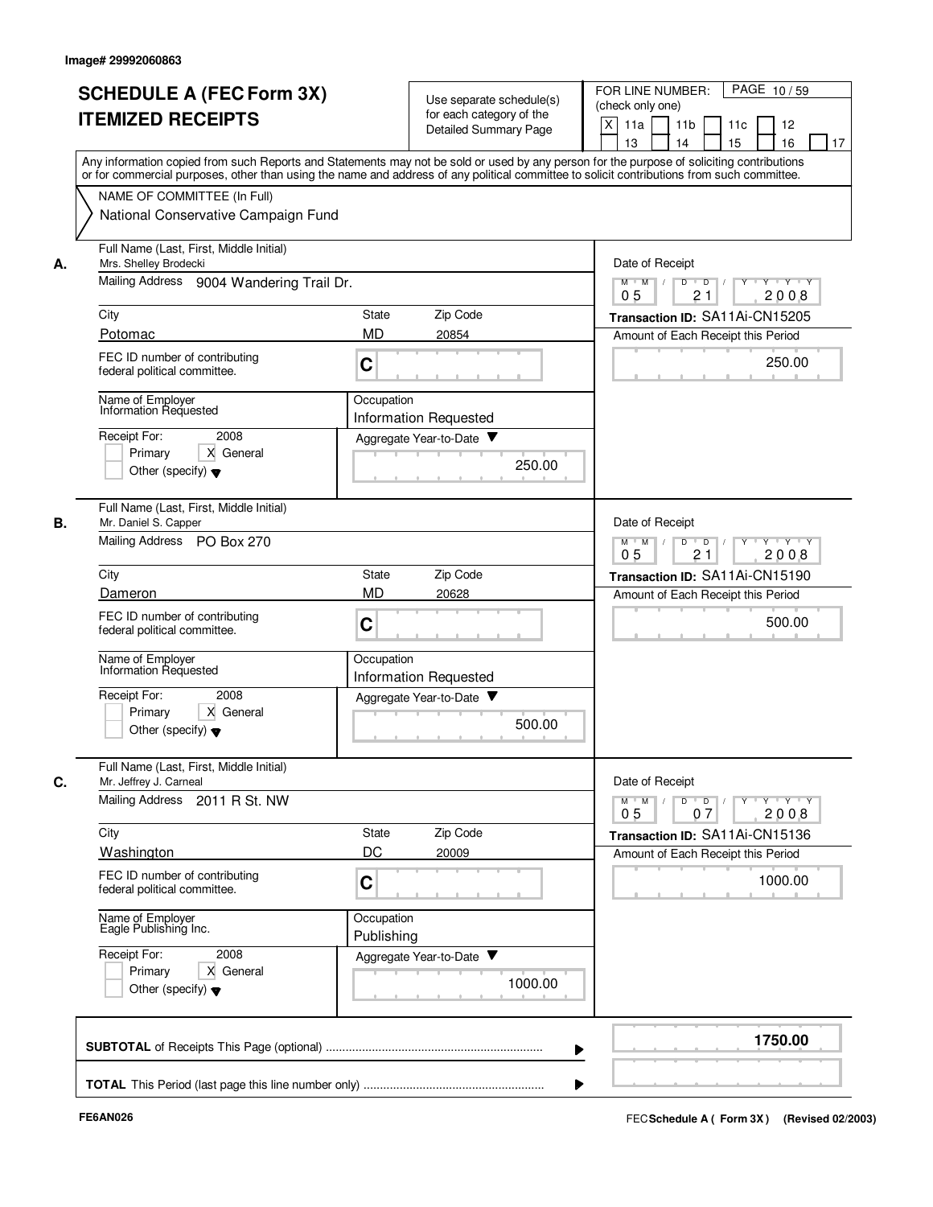Image# 29992060863

# SCHEDULE A (FEC Form 3X) ITEMIZED RECEIPTS

Use separate schedule(s) for each category of the Detailed Summary Page

FOR LINE NUMBER: (check only one)

[X] 11a [ ] 11b [ ] 11c [ ] 12 [ ] 13 [ ] 14 [ ] 15 [ ] 16 [ ] 17

PAGE 10 / 59

Any information copied from such Reports and Statements may not be sold or used by any person for the purpose of soliciting contributions or for commercial purposes, other than using the name and address of any political committee to solicit contributions from such committee.

NAME OF COMMITTEE (In Full)
National Conservative Campaign Fund

---

**A.** Full Name (Last, First, Middle Initial): Mrs. Shelley Brodecki

Mailing Address: 9004 Wandering Trail Dr.

City: Potomac | State: MD | Zip Code: 20854

FEC ID number of contributing federal political committee: C

Name of Employer: Information Requested

Occupation: Information Requested

Receipt For: 2008 — [ ] Primary [X] General [ ] Other (specify)

Date of Receipt: 05 / 21 / 2008

Transaction ID: SA11Ai-CN15205

Amount of Each Receipt this Period: 250.00

Aggregate Year-to-Date: 250.00

---

**B.** Full Name (Last, First, Middle Initial): Mr. Daniel S. Capper

Mailing Address: PO Box 270

City: Dameron | State: MD | Zip Code: 20628

FEC ID number of contributing federal political committee: C

Name of Employer: Information Requested

Occupation: Information Requested

Receipt For: 2008 — [ ] Primary [X] General [ ] Other (specify)

Date of Receipt: 05 / 21 / 2008

Transaction ID: SA11Ai-CN15190

Amount of Each Receipt this Period: 500.00

Aggregate Year-to-Date: 500.00

---

**C.** Full Name (Last, First, Middle Initial): Mr. Jeffrey J. Carneal

Mailing Address: 2011 R St. NW

City: Washington | State: DC | Zip Code: 20009

FEC ID number of contributing federal political committee: C

Name of Employer: Eagle Publishing Inc.

Occupation: Publishing

Receipt For: 2008 — [ ] Primary [X] General [ ] Other (specify)

Date of Receipt: 05 / 07 / 2008

Transaction ID: SA11Ai-CN15136

Amount of Each Receipt this Period: 1000.00

Aggregate Year-to-Date: 1000.00

---

**SUBTOTAL** of Receipts This Page (optional): **1750.00**

**TOTAL** This Period (last page this line number only):

FE6AN026 — FEC Schedule A (Form 3X) (Revised 02/2003)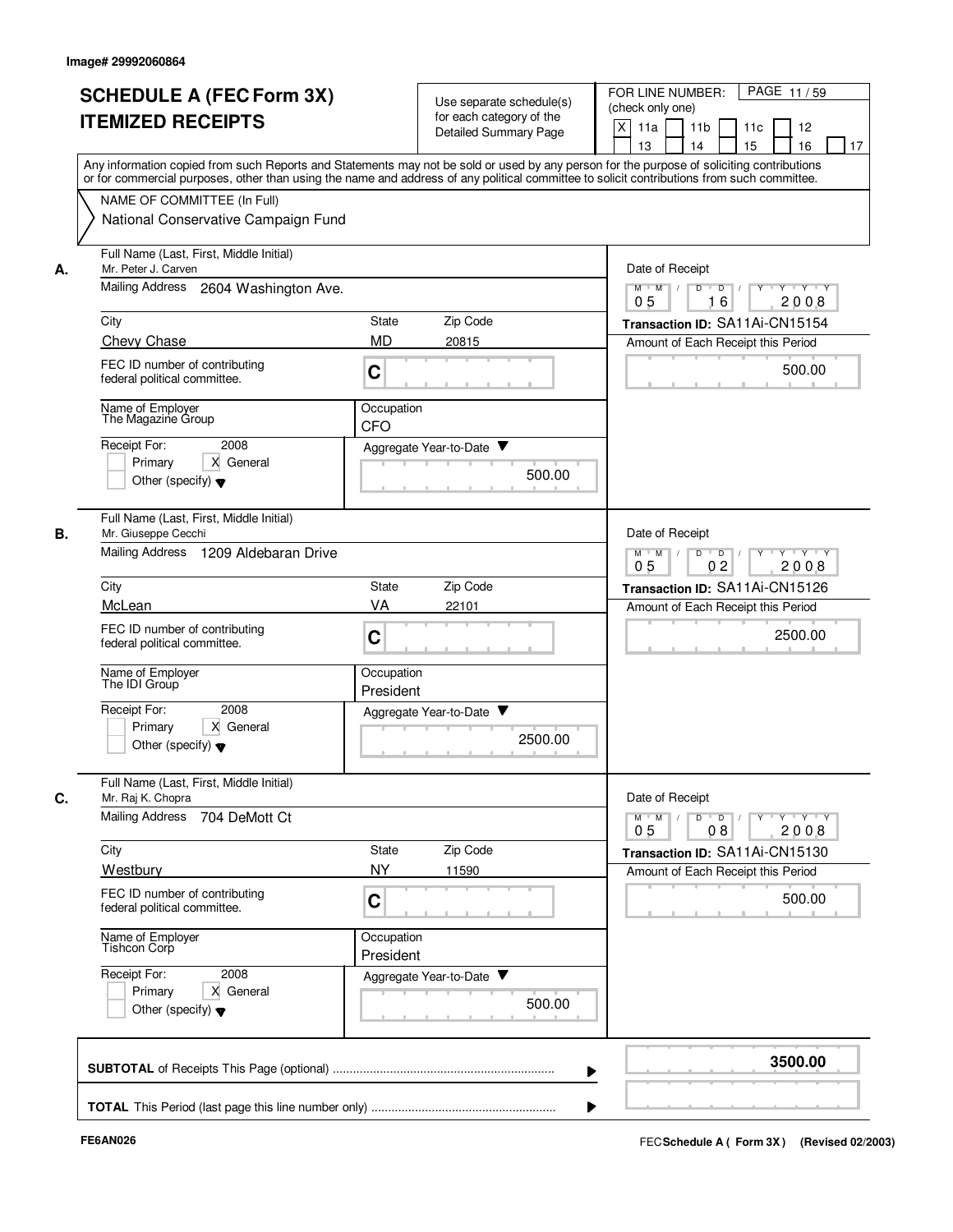Image# 29992060864

# SCHEDULE A (FEC Form 3X) ITEMIZED RECEIPTS

Use separate schedule(s) for each category of the Detailed Summary Page

FOR LINE NUMBER: (check only one)

[X] 11a [ ] 11b [ ] 11c [ ] 12 [ ] 13 [ ] 14 [ ] 15 [ ] 16 [ ] 17

Any information copied from such Reports and Statements may not be sold or used by any person for the purpose of soliciting contributions or for commercial purposes, other than using the name and address of any political committee to solicit contributions from such committee.

NAME OF COMMITTEE (In Full)
National Conservative Campaign Fund

---

**A.** Full Name (Last, First, Middle Initial): Mr. Peter J. Carven

Mailing Address: 2604 Washington Ave.

City: Chevy Chase | State: MD | Zip Code: 20815

FEC ID number of contributing federal political committee: C

Name of Employer: The Magazine Group

Occupation: CFO

Receipt For: 2008 — [ ] Primary [X] General [ ] Other (specify)

Date of Receipt: 05/16/2008

Transaction ID: SA11Ai-CN15154

Amount of Each Receipt this Period: 500.00

Aggregate Year-to-Date: 500.00

---

**B.** Full Name (Last, First, Middle Initial): Mr. Giuseppe Cecchi

Mailing Address: 1209 Aldebaran Drive

City: McLean | State: VA | Zip Code: 22101

FEC ID number of contributing federal political committee: C

Name of Employer: The IDI Group

Occupation: President

Receipt For: 2008 — [ ] Primary [X] General [ ] Other (specify)

Date of Receipt: 05/02/2008

Transaction ID: SA11Ai-CN15126

Amount of Each Receipt this Period: 2500.00

Aggregate Year-to-Date: 2500.00

---

**C.** Full Name (Last, First, Middle Initial): Mr. Raj K. Chopra

Mailing Address: 704 DeMott Ct

City: Westbury | State: NY | Zip Code: 11590

FEC ID number of contributing federal political committee: C

Name of Employer: Tishcon Corp

Occupation: President

Receipt For: 2008 — [ ] Primary [X] General [ ] Other (specify)

Date of Receipt: 05/08/2008

Transaction ID: SA11Ai-CN15130

Amount of Each Receipt this Period: 500.00

Aggregate Year-to-Date: 500.00

---

**SUBTOTAL** of Receipts This Page (optional): **3500.00**

**TOTAL** This Period (last page this line number only):

FE6AN026

FEC **Schedule A ( Form 3X )** (Revised 02/2003)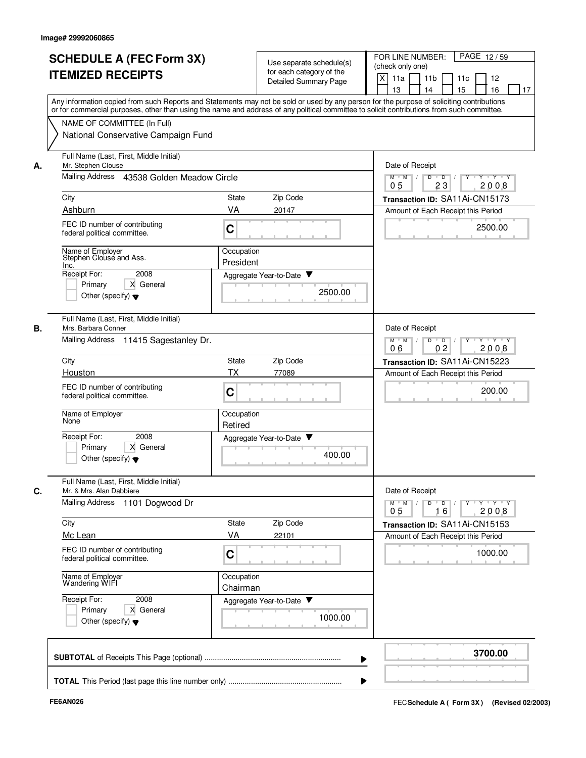Image# 29992060865

# SCHEDULE A (FEC Form 3X) ITEMIZED RECEIPTS

Use separate schedule(s) for each category of the Detailed Summary Page

FOR LINE NUMBER: (check only one)

[X] 11a [ ] 11b [ ] 11c [ ] 12 [ ] 13 [ ] 14 [ ] 15 [ ] 16 [ ] 17

PAGE 12 / 59

Any information copied from such Reports and Statements may not be sold or used by any person for the purpose of soliciting contributions or for commercial purposes, other than using the name and address of any political committee to solicit contributions from such committee.

NAME OF COMMITTEE (In Full)

National Conservative Campaign Fund

---

**A.** Full Name (Last, First, Middle Initial): Mr. Stephen Clouse

Mailing Address: 43538 Golden Meadow Circle

City: Ashburn | State: VA | Zip Code: 20147

FEC ID number of contributing federal political committee: C

Name of Employer: Stephen Clouse and Ass. Inc.

Occupation: President

Receipt For: 2008 [ ] Primary [X] General [ ] Other (specify)

Aggregate Year-to-Date: 2500.00

Date of Receipt: 05 / 23 / 2008

Transaction ID: SA11Ai-CN15173

Amount of Each Receipt this Period: 2500.00

---

**B.** Full Name (Last, First, Middle Initial): Mrs. Barbara Conner

Mailing Address: 11415 Sagestanley Dr.

City: Houston | State: TX | Zip Code: 77089

FEC ID number of contributing federal political committee: C

Name of Employer: None

Occupation: Retired

Receipt For: 2008 [ ] Primary [X] General [ ] Other (specify)

Aggregate Year-to-Date: 400.00

Date of Receipt: 06 / 02 / 2008

Transaction ID: SA11Ai-CN15223

Amount of Each Receipt this Period: 200.00

---

**C.** Full Name (Last, First, Middle Initial): Mr. & Mrs. Alan Dabbiere

Mailing Address: 1101 Dogwood Dr

City: Mc Lean | State: VA | Zip Code: 22101

FEC ID number of contributing federal political committee: C

Name of Employer: Wandering WIFI

Occupation: Chairman

Receipt For: 2008 [ ] Primary [X] General [ ] Other (specify)

Aggregate Year-to-Date: 1000.00

Date of Receipt: 05 / 16 / 2008

Transaction ID: SA11Ai-CN15153

Amount of Each Receipt this Period: 1000.00

---

**SUBTOTAL** of Receipts This Page (optional): **3700.00**

**TOTAL** This Period (last page this line number only):

FE6AN026

FEC Schedule A ( Form 3X) (Revised 02/2003)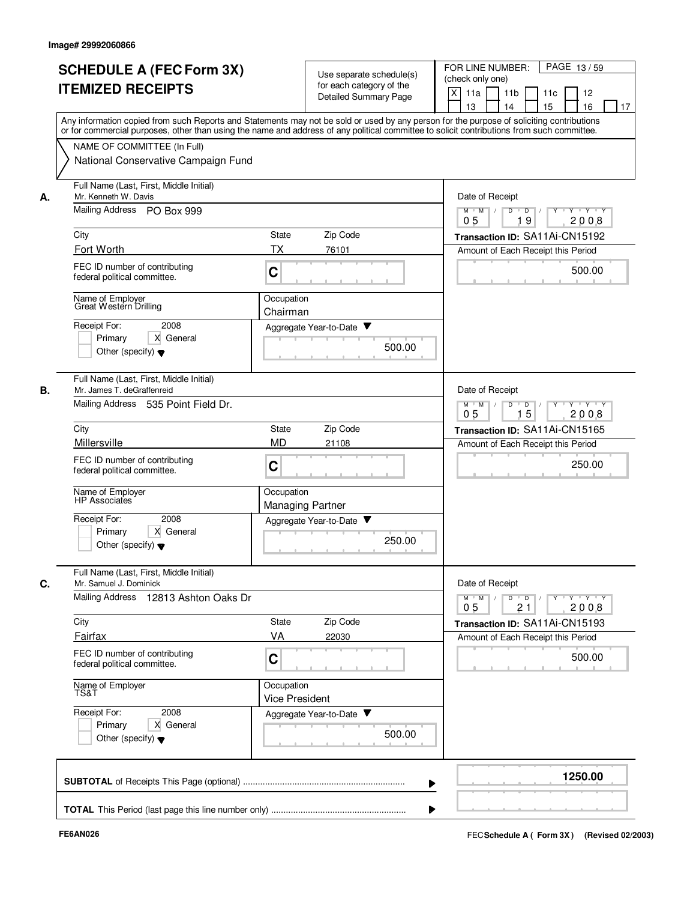Image# 29992060866

# SCHEDULE A (FEC Form 3X) ITEMIZED RECEIPTS

Use separate schedule(s) for each category of the Detailed Summary Page

FOR LINE NUMBER: (check only one)
[X] 11a [ ] 11b [ ] 11c [ ] 12 [ ] 13 [ ] 14 [ ] 15 [ ] 16 [ ] 17

PAGE 13 / 59

Any information copied from such Reports and Statements may not be sold or used by any person for the purpose of soliciting contributions or for commercial purposes, other than using the name and address of any political committee to solicit contributions from such committee.

NAME OF COMMITTEE (In Full)
National Conservative Campaign Fund

---

**A.** Full Name (Last, First, Middle Initial): Mr. Kenneth W. Davis

Mailing Address: PO Box 999

City: Fort Worth | State: TX | Zip Code: 76101

FEC ID number of contributing federal political committee: C

Name of Employer: Great Western Drilling

Occupation: Chairman

Receipt For: 2008 — [ ] Primary [X] General [ ] Other (specify)

Aggregate Year-to-Date: 500.00

Date of Receipt: 05 / 19 / 2008

Transaction ID: SA11Ai-CN15192

Amount of Each Receipt this Period: 500.00

---

**B.** Full Name (Last, First, Middle Initial): Mr. James T. deGraffenreid

Mailing Address: 535 Point Field Dr.

City: Millersville | State: MD | Zip Code: 21108

FEC ID number of contributing federal political committee: C

Name of Employer: HP Associates

Occupation: Managing Partner

Receipt For: 2008 — [ ] Primary [X] General [ ] Other (specify)

Aggregate Year-to-Date: 250.00

Date of Receipt: 05 / 15 / 2008

Transaction ID: SA11Ai-CN15165

Amount of Each Receipt this Period: 250.00

---

**C.** Full Name (Last, First, Middle Initial): Mr. Samuel J. Dominick

Mailing Address: 12813 Ashton Oaks Dr

City: Fairfax | State: VA | Zip Code: 22030

FEC ID number of contributing federal political committee: C

Name of Employer: TS&T

Occupation: Vice President

Receipt For: 2008 — [ ] Primary [X] General [ ] Other (specify)

Aggregate Year-to-Date: 500.00

Date of Receipt: 05 / 21 / 2008

Transaction ID: SA11Ai-CN15193

Amount of Each Receipt this Period: 500.00

---

**SUBTOTAL** of Receipts This Page (optional): 1250.00

**TOTAL** This Period (last page this line number only):

FE6AN026

FEC **Schedule A ( Form 3X )** (Revised 02/2003)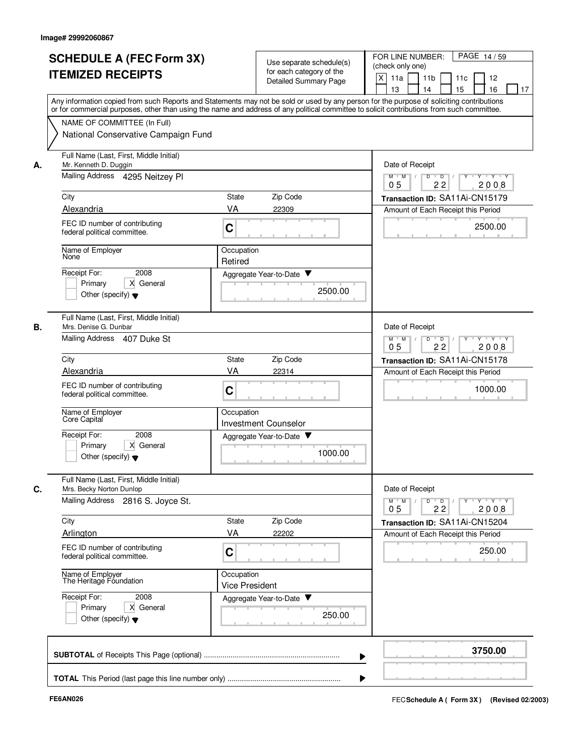Image# 29992060867

# SCHEDULE A (FEC Form 3X)
## ITEMIZED RECEIPTS

Use separate schedule(s) for each category of the Detailed Summary Page

FOR LINE NUMBER: (check only one)

- [X] 11a
- [ ] 11b
- [ ] 11c
- [ ] 12
- [ ] 13
- [ ] 14
- [ ] 15
- [ ] 16
- [ ] 17

PAGE 14 / 59

Any information copied from such Reports and Statements may not be sold or used by any person for the purpose of soliciting contributions or for commercial purposes, other than using the name and address of any political committee to solicit contributions from such committee.

NAME OF COMMITTEE (In Full)
National Conservative Campaign Fund

---

**A.** Full Name (Last, First, Middle Initial): Mr. Kenneth D. Duggin

Mailing Address: 4295 Neitzey Pl

City: Alexandria | State: VA | Zip Code: 22309

FEC ID number of contributing federal political committee: C

Name of Employer: None

Occupation: Retired

Receipt For: 2008 — [ ] Primary [X] General [ ] Other (specify)

Aggregate Year-to-Date: 2500.00

Date of Receipt: 05 / 22 / 2008

Transaction ID: SA11Ai-CN15179

Amount of Each Receipt this Period: 2500.00

---

**B.** Full Name (Last, First, Middle Initial): Mrs. Denise G. Dunbar

Mailing Address: 407 Duke St

City: Alexandria | State: VA | Zip Code: 22314

FEC ID number of contributing federal political committee: C

Name of Employer: Core Capital

Occupation: Investment Counselor

Receipt For: 2008 — [ ] Primary [X] General [ ] Other (specify)

Aggregate Year-to-Date: 1000.00

Date of Receipt: 05 / 22 / 2008

Transaction ID: SA11Ai-CN15178

Amount of Each Receipt this Period: 1000.00

---

**C.** Full Name (Last, First, Middle Initial): Mrs. Becky Norton Dunlop

Mailing Address: 2816 S. Joyce St.

City: Arlington | State: VA | Zip Code: 22202

FEC ID number of contributing federal political committee: C

Name of Employer: The Heritage Foundation

Occupation: Vice President

Receipt For: 2008 — [ ] Primary [X] General [ ] Other (specify)

Aggregate Year-to-Date: 250.00

Date of Receipt: 05 / 22 / 2008

Transaction ID: SA11Ai-CN15204

Amount of Each Receipt this Period: 250.00

---

**SUBTOTAL** of Receipts This Page (optional): **3750.00**

**TOTAL** This Period (last page this line number only):

FE6AN026

FEC **Schedule A ( Form 3X)** (Revised 02/2003)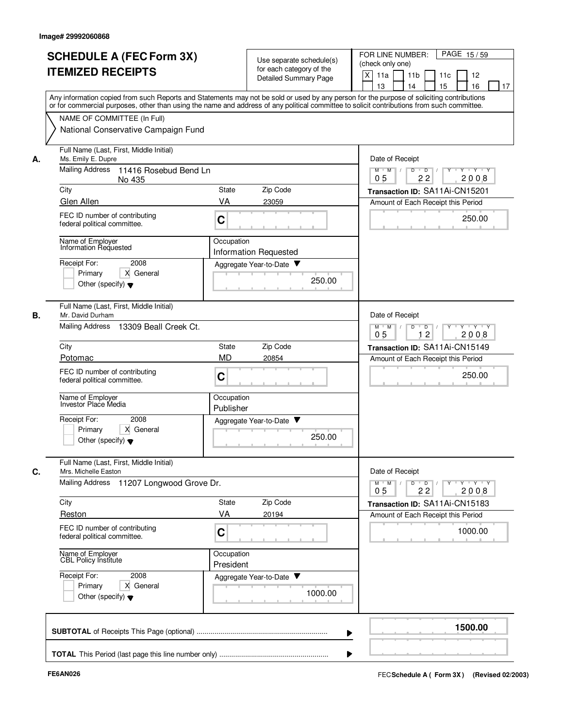Image# 29992060868

# SCHEDULE A (FEC Form 3X) ITEMIZED RECEIPTS

Use separate schedule(s) for each category of the Detailed Summary Page

FOR LINE NUMBER: (check only one)

[X] 11a [ ] 11b [ ] 11c [ ] 12 [ ] 13 [ ] 14 [ ] 15 [ ] 16 [ ] 17

PAGE 15 / 59

Any information copied from such Reports and Statements may not be sold or used by any person for the purpose of soliciting contributions or for commercial purposes, other than using the name and address of any political committee to solicit contributions from such committee.

NAME OF COMMITTEE (In Full)
National Conservative Campaign Fund

## A.

Full Name (Last, First, Middle Initial): Ms. Emily E. Dupre
Mailing Address: 11416 Rosebud Bend Ln No 435
City: Glen Allen
State: VA
Zip Code: 23059
FEC ID number of contributing federal political committee: C
Name of Employer: Information Requested
Occupation: Information Requested
Receipt For: 2008 [ ] Primary [X] General [ ] Other (specify)
Aggregate Year-to-Date: 250.00
Date of Receipt: 05 22 2008
Transaction ID: SA11Ai-CN15201
Amount of Each Receipt this Period: 250.00

## B.

Full Name (Last, First, Middle Initial): Mr. David Durham
Mailing Address: 13309 Beall Creek Ct.
City: Potomac
State: MD
Zip Code: 20854
FEC ID number of contributing federal political committee: C
Name of Employer: Investor Place Media
Occupation: Publisher
Receipt For: 2008 [ ] Primary [X] General [ ] Other (specify)
Aggregate Year-to-Date: 250.00
Date of Receipt: 05 12 2008
Transaction ID: SA11Ai-CN15149
Amount of Each Receipt this Period: 250.00

## C.

Full Name (Last, First, Middle Initial): Mrs. Michelle Easton
Mailing Address: 11207 Longwood Grove Dr.
City: Reston
State: VA
Zip Code: 20194
FEC ID number of contributing federal political committee: C
Name of Employer: CBL Policy Institute
Occupation: President
Receipt For: 2008 [ ] Primary [X] General [ ] Other (specify)
Aggregate Year-to-Date: 1000.00
Date of Receipt: 05 22 2008
Transaction ID: SA11Ai-CN15183
Amount of Each Receipt this Period: 1000.00

**SUBTOTAL** of Receipts This Page (optional): **1500.00**

**TOTAL** This Period (last page this line number only):

FE6AN026

FEC **Schedule A ( Form 3X)** (Revised 02/2003)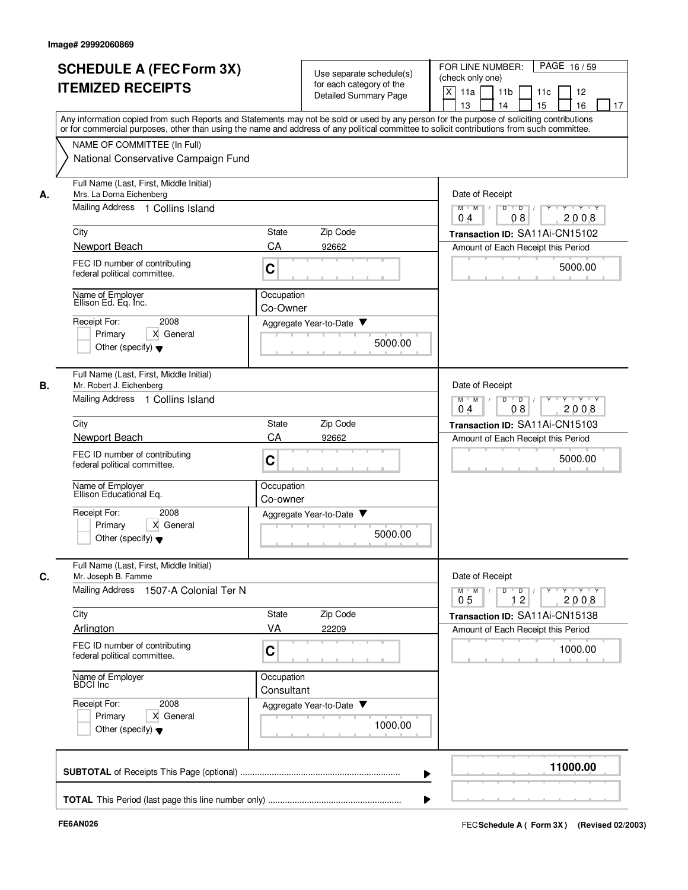Image# 29992060869

# SCHEDULE A (FEC Form 3X)
# ITEMIZED RECEIPTS

Use separate schedule(s) for each category of the Detailed Summary Page

FOR LINE NUMBER: (check only one)
[X] 11a [ ] 11b [ ] 11c [ ] 12 [ ] 13 [ ] 14 [ ] 15 [ ] 16 [ ] 17

PAGE 16 / 59

Any information copied from such Reports and Statements may not be sold or used by any person for the purpose of soliciting contributions or for commercial purposes, other than using the name and address of any political committee to solicit contributions from such committee.

NAME OF COMMITTEE (In Full)
National Conservative Campaign Fund

---

**A.** Full Name (Last, First, Middle Initial): Mrs. La Dorna Eichenberg
Mailing Address: 1 Collins Island
City: Newport Beach | State: CA | Zip Code: 92662
FEC ID number of contributing federal political committee: C
Name of Employer: Ellison Ed. Eq. Inc.
Occupation: Co-Owner
Receipt For: 2008 — [ ] Primary [X] General [ ] Other (specify)
Aggregate Year-to-Date: 5000.00
Date of Receipt: 04 / 08 / 2008
Transaction ID: SA11Ai-CN15102
Amount of Each Receipt this Period: 5000.00

---

**B.** Full Name (Last, First, Middle Initial): Mr. Robert J. Eichenberg
Mailing Address: 1 Collins Island
City: Newport Beach | State: CA | Zip Code: 92662
FEC ID number of contributing federal political committee: C
Name of Employer: Ellison Educational Eq.
Occupation: Co-owner
Receipt For: 2008 — [ ] Primary [X] General [ ] Other (specify)
Aggregate Year-to-Date: 5000.00
Date of Receipt: 04 / 08 / 2008
Transaction ID: SA11Ai-CN15103
Amount of Each Receipt this Period: 5000.00

---

**C.** Full Name (Last, First, Middle Initial): Mr. Joseph B. Famme
Mailing Address: 1507-A Colonial Ter N
City: Arlington | State: VA | Zip Code: 22209
FEC ID number of contributing federal political committee: C
Name of Employer: BDCI Inc
Occupation: Consultant
Receipt For: 2008 — [ ] Primary [X] General [ ] Other (specify)
Aggregate Year-to-Date: 1000.00
Date of Receipt: 05 / 12 / 2008
Transaction ID: SA11Ai-CN15138
Amount of Each Receipt this Period: 1000.00

---

**SUBTOTAL** of Receipts This Page (optional): 11000.00

**TOTAL** This Period (last page this line number only):

FE6AN026

FEC **Schedule A ( Form 3X)** (Revised 02/2003)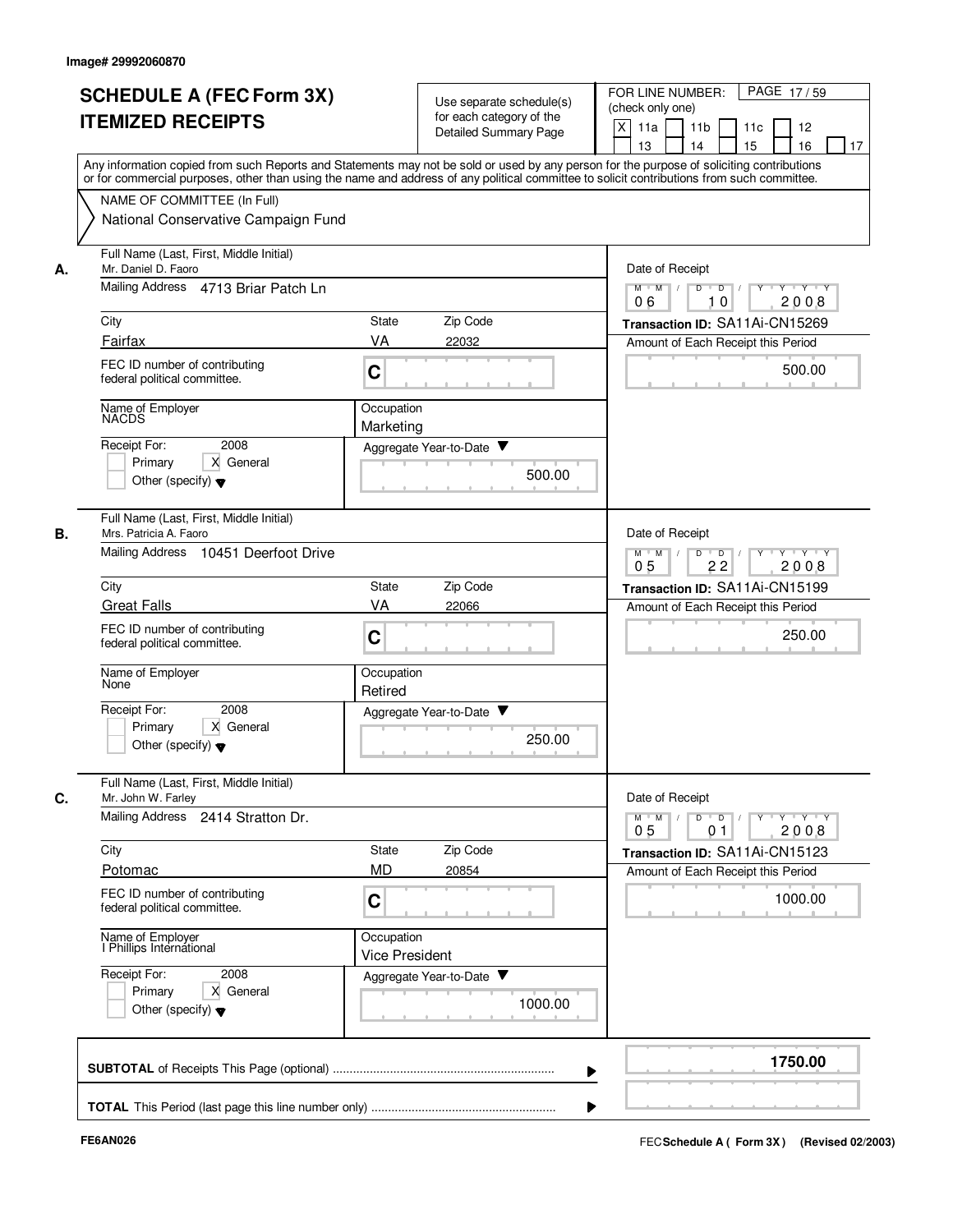Image# 29992060870

# SCHEDULE A (FEC Form 3X) ITEMIZED RECEIPTS

Use separate schedule(s) for each category of the Detailed Summary Page

FOR LINE NUMBER: (check only one)

X 11a | 11b | 11c | 12 | 13 | 14 | 15 | 16 | 17

PAGE 17 / 59

Any information copied from such Reports and Statements may not be sold or used by any person for the purpose of soliciting contributions or for commercial purposes, other than using the name and address of any political committee to solicit contributions from such committee.

NAME OF COMMITTEE (In Full)
National Conservative Campaign Fund

**A.** Full Name (Last, First, Middle Initial): Mr. Daniel D. Faoro
Mailing Address: 4713 Briar Patch Ln
City: Fairfax | State: VA | Zip Code: 22032
FEC ID number of contributing federal political committee: C
Name of Employer: NACDS
Occupation: Marketing
Receipt For: 2008 — Primary | X General | Other (specify)
Aggregate Year-to-Date: 500.00
Date of Receipt: 06 10 2008
Transaction ID: SA11Ai-CN15269
Amount of Each Receipt this Period: 500.00

**B.** Full Name (Last, First, Middle Initial): Mrs. Patricia A. Faoro
Mailing Address: 10451 Deerfoot Drive
City: Great Falls | State: VA | Zip Code: 22066
FEC ID number of contributing federal political committee: C
Name of Employer: None
Occupation: Retired
Receipt For: 2008 — Primary | X General | Other (specify)
Aggregate Year-to-Date: 250.00
Date of Receipt: 05 22 2008
Transaction ID: SA11Ai-CN15199
Amount of Each Receipt this Period: 250.00

**C.** Full Name (Last, First, Middle Initial): Mr. John W. Farley
Mailing Address: 2414 Stratton Dr.
City: Potomac | State: MD | Zip Code: 20854
FEC ID number of contributing federal political committee: C
Name of Employer: I Phillips International
Occupation: Vice President
Receipt For: 2008 — Primary | X General | Other (specify)
Aggregate Year-to-Date: 1000.00
Date of Receipt: 05 01 2008
Transaction ID: SA11Ai-CN15123
Amount of Each Receipt this Period: 1000.00

**SUBTOTAL** of Receipts This Page (optional): 1750.00

**TOTAL** This Period (last page this line number only):

FE6AN026

FEC **Schedule A ( Form 3X )** (Revised 02/2003)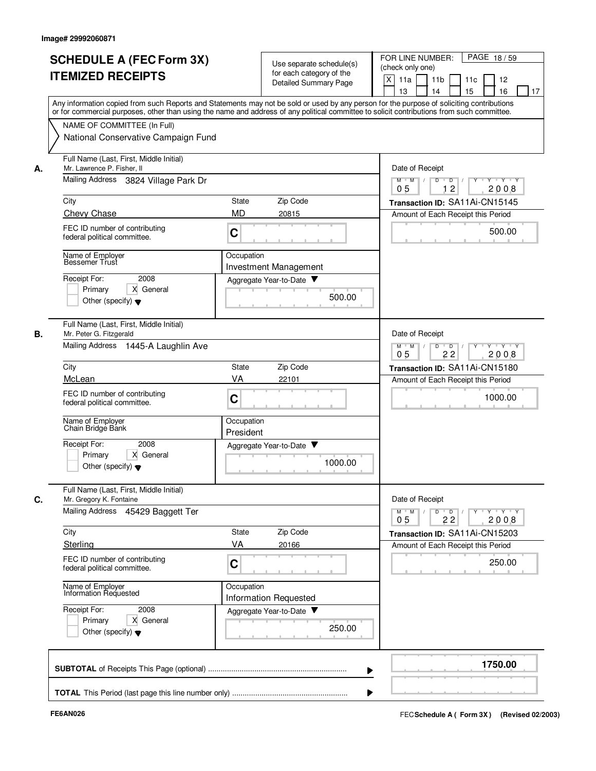Image# 29992060871

# SCHEDULE A (FEC Form 3X) ITEMIZED RECEIPTS

Use separate schedule(s) for each category of the Detailed Summary Page

FOR LINE NUMBER: (check only one)

- [X] 11a
- [ ] 11b
- [ ] 11c
- [ ] 12
- [ ] 13
- [ ] 14
- [ ] 15
- [ ] 16
- [ ] 17

PAGE 18 / 59

Any information copied from such Reports and Statements may not be sold or used by any person for the purpose of soliciting contributions or for commercial purposes, other than using the name and address of any political committee to solicit contributions from such committee.

NAME OF COMMITTEE (In Full)
National Conservative Campaign Fund

## A.

Full Name (Last, First, Middle Initial): Mr. Lawrence P. Fisher, II

Mailing Address: 3824 Village Park Dr

City: Chevy Chase | State: MD | Zip Code: 20815

FEC ID number of contributing federal political committee: C

Name of Employer: Bessemer Trust

Occupation: Investment Management

Receipt For: 2008 — [ ] Primary [X] General [ ] Other (specify)

Aggregate Year-to-Date: 500.00

Date of Receipt: 05 / 12 / 2008

Transaction ID: SA11Ai-CN15145

Amount of Each Receipt this Period: 500.00

## B.

Full Name (Last, First, Middle Initial): Mr. Peter G. Fitzgerald

Mailing Address: 1445-A Laughlin Ave

City: McLean | State: VA | Zip Code: 22101

FEC ID number of contributing federal political committee: C

Name of Employer: Chain Bridge Bank

Occupation: President

Receipt For: 2008 — [ ] Primary [X] General [ ] Other (specify)

Aggregate Year-to-Date: 1000.00

Date of Receipt: 05 / 22 / 2008

Transaction ID: SA11Ai-CN15180

Amount of Each Receipt this Period: 1000.00

## C.

Full Name (Last, First, Middle Initial): Mr. Gregory K. Fontaine

Mailing Address: 45429 Baggett Ter

City: Sterling | State: VA | Zip Code: 20166

FEC ID number of contributing federal political committee: C

Name of Employer: Information Requested

Occupation: Information Requested

Receipt For: 2008 — [ ] Primary [X] General [ ] Other (specify)

Aggregate Year-to-Date: 250.00

Date of Receipt: 05 / 22 / 2008

Transaction ID: SA11Ai-CN15203

Amount of Each Receipt this Period: 250.00

---

**SUBTOTAL** of Receipts This Page (optional) ........ **1750.00**

**TOTAL** This Period (last page this line number only) ........

FE6AN026

FEC **Schedule A ( Form 3X )** (Revised 02/2003)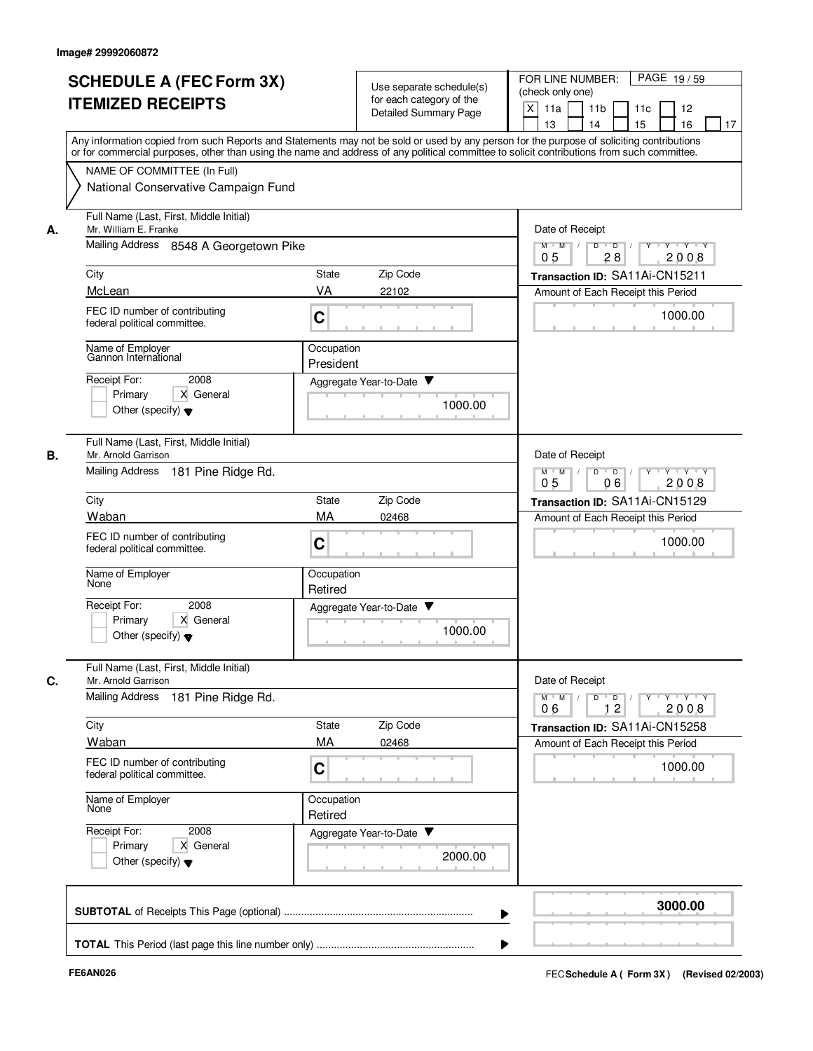Image# 29992060872

# SCHEDULE A (FEC Form 3X) ITEMIZED RECEIPTS

Use separate schedule(s) for each category of the Detailed Summary Page

FOR LINE NUMBER: (check only one)

[X] 11a [ ] 11b [ ] 11c [ ] 12 [ ] 13 [ ] 14 [ ] 15 [ ] 16 [ ] 17

PAGE 19 / 59

Any information copied from such Reports and Statements may not be sold or used by any person for the purpose of soliciting contributions or for commercial purposes, other than using the name and address of any political committee to solicit contributions from such committee.

NAME OF COMMITTEE (In Full)
National Conservative Campaign Fund

---

**A.** Full Name (Last, First, Middle Initial): Mr. William E. Franke

Mailing Address: 8548 A Georgetown Pike

City: McLean | State: VA | Zip Code: 22102

FEC ID number of contributing federal political committee: C

Name of Employer: Gannon International

Occupation: President

Receipt For: 2008 — [ ] Primary [X] General [ ] Other (specify)

Date of Receipt: 05 / 28 / 2008

Transaction ID: SA11Ai-CN15211

Amount of Each Receipt this Period: 1000.00

Aggregate Year-to-Date: 1000.00

---

**B.** Full Name (Last, First, Middle Initial): Mr. Arnold Garrison

Mailing Address: 181 Pine Ridge Rd.

City: Waban | State: MA | Zip Code: 02468

FEC ID number of contributing federal political committee: C

Name of Employer: None

Occupation: Retired

Receipt For: 2008 — [ ] Primary [X] General [ ] Other (specify)

Date of Receipt: 05 / 06 / 2008

Transaction ID: SA11Ai-CN15129

Amount of Each Receipt this Period: 1000.00

Aggregate Year-to-Date: 1000.00

---

**C.** Full Name (Last, First, Middle Initial): Mr. Arnold Garrison

Mailing Address: 181 Pine Ridge Rd.

City: Waban | State: MA | Zip Code: 02468

FEC ID number of contributing federal political committee: C

Name of Employer: None

Occupation: Retired

Receipt For: 2008 — [ ] Primary [X] General [ ] Other (specify)

Date of Receipt: 06 / 12 / 2008

Transaction ID: SA11Ai-CN15258

Amount of Each Receipt this Period: 1000.00

Aggregate Year-to-Date: 2000.00

---

**SUBTOTAL** of Receipts This Page (optional) ........ **3000.00**

**TOTAL** This Period (last page this line number only) ........

FE6AN026 — FEC **Schedule A ( Form 3X )** (Revised 02/2003)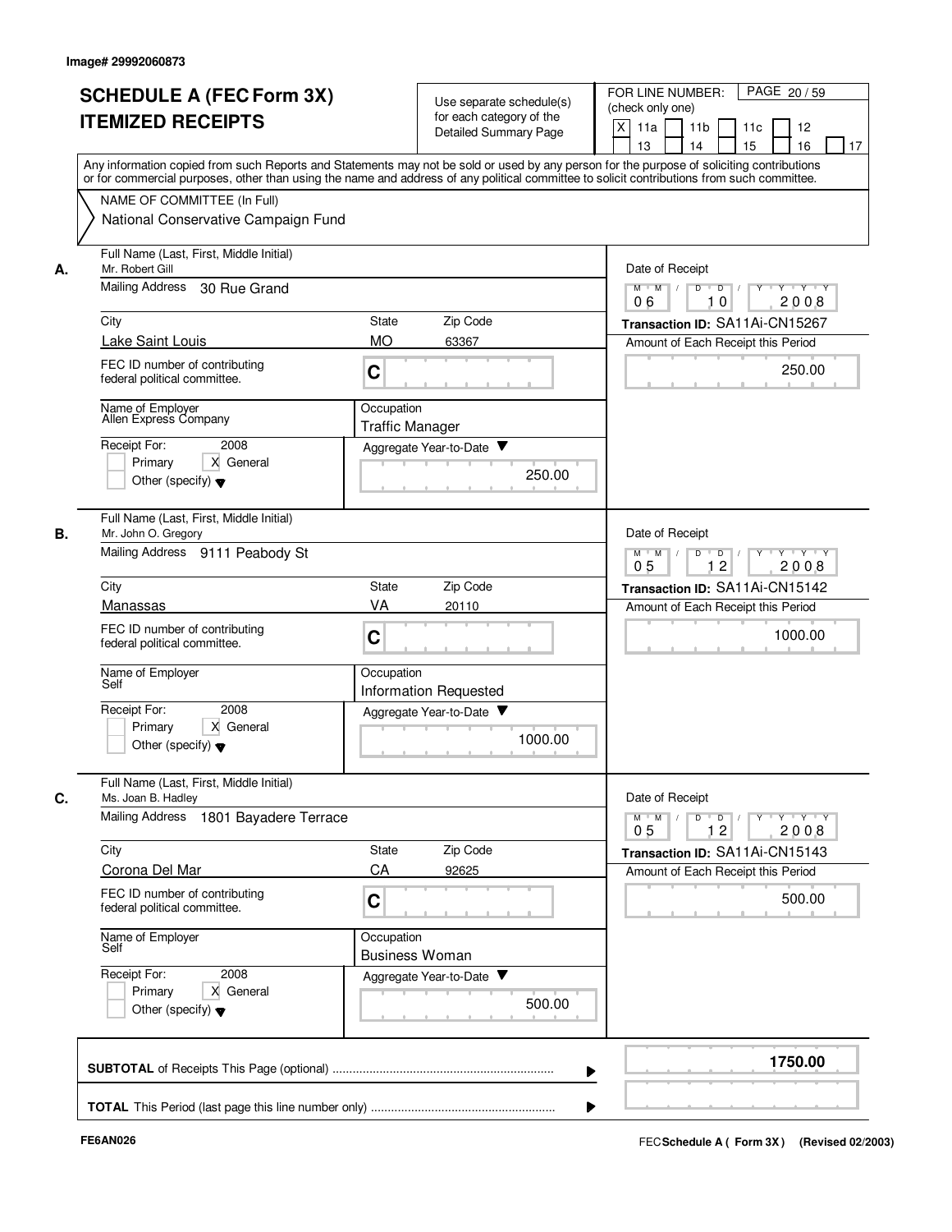Image# 29992060873

# SCHEDULE A (FEC Form 3X) ITEMIZED RECEIPTS

Use separate schedule(s) for each category of the Detailed Summary Page

FOR LINE NUMBER: (check only one)

[X] 11a [ ] 11b [ ] 11c [ ] 12 [ ] 13 [ ] 14 [ ] 15 [ ] 16 [ ] 17

PAGE 20 / 59

Any information copied from such Reports and Statements may not be sold or used by any person for the purpose of soliciting contributions or for commercial purposes, other than using the name and address of any political committee to solicit contributions from such committee.

NAME OF COMMITTEE (In Full)

National Conservative Campaign Fund

---

**A.** Full Name (Last, First, Middle Initial): Mr. Robert Gill

Mailing Address: 30 Rue Grand

City: Lake Saint Louis | State: MO | Zip Code: 63367

FEC ID number of contributing federal political committee: C

Name of Employer: Allen Express Company

Occupation: Traffic Manager

Receipt For: 2008 — [ ] Primary [X] General [ ] Other (specify)

Aggregate Year-to-Date: 250.00

Date of Receipt: 06 / 10 / 2008

Transaction ID: SA11Ai-CN15267

Amount of Each Receipt this Period: 250.00

---

**B.** Full Name (Last, First, Middle Initial): Mr. John O. Gregory

Mailing Address: 9111 Peabody St

City: Manassas | State: VA | Zip Code: 20110

FEC ID number of contributing federal political committee: C

Name of Employer: Self

Occupation: Information Requested

Receipt For: 2008 — [ ] Primary [X] General [ ] Other (specify)

Aggregate Year-to-Date: 1000.00

Date of Receipt: 05 / 12 / 2008

Transaction ID: SA11Ai-CN15142

Amount of Each Receipt this Period: 1000.00

---

**C.** Full Name (Last, First, Middle Initial): Ms. Joan B. Hadley

Mailing Address: 1801 Bayadere Terrace

City: Corona Del Mar | State: CA | Zip Code: 92625

FEC ID number of contributing federal political committee: C

Name of Employer: Self

Occupation: Business Woman

Receipt For: 2008 — [ ] Primary [X] General [ ] Other (specify)

Aggregate Year-to-Date: 500.00

Date of Receipt: 05 / 12 / 2008

Transaction ID: SA11Ai-CN15143

Amount of Each Receipt this Period: 500.00

---

**SUBTOTAL** of Receipts This Page (optional): **1750.00**

**TOTAL** This Period (last page this line number only):

FE6AN026

FEC **Schedule A ( Form 3X )** (Revised 02/2003)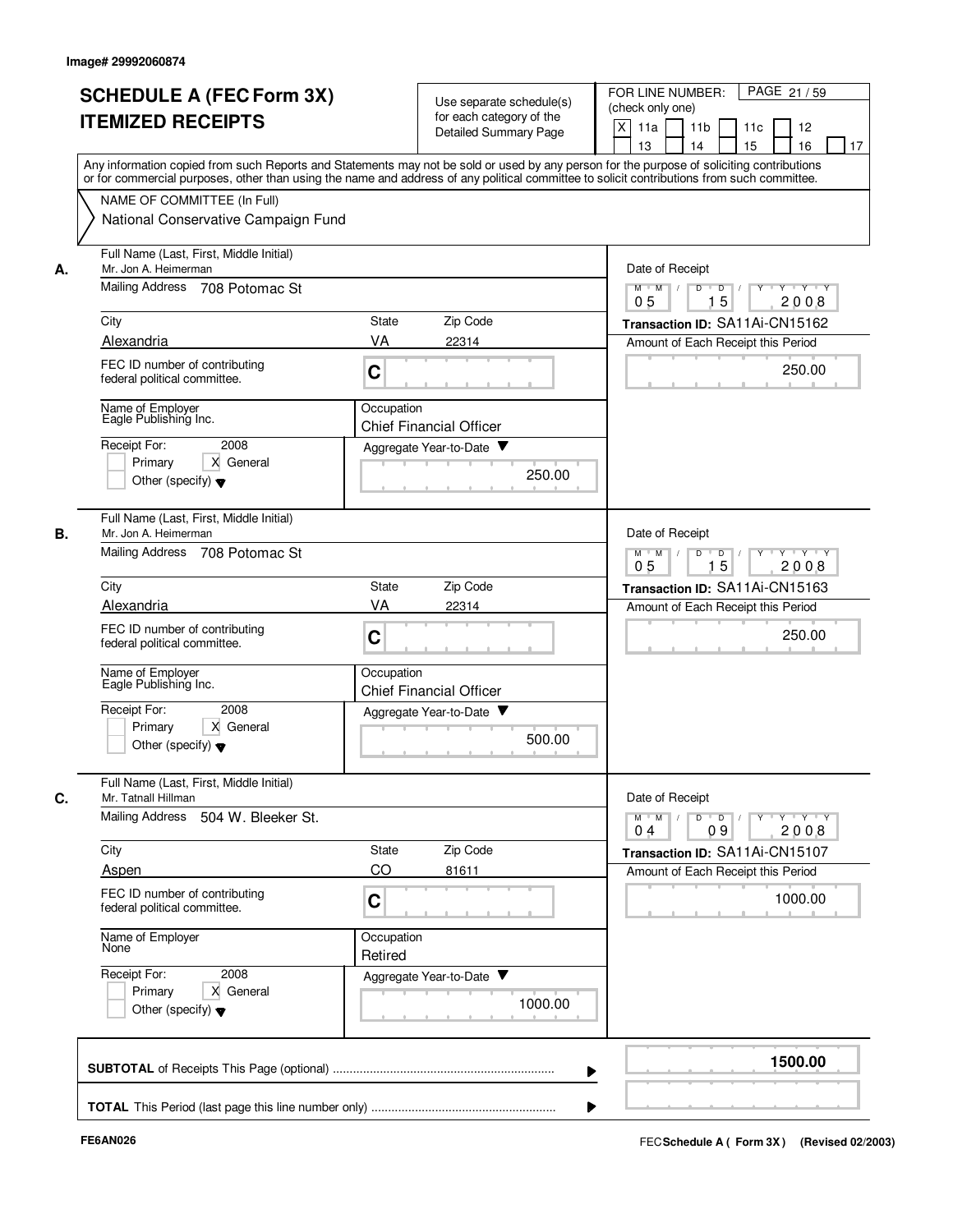Image# 29992060874

# SCHEDULE A (FEC Form 3X) ITEMIZED RECEIPTS

Use separate schedule(s) for each category of the Detailed Summary Page

FOR LINE NUMBER: (check only one)
[X] 11a [ ] 11b [ ] 11c [ ] 12 [ ] 13 [ ] 14 [ ] 15 [ ] 16 [ ] 17

PAGE 21 / 59

Any information copied from such Reports and Statements may not be sold or used by any person for the purpose of soliciting contributions or for commercial purposes, other than using the name and address of any political committee to solicit contributions from such committee.

NAME OF COMMITTEE (In Full)
National Conservative Campaign Fund

---

**A.**

Full Name (Last, First, Middle Initial): Mr. Jon A. Heimerman
Mailing Address: 708 Potomac St
City: Alexandria | State: VA | Zip Code: 22314
FEC ID number of contributing federal political committee: C
Name of Employer: Eagle Publishing Inc.
Occupation: Chief Financial Officer
Receipt For: 2008 — [ ] Primary [X] General [ ] Other (specify)
Aggregate Year-to-Date: 250.00

Date of Receipt: 05 15 2008
Transaction ID: SA11Ai-CN15162
Amount of Each Receipt this Period: 250.00

---

**B.**

Full Name (Last, First, Middle Initial): Mr. Jon A. Heimerman
Mailing Address: 708 Potomac St
City: Alexandria | State: VA | Zip Code: 22314
FEC ID number of contributing federal political committee: C
Name of Employer: Eagle Publishing Inc.
Occupation: Chief Financial Officer
Receipt For: 2008 — [ ] Primary [X] General [ ] Other (specify)
Aggregate Year-to-Date: 500.00

Date of Receipt: 05 15 2008
Transaction ID: SA11Ai-CN15163
Amount of Each Receipt this Period: 250.00

---

**C.**

Full Name (Last, First, Middle Initial): Mr. Tatnall Hillman
Mailing Address: 504 W. Bleeker St.
City: Aspen | State: CO | Zip Code: 81611
FEC ID number of contributing federal political committee: C
Name of Employer: None
Occupation: Retired
Receipt For: 2008 — [ ] Primary [X] General [ ] Other (specify)
Aggregate Year-to-Date: 1000.00

Date of Receipt: 04 09 2008
Transaction ID: SA11Ai-CN15107
Amount of Each Receipt this Period: 1000.00

---

**SUBTOTAL** of Receipts This Page (optional): **1500.00**

**TOTAL** This Period (last page this line number only):

FE6AN026 — FEC **Schedule A ( Form 3X)** (Revised 02/2003)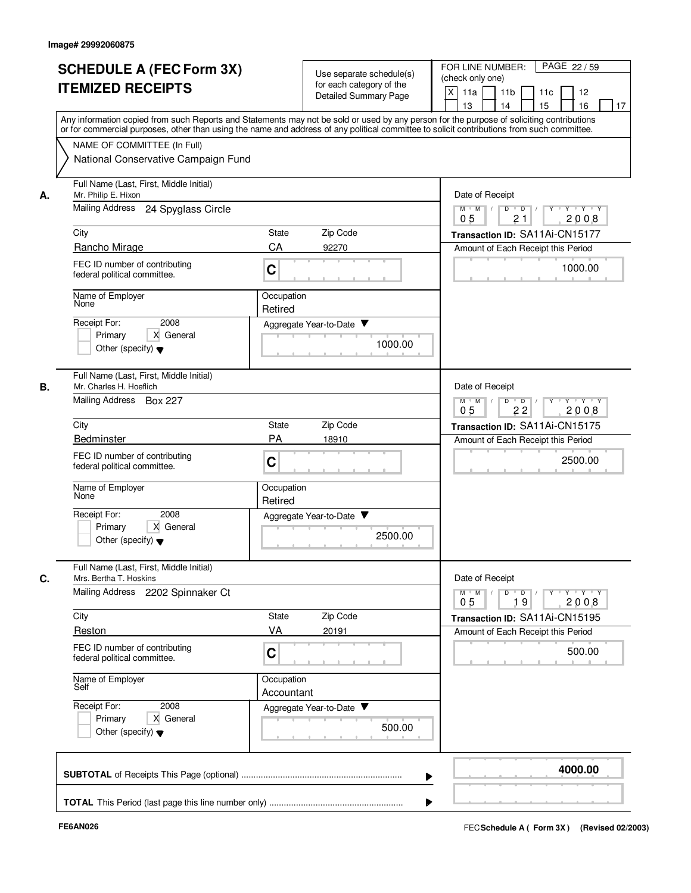Image# 29992060875

# SCHEDULE A (FEC Form 3X) ITEMIZED RECEIPTS

Use separate schedule(s) for each category of the Detailed Summary Page

FOR LINE NUMBER: (check only one)
[X] 11a [ ] 11b [ ] 11c [ ] 12 [ ] 13 [ ] 14 [ ] 15 [ ] 16 [ ] 17

PAGE 22 / 59

Any information copied from such Reports and Statements may not be sold or used by any person for the purpose of soliciting contributions or for commercial purposes, other than using the name and address of any political committee to solicit contributions from such committee.

NAME OF COMMITTEE (In Full)
National Conservative Campaign Fund

---

**A.** Full Name (Last, First, Middle Initial): Mr. Philip E. Hixon
Mailing Address: 24 Spyglass Circle
City: Rancho Mirage | State: CA | Zip Code: 92270
FEC ID number of contributing federal political committee: C
Name of Employer: None
Occupation: Retired
Receipt For: 2008 — [ ] Primary [X] General [ ] Other (specify)
Aggregate Year-to-Date: 1000.00
Date of Receipt: 05 / 21 / 2008
Transaction ID: SA11Ai-CN15177
Amount of Each Receipt this Period: 1000.00

---

**B.** Full Name (Last, First, Middle Initial): Mr. Charles H. Hoeflich
Mailing Address: Box 227
City: Bedminster | State: PA | Zip Code: 18910
FEC ID number of contributing federal political committee: C
Name of Employer: None
Occupation: Retired
Receipt For: 2008 — [ ] Primary [X] General [ ] Other (specify)
Aggregate Year-to-Date: 2500.00
Date of Receipt: 05 / 22 / 2008
Transaction ID: SA11Ai-CN15175
Amount of Each Receipt this Period: 2500.00

---

**C.** Full Name (Last, First, Middle Initial): Mrs. Bertha T. Hoskins
Mailing Address: 2202 Spinnaker Ct
City: Reston | State: VA | Zip Code: 20191
FEC ID number of contributing federal political committee: C
Name of Employer: Self
Occupation: Accountant
Receipt For: 2008 — [ ] Primary [X] General [ ] Other (specify)
Aggregate Year-to-Date: 500.00
Date of Receipt: 05 / 19 / 2008
Transaction ID: SA11Ai-CN15195
Amount of Each Receipt this Period: 500.00

---

**SUBTOTAL** of Receipts This Page (optional): **4000.00**

**TOTAL** This Period (last page this line number only):

FE6AN026 — FEC Schedule A ( Form 3X ) (Revised 02/2003)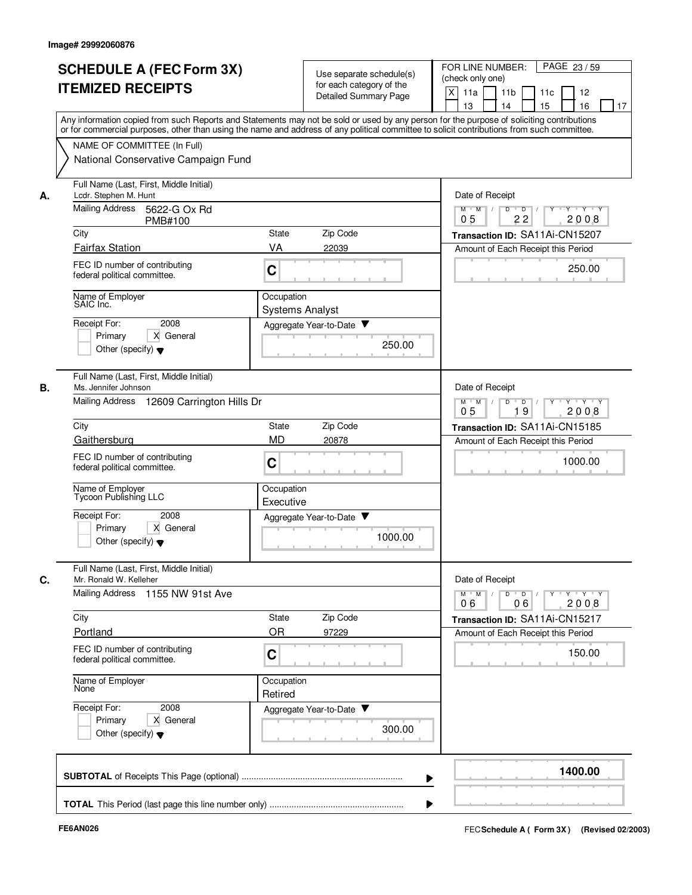Image# 29992060876

# SCHEDULE A (FEC Form 3X) ITEMIZED RECEIPTS

Use separate schedule(s) for each category of the Detailed Summary Page

FOR LINE NUMBER: (check only one)
[X] 11a [ ] 11b [ ] 11c [ ] 12 [ ] 13 [ ] 14 [ ] 15 [ ] 16 [ ] 17

PAGE 23 / 59

Any information copied from such Reports and Statements may not be sold or used by any person for the purpose of soliciting contributions or for commercial purposes, other than using the name and address of any political committee to solicit contributions from such committee.

NAME OF COMMITTEE (In Full)
National Conservative Campaign Fund

---

**A.** Full Name (Last, First, Middle Initial): Lcdr. Stephen M. Hunt

Mailing Address: 5622-G Ox Rd PMB#100

City: Fairfax Station | State: VA | Zip Code: 22039

FEC ID number of contributing federal political committee: C

Name of Employer: SAIC Inc.

Occupation: Systems Analyst

Receipt For: 2008 — [ ] Primary [X] General [ ] Other (specify)

Aggregate Year-to-Date: 250.00

Date of Receipt: 05 22 2008

Transaction ID: SA11Ai-CN15207

Amount of Each Receipt this Period: 250.00

---

**B.** Full Name (Last, First, Middle Initial): Ms. Jennifer Johnson

Mailing Address: 12609 Carrington Hills Dr

City: Gaithersburg | State: MD | Zip Code: 20878

FEC ID number of contributing federal political committee: C

Name of Employer: Tycoon Publishing LLC

Occupation: Executive

Receipt For: 2008 — [ ] Primary [X] General [ ] Other (specify)

Aggregate Year-to-Date: 1000.00

Date of Receipt: 05 19 2008

Transaction ID: SA11Ai-CN15185

Amount of Each Receipt this Period: 1000.00

---

**C.** Full Name (Last, First, Middle Initial): Mr. Ronald W. Kelleher

Mailing Address: 1155 NW 91st Ave

City: Portland | State: OR | Zip Code: 97229

FEC ID number of contributing federal political committee: C

Name of Employer: None

Occupation: Retired

Receipt For: 2008 — [ ] Primary [X] General [ ] Other (specify)

Aggregate Year-to-Date: 300.00

Date of Receipt: 06 06 2008

Transaction ID: SA11Ai-CN15217

Amount of Each Receipt this Period: 150.00

---

**SUBTOTAL** of Receipts This Page (optional): 1400.00

**TOTAL** This Period (last page this line number only):

FE6AN026

FEC Schedule A ( Form 3X ) (Revised 02/2003)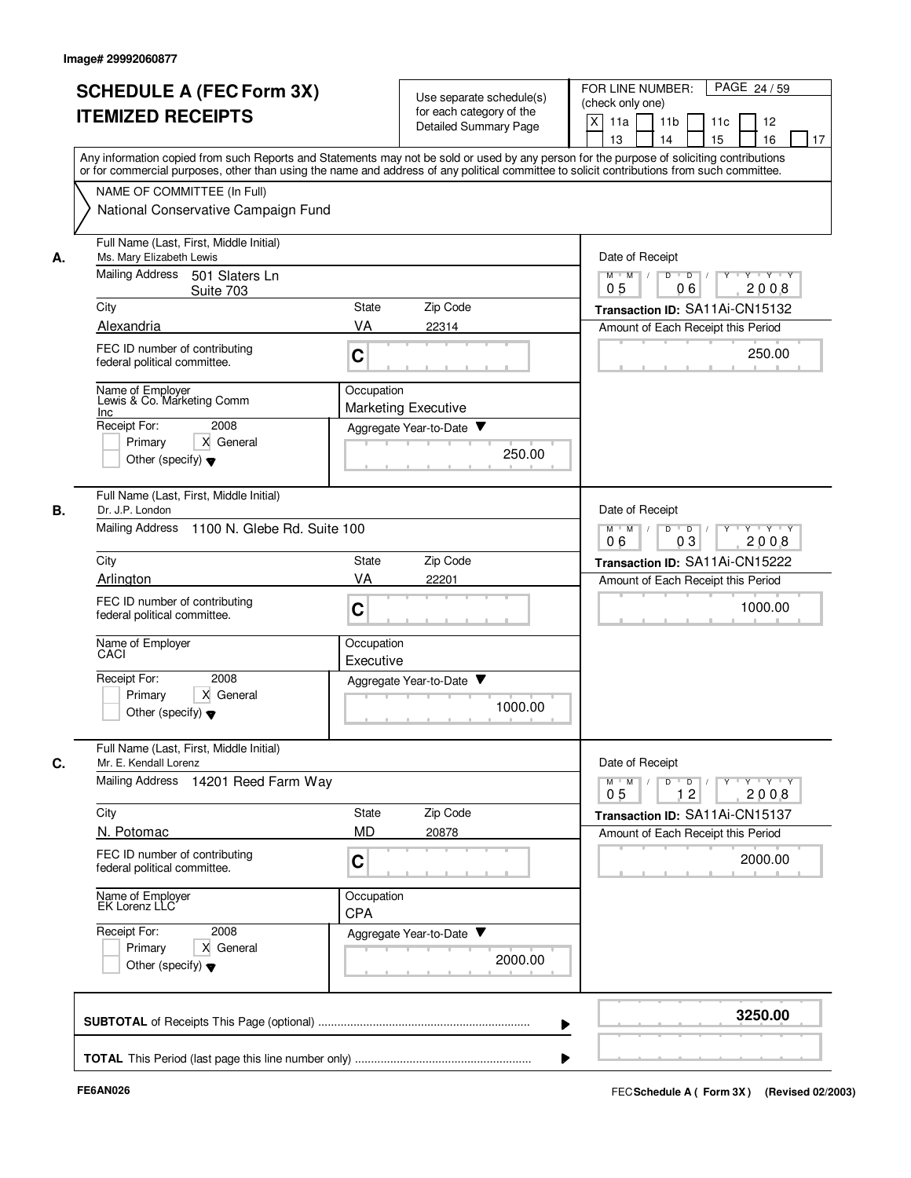Image# 29992060877

# SCHEDULE A (FEC Form 3X) ITEMIZED RECEIPTS

Use separate schedule(s) for each category of the Detailed Summary Page

FOR LINE NUMBER: (check only one)

[X] 11a [ ] 11b [ ] 11c [ ] 12 [ ] 13 [ ] 14 [ ] 15 [ ] 16 [ ] 17

PAGE 24 / 59

Any information copied from such Reports and Statements may not be sold or used by any person for the purpose of soliciting contributions or for commercial purposes, other than using the name and address of any political committee to solicit contributions from such committee.

NAME OF COMMITTEE (In Full)
National Conservative Campaign Fund

---

**A.** Full Name (Last, First, Middle Initial): Ms. Mary Elizabeth Lewis

Mailing Address: 501 Slaters Ln Suite 703

City: Alexandria | State: VA | Zip Code: 22314

FEC ID number of contributing federal political committee: C

Name of Employer: Lewis & Co. Marketing Comm Inc

Occupation: Marketing Executive

Receipt For: 2008 [ ] Primary [X] General [ ] Other (specify)

Date of Receipt: 05 06 2008

Transaction ID: SA11Ai-CN15132

Amount of Each Receipt this Period: 250.00

Aggregate Year-to-Date: 250.00

---

**B.** Full Name (Last, First, Middle Initial): Dr. J.P. London

Mailing Address: 1100 N. Glebe Rd. Suite 100

City: Arlington | State: VA | Zip Code: 22201

FEC ID number of contributing federal political committee: C

Name of Employer: CACI

Occupation: Executive

Receipt For: 2008 [ ] Primary [X] General [ ] Other (specify)

Date of Receipt: 06 03 2008

Transaction ID: SA11Ai-CN15222

Amount of Each Receipt this Period: 1000.00

Aggregate Year-to-Date: 1000.00

---

**C.** Full Name (Last, First, Middle Initial): Mr. E. Kendall Lorenz

Mailing Address: 14201 Reed Farm Way

City: N. Potomac | State: MD | Zip Code: 20878

FEC ID number of contributing federal political committee: C

Name of Employer: EK Lorenz LLC

Occupation: CPA

Receipt For: 2008 [ ] Primary [X] General [ ] Other (specify)

Date of Receipt: 05 12 2008

Transaction ID: SA11Ai-CN15137

Amount of Each Receipt this Period: 2000.00

Aggregate Year-to-Date: 2000.00

---

**SUBTOTAL** of Receipts This Page (optional): 3250.00

**TOTAL** This Period (last page this line number only):

FE6AN026

FEC Schedule A ( Form 3X ) (Revised 02/2003)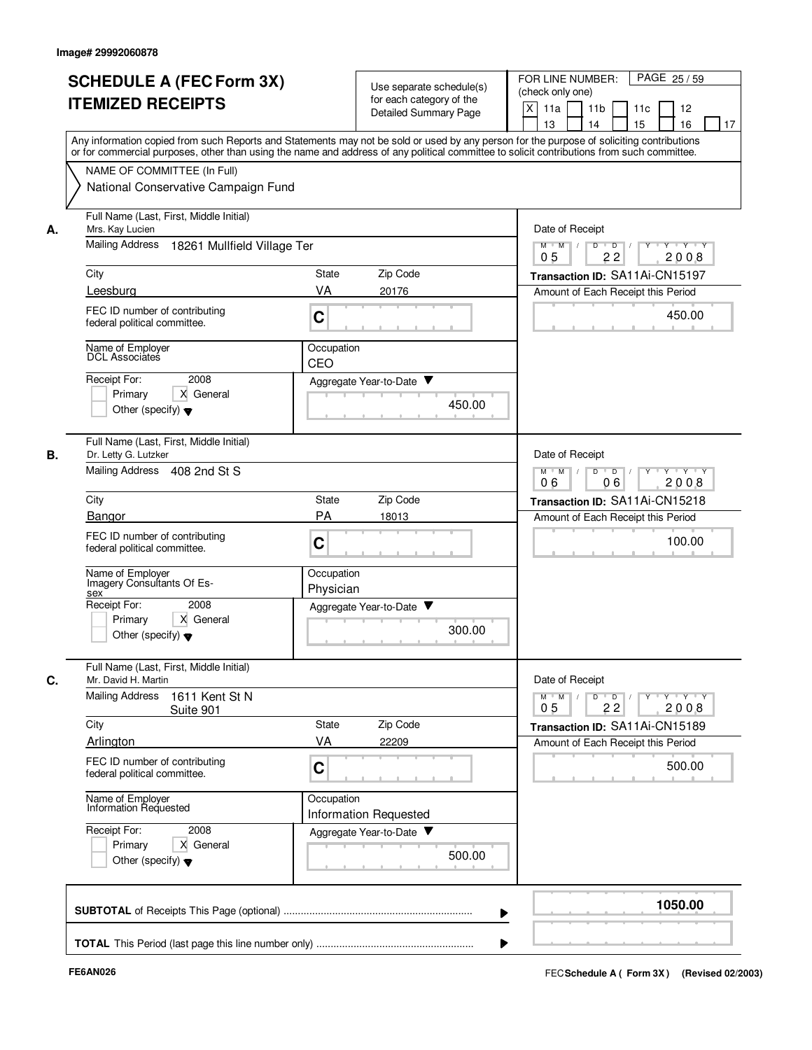Image# 29992060878

# SCHEDULE A (FEC Form 3X) ITEMIZED RECEIPTS

Use separate schedule(s) for each category of the Detailed Summary Page

FOR LINE NUMBER: (check only one)

- [X] 11a
- [ ] 11b
- [ ] 11c
- [ ] 12
- [ ] 13
- [ ] 14
- [ ] 15
- [ ] 16
- [ ] 17

PAGE 25 / 59

Any information copied from such Reports and Statements may not be sold or used by any person for the purpose of soliciting contributions or for commercial purposes, other than using the name and address of any political committee to solicit contributions from such committee.

NAME OF COMMITTEE (In Full)

National Conservative Campaign Fund

---

**A.** Full Name (Last, First, Middle Initial): Mrs. Kay Lucien

Mailing Address: 18261 Mullfield Village Ter

City: Leesburg | State: VA | Zip Code: 20176

FEC ID number of contributing federal political committee: C

Name of Employer: DCL Associates

Occupation: CEO

Receipt For: 2008 — [ ] Primary [X] General [ ] Other (specify)

Aggregate Year-to-Date: 450.00

Date of Receipt: 05 / 22 / 2008

Transaction ID: SA11Ai-CN15197

Amount of Each Receipt this Period: 450.00

---

**B.** Full Name (Last, First, Middle Initial): Dr. Letty G. Lutzker

Mailing Address: 408 2nd St S

City: Bangor | State: PA | Zip Code: 18013

FEC ID number of contributing federal political committee: C

Name of Employer: Imagery Consultants Of Es-sex

Occupation: Physician

Receipt For: 2008 — [ ] Primary [X] General [ ] Other (specify)

Aggregate Year-to-Date: 300.00

Date of Receipt: 06 / 06 / 2008

Transaction ID: SA11Ai-CN15218

Amount of Each Receipt this Period: 100.00

---

**C.** Full Name (Last, First, Middle Initial): Mr. David H. Martin

Mailing Address: 1611 Kent St N, Suite 901

City: Arlington | State: VA | Zip Code: 22209

FEC ID number of contributing federal political committee: C

Name of Employer: Information Requested

Occupation: Information Requested

Receipt For: 2008 — [ ] Primary [X] General [ ] Other (specify)

Aggregate Year-to-Date: 500.00

Date of Receipt: 05 / 22 / 2008

Transaction ID: SA11Ai-CN15189

Amount of Each Receipt this Period: 500.00

---

**SUBTOTAL** of Receipts This Page (optional): 1050.00

**TOTAL** This Period (last page this line number only):

FE6AN026

FEC Schedule A ( Form 3X ) (Revised 02/2003)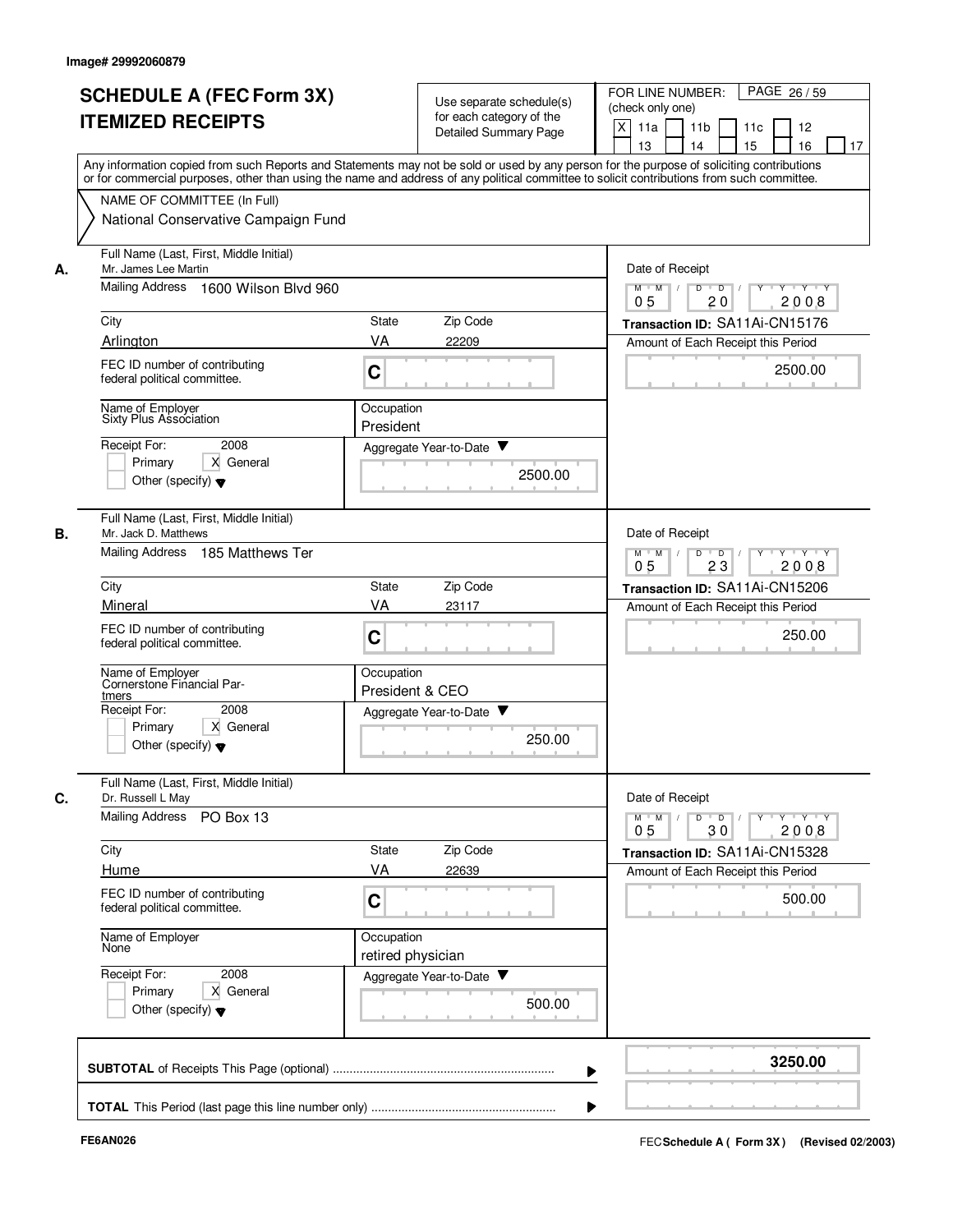Image# 29992060879

# SCHEDULE A (FEC Form 3X)
# ITEMIZED RECEIPTS

Use separate schedule(s) for each category of the Detailed Summary Page

FOR LINE NUMBER: (check only one)
[X] 11a [ ] 11b [ ] 11c [ ] 12 [ ] 13 [ ] 14 [ ] 15 [ ] 16 [ ] 17

PAGE 26 / 59

Any information copied from such Reports and Statements may not be sold or used by any person for the purpose of soliciting contributions or for commercial purposes, other than using the name and address of any political committee to solicit contributions from such committee.

NAME OF COMMITTEE (In Full)
National Conservative Campaign Fund

---

**A.**
Full Name (Last, First, Middle Initial): Mr. James Lee Martin
Mailing Address: 1600 Wilson Blvd 960
City: Arlington | State: VA | Zip Code: 22209
FEC ID number of contributing federal political committee: C
Name of Employer: Sixty Plus Association
Occupation: President
Receipt For: 2008 — [ ] Primary [X] General [ ] Other (specify)
Aggregate Year-to-Date: 2500.00
Date of Receipt: 05 / 20 / 2008
Transaction ID: SA11Ai-CN15176
Amount of Each Receipt this Period: 2500.00

---

**B.**
Full Name (Last, First, Middle Initial): Mr. Jack D. Matthews
Mailing Address: 185 Matthews Ter
City: Mineral | State: VA | Zip Code: 23117
FEC ID number of contributing federal political committee: C
Name of Employer: Cornerstone Financial Partmers
Occupation: President & CEO
Receipt For: 2008 — [ ] Primary [X] General [ ] Other (specify)
Aggregate Year-to-Date: 250.00
Date of Receipt: 05 / 23 / 2008
Transaction ID: SA11Ai-CN15206
Amount of Each Receipt this Period: 250.00

---

**C.**
Full Name (Last, First, Middle Initial): Dr. Russell L May
Mailing Address: PO Box 13
City: Hume | State: VA | Zip Code: 22639
FEC ID number of contributing federal political committee: C
Name of Employer: None
Occupation: retired physician
Receipt For: 2008 — [ ] Primary [X] General [ ] Other (specify)
Aggregate Year-to-Date: 500.00
Date of Receipt: 05 / 30 / 2008
Transaction ID: SA11Ai-CN15328
Amount of Each Receipt this Period: 500.00

---

**SUBTOTAL** of Receipts This Page (optional): **3250.00**

**TOTAL** This Period (last page this line number only):

FE6AN026 — FEC Schedule A ( Form 3X) (Revised 02/2003)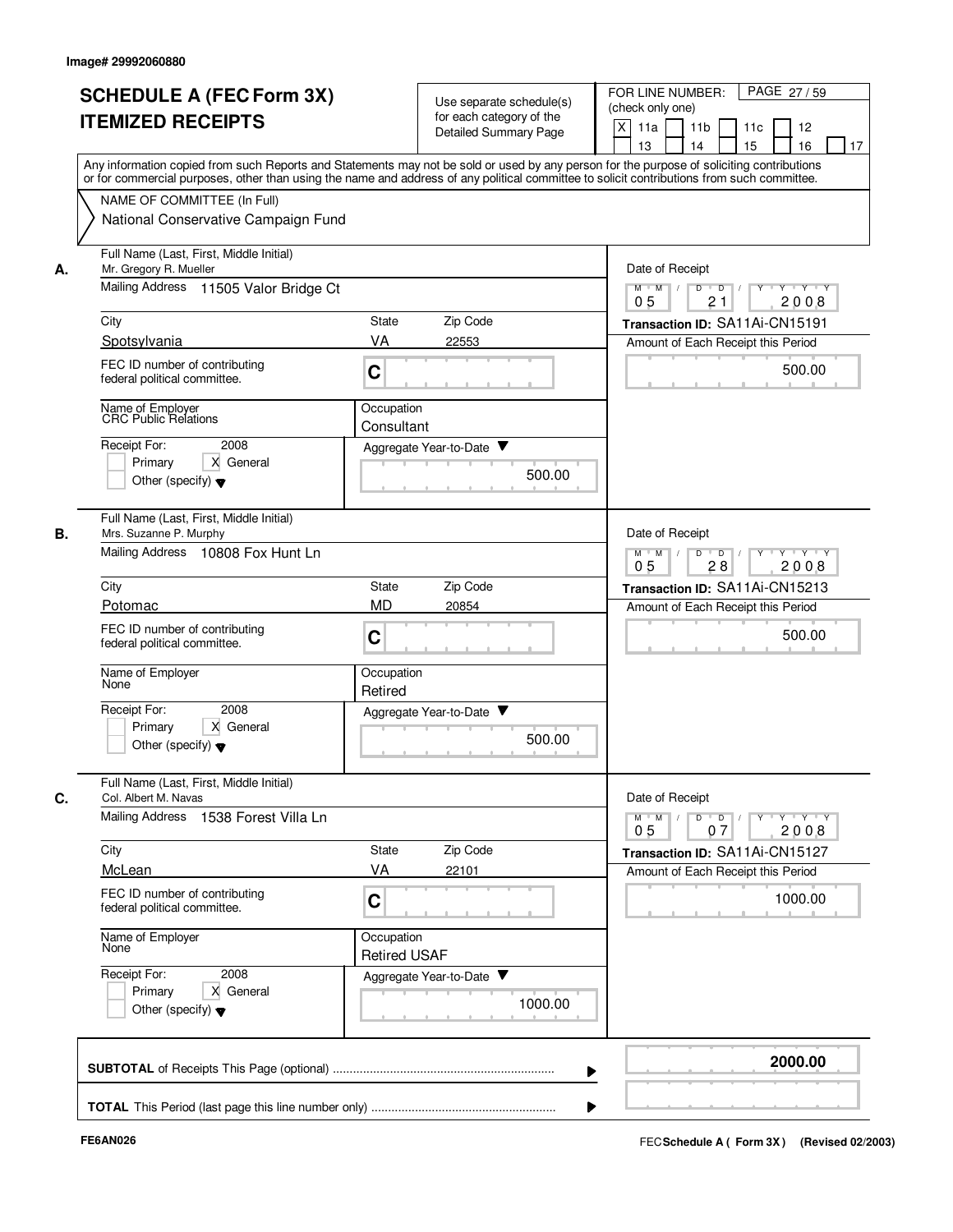Image# 29992060880

# SCHEDULE A (FEC Form 3X) ITEMIZED RECEIPTS

Use separate schedule(s) for each category of the Detailed Summary Page

FOR LINE NUMBER: (check only one)
[X] 11a [ ] 11b [ ] 11c [ ] 12 [ ] 13 [ ] 14 [ ] 15 [ ] 16 [ ] 17

Any information copied from such Reports and Statements may not be sold or used by any person for the purpose of soliciting contributions or for commercial purposes, other than using the name and address of any political committee to solicit contributions from such committee.

NAME OF COMMITTEE (In Full)
National Conservative Campaign Fund

**A.**
Full Name (Last, First, Middle Initial): Mr. Gregory R. Mueller
Mailing Address: 11505 Valor Bridge Ct
City: Spotsylvania | State: VA | Zip Code: 22553
FEC ID number of contributing federal political committee: C
Name of Employer: CRC Public Relations
Occupation: Consultant
Receipt For: 2008 — [ ] Primary [X] General [ ] Other (specify)
Aggregate Year-to-Date: 500.00
Date of Receipt: 05/21/2008
Transaction ID: SA11Ai-CN15191
Amount of Each Receipt this Period: 500.00

**B.**
Full Name (Last, First, Middle Initial): Mrs. Suzanne P. Murphy
Mailing Address: 10808 Fox Hunt Ln
City: Potomac | State: MD | Zip Code: 20854
FEC ID number of contributing federal political committee: C
Name of Employer: None
Occupation: Retired
Receipt For: 2008 — [ ] Primary [X] General [ ] Other (specify)
Aggregate Year-to-Date: 500.00
Date of Receipt: 05/28/2008
Transaction ID: SA11Ai-CN15213
Amount of Each Receipt this Period: 500.00

**C.**
Full Name (Last, First, Middle Initial): Col. Albert M. Navas
Mailing Address: 1538 Forest Villa Ln
City: McLean | State: VA | Zip Code: 22101
FEC ID number of contributing federal political committee: C
Name of Employer: None
Occupation: Retired USAF
Receipt For: 2008 — [ ] Primary [X] General [ ] Other (specify)
Aggregate Year-to-Date: 1000.00
Date of Receipt: 05/07/2008
Transaction ID: SA11Ai-CN15127
Amount of Each Receipt this Period: 1000.00

**SUBTOTAL** of Receipts This Page (optional): **2000.00**

**TOTAL** This Period (last page this line number only):

FE6AN026

FEC **Schedule A ( Form 3X)** (Revised 02/2003)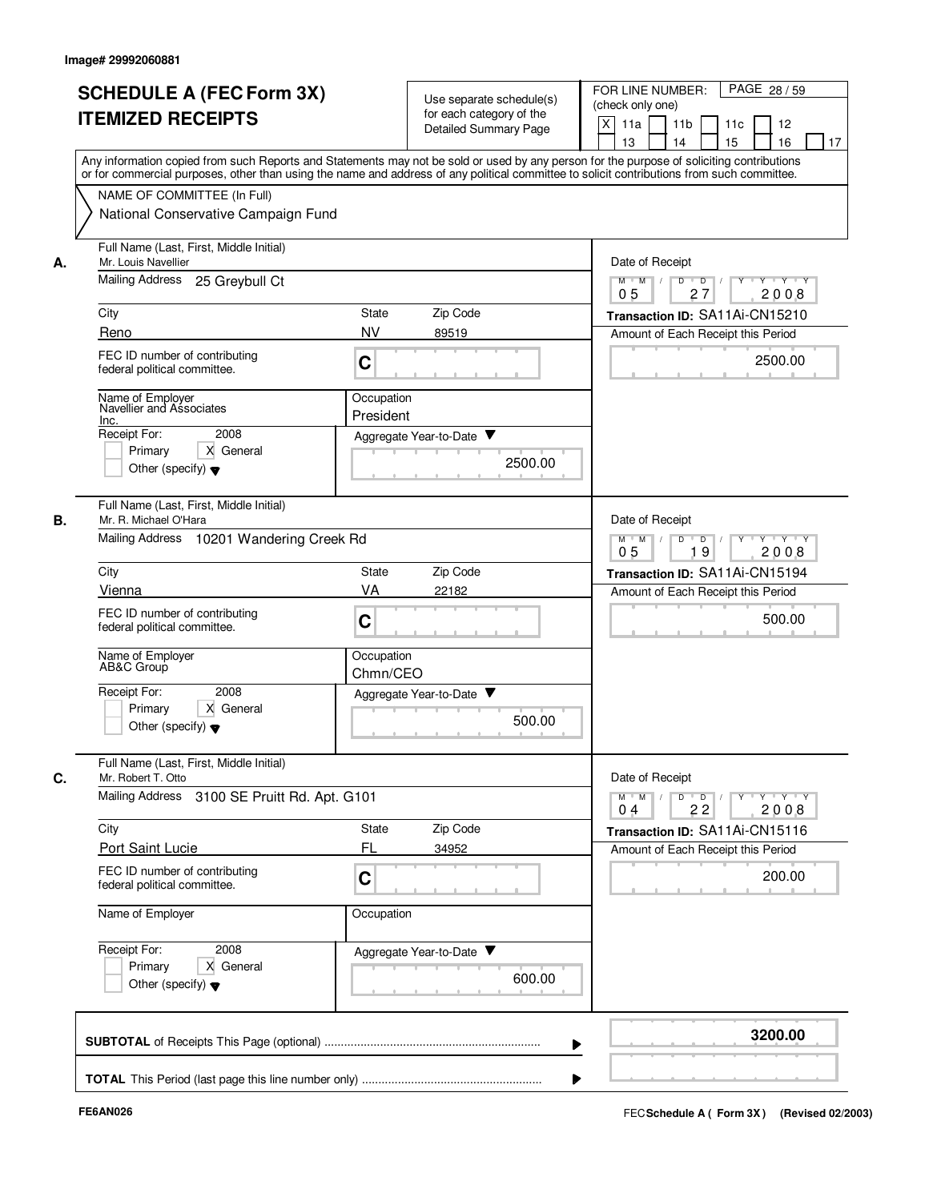Image# 29992060881

# SCHEDULE A (FEC Form 3X) ITEMIZED RECEIPTS

Use separate schedule(s) for each category of the Detailed Summary Page

FOR LINE NUMBER: (check only one)

[X] 11a [ ] 11b [ ] 11c [ ] 12 [ ] 13 [ ] 14 [ ] 15 [ ] 16 [ ] 17

PAGE 28 / 59

Any information copied from such Reports and Statements may not be sold or used by any person for the purpose of soliciting contributions or for commercial purposes, other than using the name and address of any political committee to solicit contributions from such committee.

NAME OF COMMITTEE (In Full)
National Conservative Campaign Fund

---

**A.** Full Name (Last, First, Middle Initial)
Mr. Louis Navellier

Mailing Address: 25 Greybull Ct

City: Reno | State: NV | Zip Code: 89519

FEC ID number of contributing federal political committee: C

Name of Employer: Navellier and Associates Inc.

Occupation: President

Receipt For: 2008 [ ] Primary [X] General [ ] Other (specify)

Aggregate Year-to-Date: 2500.00

Date of Receipt: 05 / 27 / 2008

Transaction ID: SA11Ai-CN15210

Amount of Each Receipt this Period: 2500.00

---

**B.** Full Name (Last, First, Middle Initial)
Mr. R. Michael O'Hara

Mailing Address: 10201 Wandering Creek Rd

City: Vienna | State: VA | Zip Code: 22182

FEC ID number of contributing federal political committee: C

Name of Employer: AB&C Group

Occupation: Chmn/CEO

Receipt For: 2008 [ ] Primary [X] General [ ] Other (specify)

Aggregate Year-to-Date: 500.00

Date of Receipt: 05 / 19 / 2008

Transaction ID: SA11Ai-CN15194

Amount of Each Receipt this Period: 500.00

---

**C.** Full Name (Last, First, Middle Initial)
Mr. Robert T. Otto

Mailing Address: 3100 SE Pruitt Rd. Apt. G101

City: Port Saint Lucie | State: FL | Zip Code: 34952

FEC ID number of contributing federal political committee: C

Name of Employer:

Occupation:

Receipt For: 2008 [ ] Primary [X] General [ ] Other (specify)

Aggregate Year-to-Date: 600.00

Date of Receipt: 04 / 22 / 2008

Transaction ID: SA11Ai-CN15116

Amount of Each Receipt this Period: 200.00

---

**SUBTOTAL** of Receipts This Page (optional): 3200.00

**TOTAL** This Period (last page this line number only):

FE6AN026 | FEC **Schedule A ( Form 3X)** (Revised 02/2003)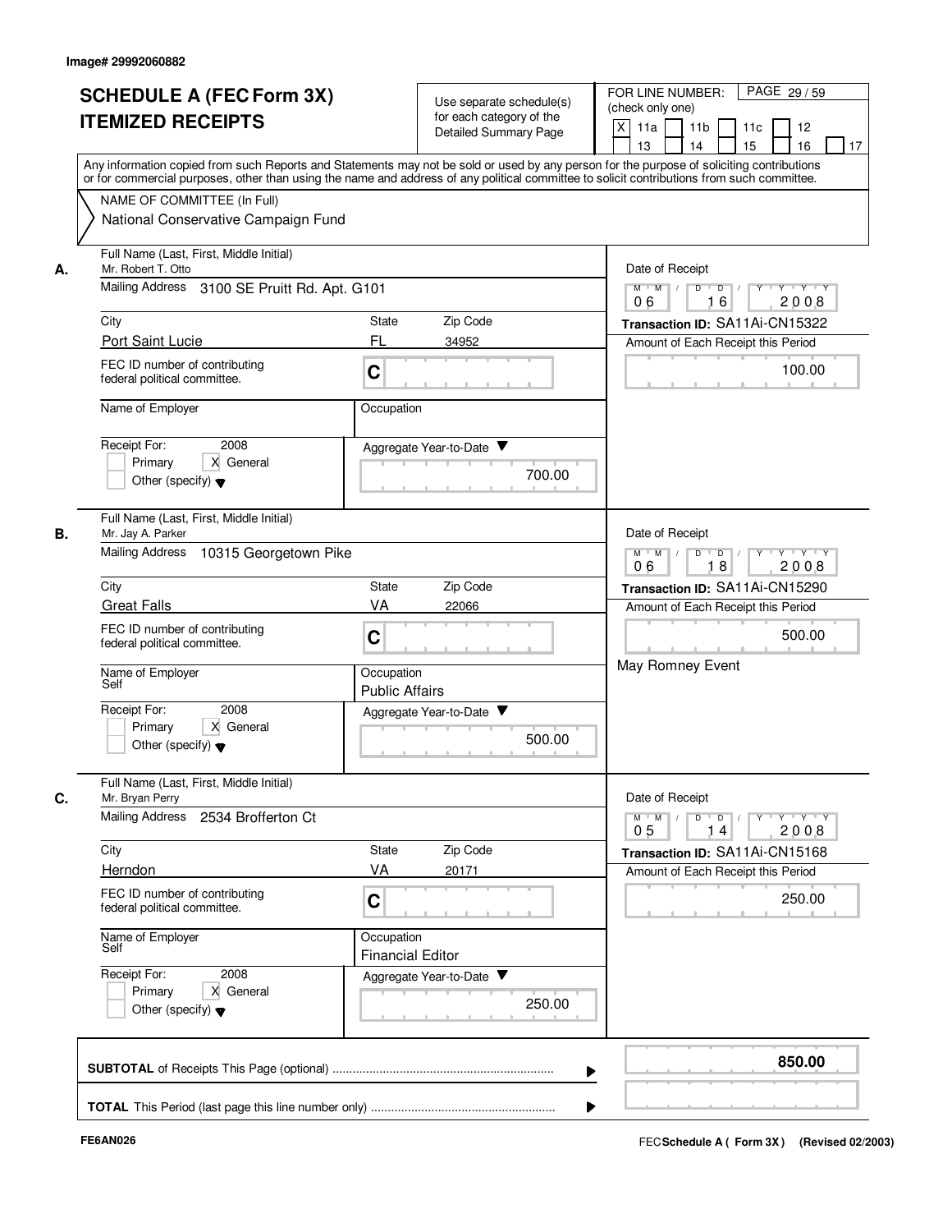Image# 29992060882

# SCHEDULE A (FEC Form 3X)
# ITEMIZED RECEIPTS

Use separate schedule(s) for each category of the Detailed Summary Page

FOR LINE NUMBER: (check only one)

X 11a | 11b | 11c | 12 | 13 | 14 | 15 | 16 | 17

PAGE 29 / 59

Any information copied from such Reports and Statements may not be sold or used by any person for the purpose of soliciting contributions or for commercial purposes, other than using the name and address of any political committee to solicit contributions from such committee.

NAME OF COMMITTEE (In Full)
National Conservative Campaign Fund

**A.**
Full Name (Last, First, Middle Initial): Mr. Robert T. Otto
Mailing Address: 3100 SE Pruitt Rd. Apt. G101
City: Port Saint Lucie | State: FL | Zip Code: 34952
FEC ID number of contributing federal political committee: C
Name of Employer:
Occupation:
Receipt For: 2008 — Primary / X General / Other (specify)
Aggregate Year-to-Date: 700.00
Date of Receipt: 06 16 2008
Transaction ID: SA11Ai-CN15322
Amount of Each Receipt this Period: 100.00

**B.**
Full Name (Last, First, Middle Initial): Mr. Jay A. Parker
Mailing Address: 10315 Georgetown Pike
City: Great Falls | State: VA | Zip Code: 22066
FEC ID number of contributing federal political committee: C
Name of Employer: Self
Occupation: Public Affairs
Receipt For: 2008 — Primary / X General / Other (specify)
Aggregate Year-to-Date: 500.00
Date of Receipt: 06 18 2008
Transaction ID: SA11Ai-CN15290
Amount of Each Receipt this Period: 500.00
May Romney Event

**C.**
Full Name (Last, First, Middle Initial): Mr. Bryan Perry
Mailing Address: 2534 Brofferton Ct
City: Herndon | State: VA | Zip Code: 20171
FEC ID number of contributing federal political committee: C
Name of Employer: Self
Occupation: Financial Editor
Receipt For: 2008 — Primary / X General / Other (specify)
Aggregate Year-to-Date: 250.00
Date of Receipt: 05 14 2008
Transaction ID: SA11Ai-CN15168
Amount of Each Receipt this Period: 250.00

**SUBTOTAL** of Receipts This Page (optional): **850.00**

**TOTAL** This Period (last page this line number only):

FE6AN026 — FEC Schedule A ( Form 3X) (Revised 02/2003)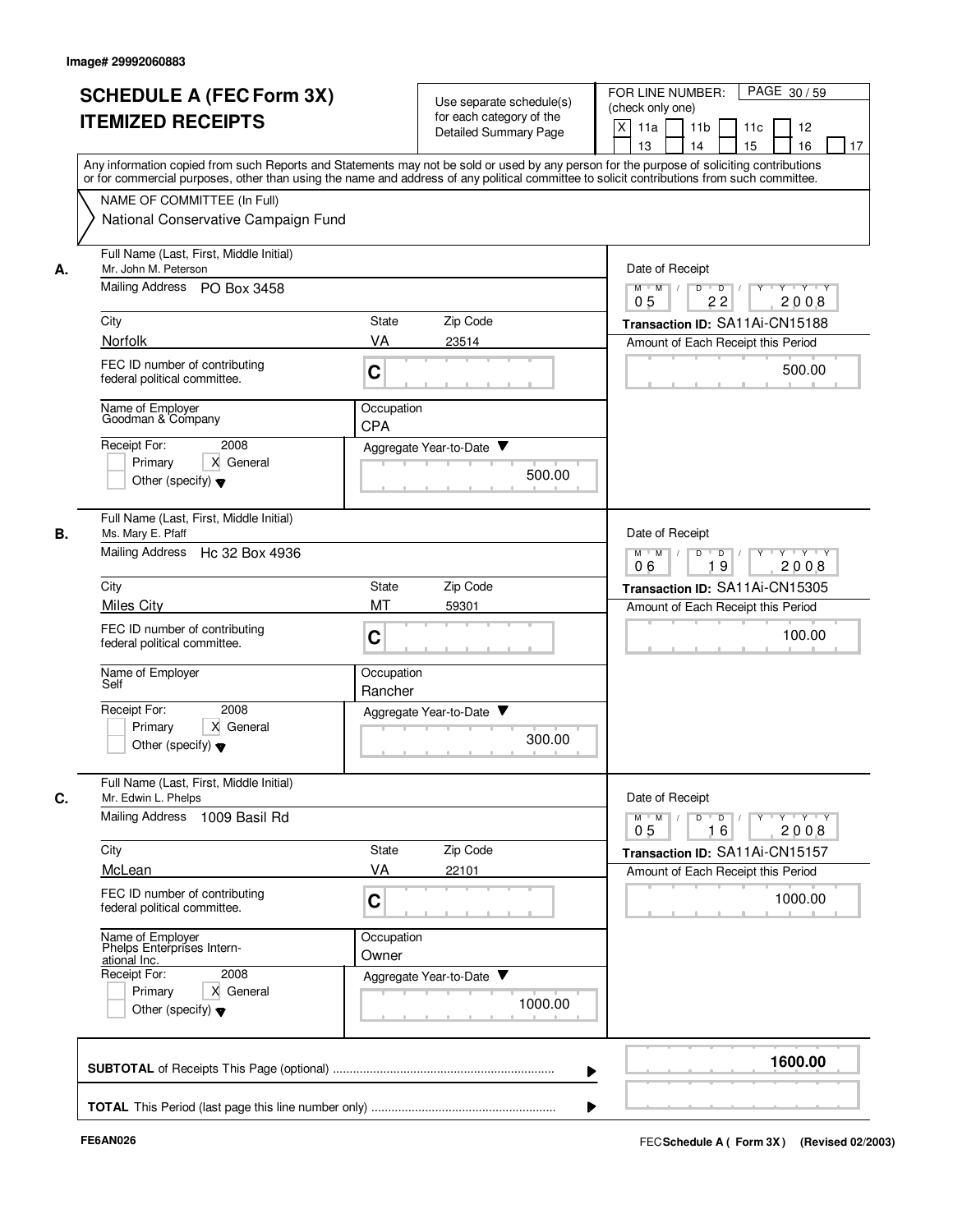Image# 29992060883

# SCHEDULE A (FEC Form 3X)
# ITEMIZED RECEIPTS

Use separate schedule(s) for each category of the Detailed Summary Page

FOR LINE NUMBER: (check only one)

| X 11a | 11b | 11c | 12 |
|---|---|---|---|
| 13 | 14 | 15 | 16 | 17 |

PAGE 30 / 59

Any information copied from such Reports and Statements may not be sold or used by any person for the purpose of soliciting contributions or for commercial purposes, other than using the name and address of any political committee to solicit contributions from such committee.

NAME OF COMMITTEE (In Full)

National Conservative Campaign Fund

---

**A.** Full Name (Last, First, Middle Initial)
Mr. John M. Peterson

Mailing Address: PO Box 3458

City: Norfolk | State: VA | Zip Code: 23514

FEC ID number of contributing federal political committee: C

Name of Employer: Goodman & Company

Occupation: CPA

Receipt For: 2008 — Primary / X General / Other (specify)

Aggregate Year-to-Date: 500.00

Date of Receipt: 05 / 22 / 2008

Transaction ID: SA11Ai-CN15188

Amount of Each Receipt this Period: 500.00

---

**B.** Full Name (Last, First, Middle Initial)
Ms. Mary E. Pfaff

Mailing Address: Hc 32 Box 4936

City: Miles City | State: MT | Zip Code: 59301

FEC ID number of contributing federal political committee: C

Name of Employer: Self

Occupation: Rancher

Receipt For: 2008 — Primary / X General / Other (specify)

Aggregate Year-to-Date: 300.00

Date of Receipt: 06 / 19 / 2008

Transaction ID: SA11Ai-CN15305

Amount of Each Receipt this Period: 100.00

---

**C.** Full Name (Last, First, Middle Initial)
Mr. Edwin L. Phelps

Mailing Address: 1009 Basil Rd

City: McLean | State: VA | Zip Code: 22101

FEC ID number of contributing federal political committee: C

Name of Employer: Phelps Enterprises International Inc.

Occupation: Owner

Receipt For: 2008 — Primary / X General / Other (specify)

Aggregate Year-to-Date: 1000.00

Date of Receipt: 05 / 16 / 2008

Transaction ID: SA11Ai-CN15157

Amount of Each Receipt this Period: 1000.00

---

**SUBTOTAL** of Receipts This Page (optional): **1600.00**

**TOTAL** This Period (last page this line number only):

FE6AN026

FEC **Schedule A ( Form 3X)** (Revised 02/2003)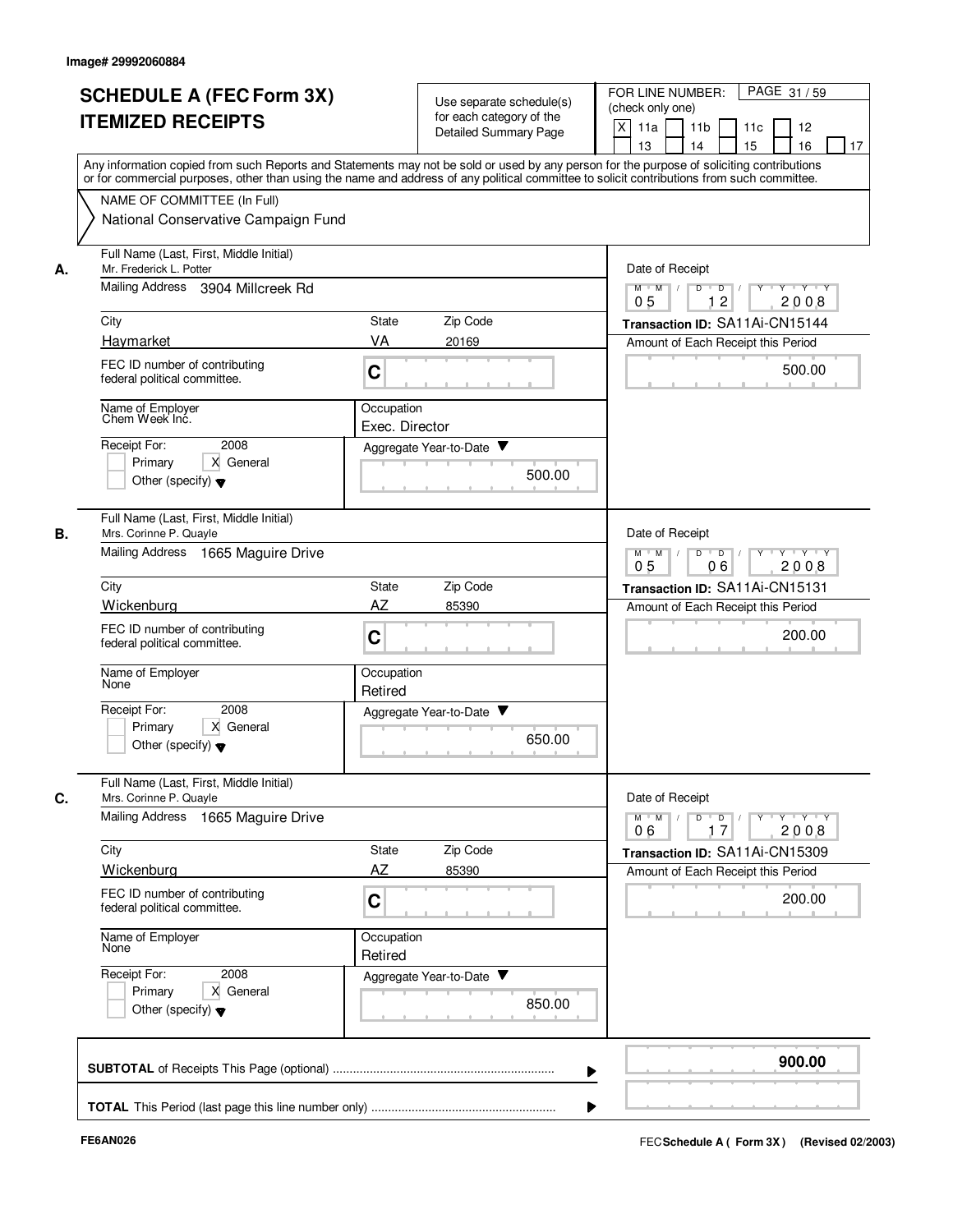Image# 29992060884

# SCHEDULE A (FEC Form 3X) ITEMIZED RECEIPTS

Use separate schedule(s) for each category of the Detailed Summary Page

FOR LINE NUMBER: (check only one)

- [X] 11a
- [ ] 11b
- [ ] 11c
- [ ] 12
- [ ] 13
- [ ] 14
- [ ] 15
- [ ] 16
- [ ] 17

Any information copied from such Reports and Statements may not be sold or used by any person for the purpose of soliciting contributions or for commercial purposes, other than using the name and address of any political committee to solicit contributions from such committee.

NAME OF COMMITTEE (In Full)
National Conservative Campaign Fund

---

**A.**

Full Name (Last, First, Middle Initial): Mr. Frederick L. Potter

Mailing Address: 3904 Millcreek Rd

City: Haymarket | State: VA | Zip Code: 20169

FEC ID number of contributing federal political committee: C

Name of Employer: Chem Week Inc.

Occupation: Exec. Director

Receipt For: 2008 — [ ] Primary [X] General [ ] Other (specify)

Aggregate Year-to-Date: 500.00

Date of Receipt: 05 / 12 / 2008

Transaction ID: SA11Ai-CN15144

Amount of Each Receipt this Period: 500.00

---

**B.**

Full Name (Last, First, Middle Initial): Mrs. Corinne P. Quayle

Mailing Address: 1665 Maguire Drive

City: Wickenburg | State: AZ | Zip Code: 85390

FEC ID number of contributing federal political committee: C

Name of Employer: None

Occupation: Retired

Receipt For: 2008 — [ ] Primary [X] General [ ] Other (specify)

Aggregate Year-to-Date: 650.00

Date of Receipt: 05 / 06 / 2008

Transaction ID: SA11Ai-CN15131

Amount of Each Receipt this Period: 200.00

---

**C.**

Full Name (Last, First, Middle Initial): Mrs. Corinne P. Quayle

Mailing Address: 1665 Maguire Drive

City: Wickenburg | State: AZ | Zip Code: 85390

FEC ID number of contributing federal political committee: C

Name of Employer: None

Occupation: Retired

Receipt For: 2008 — [ ] Primary [X] General [ ] Other (specify)

Aggregate Year-to-Date: 850.00

Date of Receipt: 06 / 17 / 2008

Transaction ID: SA11Ai-CN15309

Amount of Each Receipt this Period: 200.00

---

**SUBTOTAL** of Receipts This Page (optional): **900.00**

**TOTAL** This Period (last page this line number only):

FE6AN026 — FEC **Schedule A ( Form 3X)** (Revised 02/2003)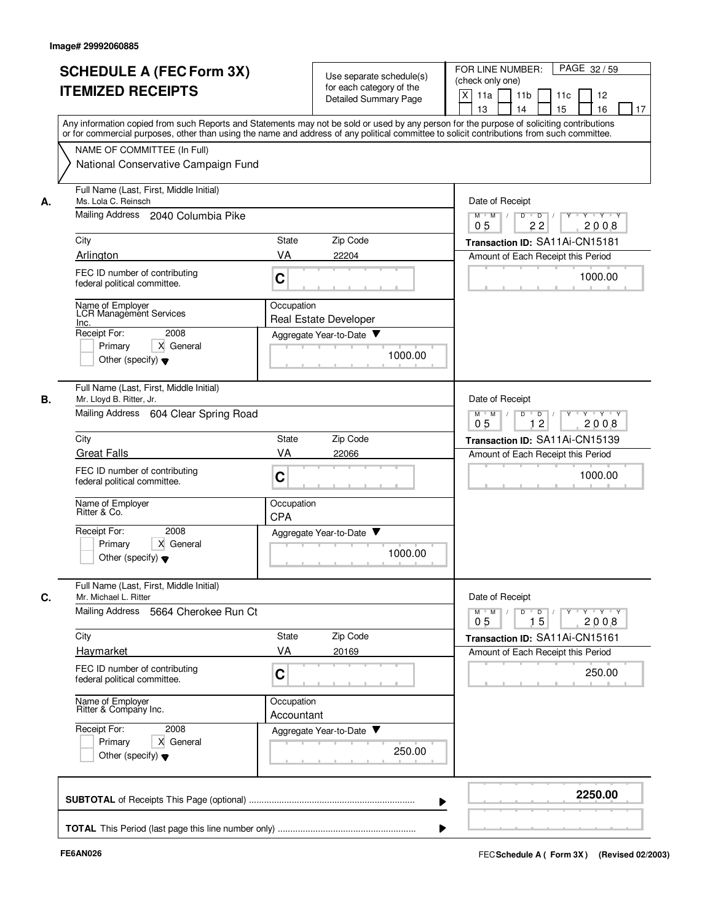Image# 29992060885

# SCHEDULE A (FEC Form 3X)
# ITEMIZED RECEIPTS

Use separate schedule(s) for each category of the Detailed Summary Page

FOR LINE NUMBER: (check only one)

[X] 11a [ ] 11b [ ] 11c [ ] 12 [ ] 13 [ ] 14 [ ] 15 [ ] 16 [ ] 17

Any information copied from such Reports and Statements may not be sold or used by any person for the purpose of soliciting contributions or for commercial purposes, other than using the name and address of any political committee to solicit contributions from such committee.

NAME OF COMMITTEE (In Full)
National Conservative Campaign Fund

---

**A.** Full Name (Last, First, Middle Initial): Ms. Lola C. Reinsch

Mailing Address: 2040 Columbia Pike

City: Arlington | State: VA | Zip Code: 22204

FEC ID number of contributing federal political committee: C

Name of Employer: LCR Management Services Inc.

Occupation: Real Estate Developer

Receipt For: 2008 [ ] Primary [X] General [ ] Other (specify)

Aggregate Year-to-Date: 1000.00

Date of Receipt: 05 / 22 / 2008

Transaction ID: SA11Ai-CN15181

Amount of Each Receipt this Period: 1000.00

---

**B.** Full Name (Last, First, Middle Initial): Mr. Lloyd B. Ritter, Jr.

Mailing Address: 604 Clear Spring Road

City: Great Falls | State: VA | Zip Code: 22066

FEC ID number of contributing federal political committee: C

Name of Employer: Ritter & Co.

Occupation: CPA

Receipt For: 2008 [ ] Primary [X] General [ ] Other (specify)

Aggregate Year-to-Date: 1000.00

Date of Receipt: 05 / 12 / 2008

Transaction ID: SA11Ai-CN15139

Amount of Each Receipt this Period: 1000.00

---

**C.** Full Name (Last, First, Middle Initial): Mr. Michael L. Ritter

Mailing Address: 5664 Cherokee Run Ct

City: Haymarket | State: VA | Zip Code: 20169

FEC ID number of contributing federal political committee: C

Name of Employer: Ritter & Company Inc.

Occupation: Accountant

Receipt For: 2008 [ ] Primary [X] General [ ] Other (specify)

Aggregate Year-to-Date: 250.00

Date of Receipt: 05 / 15 / 2008

Transaction ID: SA11Ai-CN15161

Amount of Each Receipt this Period: 250.00

---

**SUBTOTAL** of Receipts This Page (optional): **2250.00**

**TOTAL** This Period (last page this line number only):

FE6AN026 — FEC **Schedule A ( Form 3X)** (Revised 02/2003)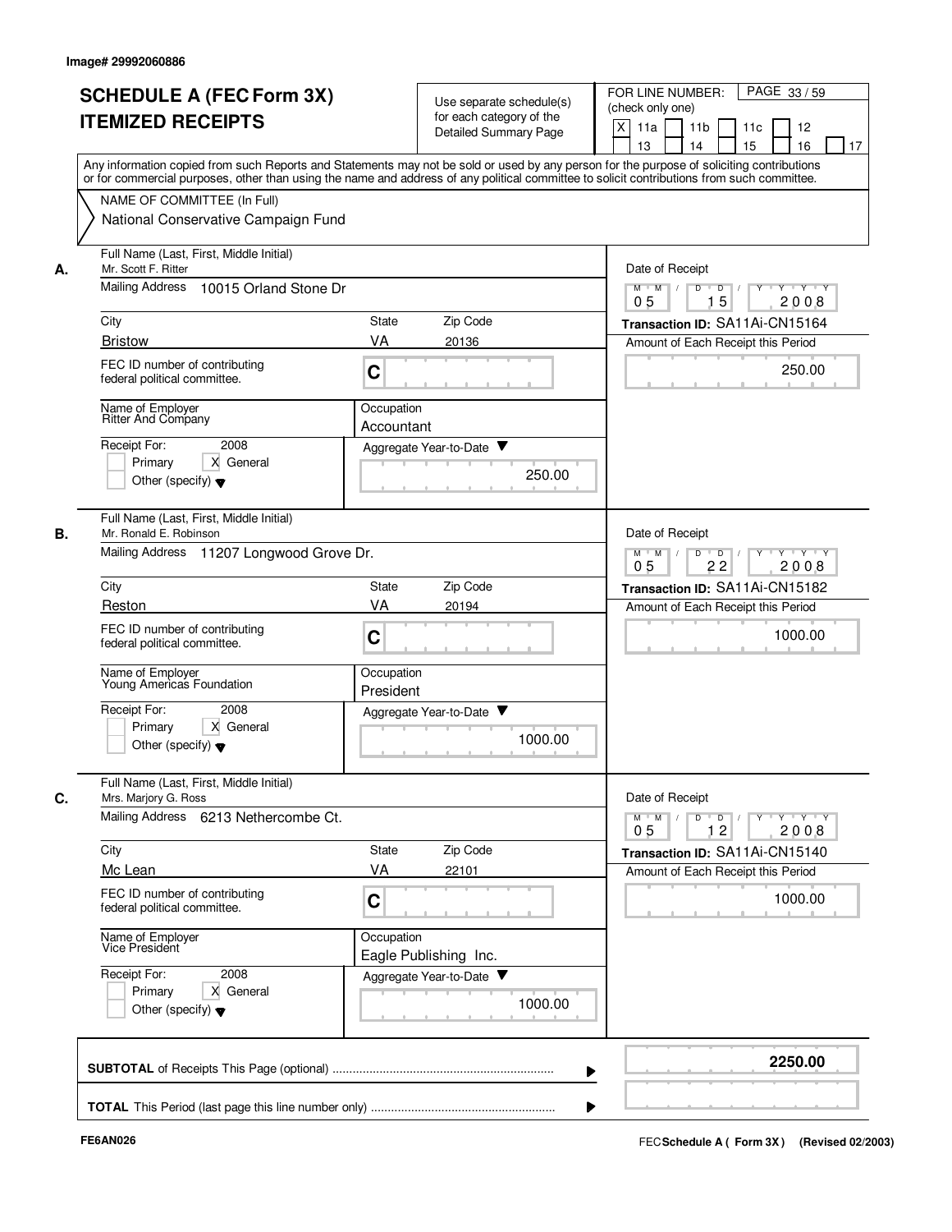Image# 29992060886

# SCHEDULE A (FEC Form 3X) ITEMIZED RECEIPTS

Use separate schedule(s) for each category of the Detailed Summary Page

FOR LINE NUMBER: (check only one)

[X] 11a [ ] 11b [ ] 11c [ ] 12 [ ] 13 [ ] 14 [ ] 15 [ ] 16 [ ] 17

PAGE 33 / 59

Any information copied from such Reports and Statements may not be sold or used by any person for the purpose of soliciting contributions or for commercial purposes, other than using the name and address of any political committee to solicit contributions from such committee.

NAME OF COMMITTEE (In Full)
National Conservative Campaign Fund

## A.

| Field | Value |
|---|---|
| Full Name (Last, First, Middle Initial) | Mr. Scott F. Ritter |
| Mailing Address | 10015 Orland Stone Dr |
| City | Bristow |
| State | VA |
| Zip Code | 20136 |
| FEC ID number of contributing federal political committee. | C |
| Name of Employer | Ritter And Company |
| Occupation | Accountant |
| Receipt For: 2008 | [ ] Primary [X] General [ ] Other (specify) |
| Aggregate Year-to-Date | 250.00 |
| Date of Receipt | 05 15 2008 |
| Transaction ID | SA11Ai-CN15164 |
| Amount of Each Receipt this Period | 250.00 |

## B.

| Field | Value |
|---|---|
| Full Name (Last, First, Middle Initial) | Mr. Ronald E. Robinson |
| Mailing Address | 11207 Longwood Grove Dr. |
| City | Reston |
| State | VA |
| Zip Code | 20194 |
| FEC ID number of contributing federal political committee. | C |
| Name of Employer | Young Americas Foundation |
| Occupation | President |
| Receipt For: 2008 | [ ] Primary [X] General [ ] Other (specify) |
| Aggregate Year-to-Date | 1000.00 |
| Date of Receipt | 05 22 2008 |
| Transaction ID | SA11Ai-CN15182 |
| Amount of Each Receipt this Period | 1000.00 |

## C.

| Field | Value |
|---|---|
| Full Name (Last, First, Middle Initial) | Mrs. Marjory G. Ross |
| Mailing Address | 6213 Nethercombe Ct. |
| City | Mc Lean |
| State | VA |
| Zip Code | 22101 |
| FEC ID number of contributing federal political committee. | C |
| Name of Employer | Vice President |
| Occupation | Eagle Publishing Inc. |
| Receipt For: 2008 | [ ] Primary [X] General [ ] Other (specify) |
| Aggregate Year-to-Date | 1000.00 |
| Date of Receipt | 05 12 2008 |
| Transaction ID | SA11Ai-CN15140 |
| Amount of Each Receipt this Period | 1000.00 |

**SUBTOTAL** of Receipts This Page (optional) ........ **2250.00**

**TOTAL** This Period (last page this line number only) ........

FE6AN026

FEC **Schedule A ( Form 3X )** (Revised 02/2003)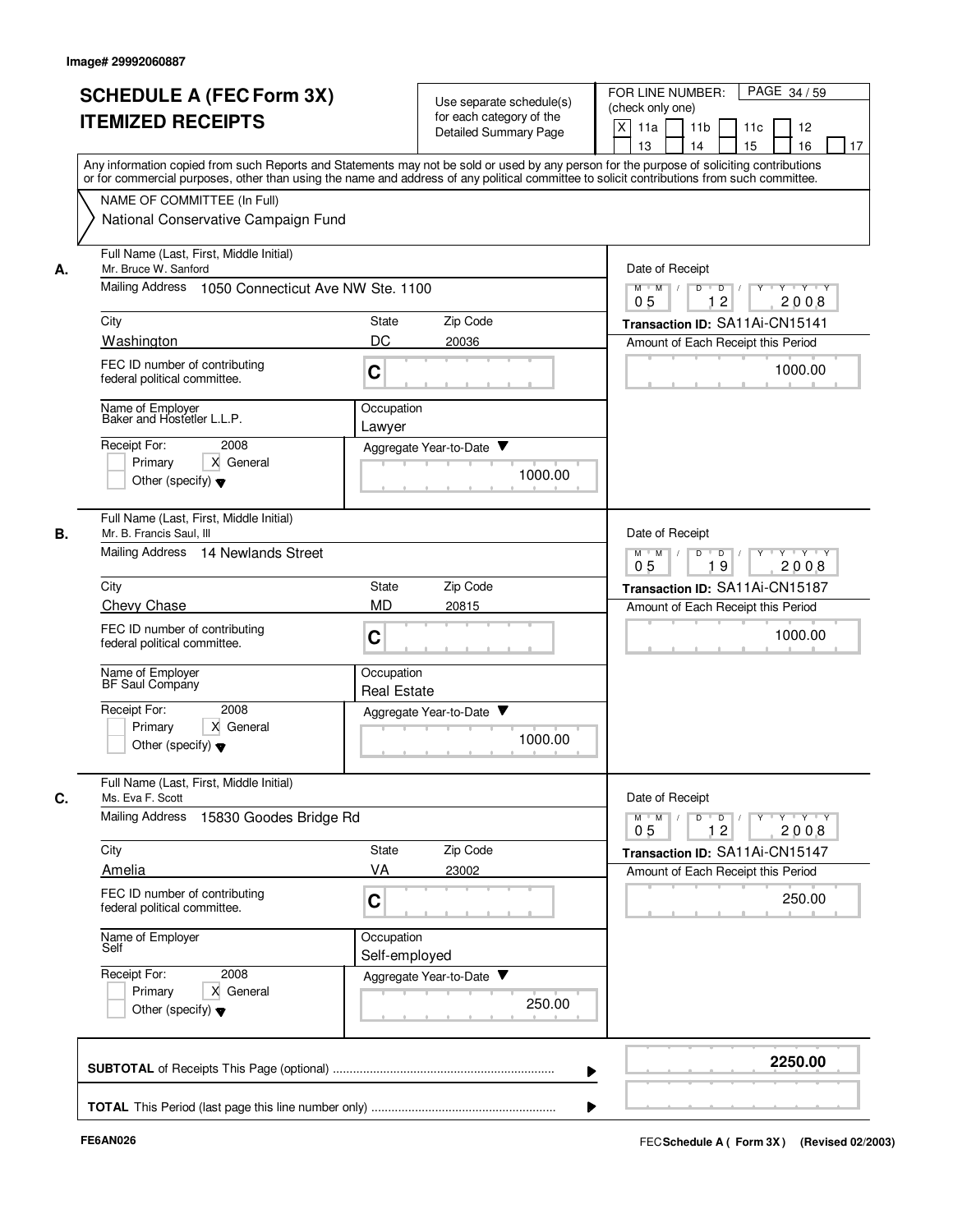Image# 29992060887

# SCHEDULE A (FEC Form 3X) ITEMIZED RECEIPTS

Use separate schedule(s) for each category of the Detailed Summary Page

FOR LINE NUMBER: (check only one)

[X] 11a [ ] 11b [ ] 11c [ ] 12 [ ] 13 [ ] 14 [ ] 15 [ ] 16 [ ] 17

PAGE 34 / 59

Any information copied from such Reports and Statements may not be sold or used by any person for the purpose of soliciting contributions or for commercial purposes, other than using the name and address of any political committee to solicit contributions from such committee.

NAME OF COMMITTEE (In Full)
National Conservative Campaign Fund

---

**A.**

Full Name (Last, First, Middle Initial): Mr. Bruce W. Sanford

Mailing Address: 1050 Connecticut Ave NW Ste. 1100

City: Washington | State: DC | Zip Code: 20036

FEC ID number of contributing federal political committee: C

Name of Employer: Baker and Hostetler L.L.P.

Occupation: Lawyer

Receipt For: 2008 — [ ] Primary [X] General [ ] Other (specify)

Aggregate Year-to-Date: 1000.00

Date of Receipt: 05 / 12 / 2008

Transaction ID: SA11Ai-CN15141

Amount of Each Receipt this Period: 1000.00

---

**B.**

Full Name (Last, First, Middle Initial): Mr. B. Francis Saul, III

Mailing Address: 14 Newlands Street

City: Chevy Chase | State: MD | Zip Code: 20815

FEC ID number of contributing federal political committee: C

Name of Employer: BF Saul Company

Occupation: Real Estate

Receipt For: 2008 — [ ] Primary [X] General [ ] Other (specify)

Aggregate Year-to-Date: 1000.00

Date of Receipt: 05 / 19 / 2008

Transaction ID: SA11Ai-CN15187

Amount of Each Receipt this Period: 1000.00

---

**C.**

Full Name (Last, First, Middle Initial): Ms. Eva F. Scott

Mailing Address: 15830 Goodes Bridge Rd

City: Amelia | State: VA | Zip Code: 23002

FEC ID number of contributing federal political committee: C

Name of Employer: Self

Occupation: Self-employed

Receipt For: 2008 — [ ] Primary [X] General [ ] Other (specify)

Aggregate Year-to-Date: 250.00

Date of Receipt: 05 / 12 / 2008

Transaction ID: SA11Ai-CN15147

Amount of Each Receipt this Period: 250.00

---

**SUBTOTAL** of Receipts This Page (optional): **2250.00**

**TOTAL** This Period (last page this line number only):

FE6AN026

FEC **Schedule A ( Form 3X )** (Revised 02/2003)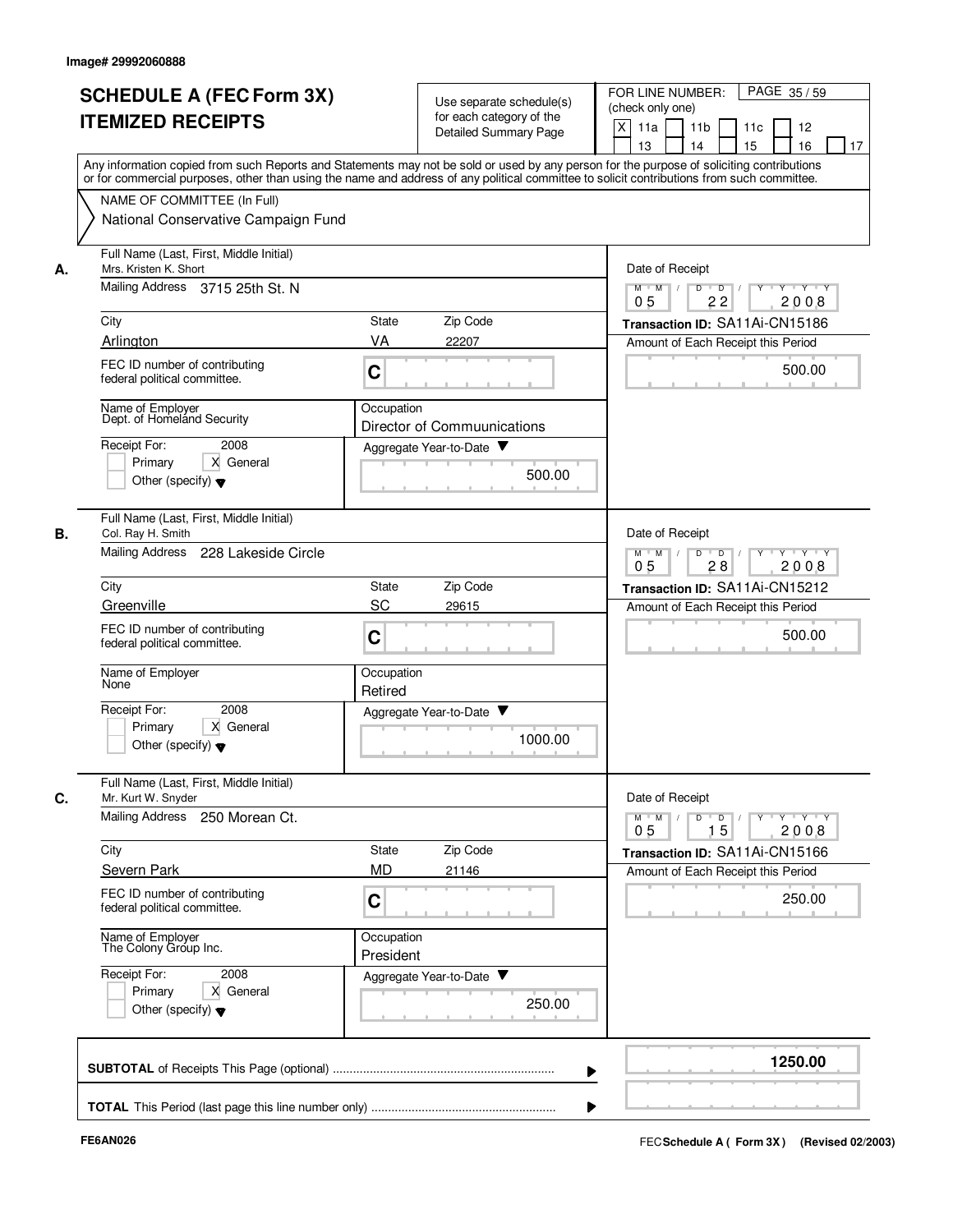Image# 29992060888

# SCHEDULE A (FEC Form 3X)
# ITEMIZED RECEIPTS

Use separate schedule(s) for each category of the Detailed Summary Page

FOR LINE NUMBER: (check only one)

[X] 11a [ ] 11b [ ] 11c [ ] 12 [ ] 13 [ ] 14 [ ] 15 [ ] 16 [ ] 17

Any information copied from such Reports and Statements may not be sold or used by any person for the purpose of soliciting contributions or for commercial purposes, other than using the name and address of any political committee to solicit contributions from such committee.

NAME OF COMMITTEE (In Full)

National Conservative Campaign Fund

---

**A.**

Full Name (Last, First, Middle Initial): Mrs. Kristen K. Short

Mailing Address: 3715 25th St. N

City: Arlington | State: VA | Zip Code: 22207

FEC ID number of contributing federal political committee: C

Name of Employer: Dept. of Homeland Security

Occupation: Director of Commuunications

Receipt For: 2008 — [ ] Primary [X] General [ ] Other (specify)

Aggregate Year-to-Date: 500.00

Date of Receipt: 05 / 22 / 2008

Transaction ID: SA11Ai-CN15186

Amount of Each Receipt this Period: 500.00

---

**B.**

Full Name (Last, First, Middle Initial): Col. Ray H. Smith

Mailing Address: 228 Lakeside Circle

City: Greenville | State: SC | Zip Code: 29615

FEC ID number of contributing federal political committee: C

Name of Employer: None

Occupation: Retired

Receipt For: 2008 — [ ] Primary [X] General [ ] Other (specify)

Aggregate Year-to-Date: 1000.00

Date of Receipt: 05 / 28 / 2008

Transaction ID: SA11Ai-CN15212

Amount of Each Receipt this Period: 500.00

---

**C.**

Full Name (Last, First, Middle Initial): Mr. Kurt W. Snyder

Mailing Address: 250 Morean Ct.

City: Severn Park | State: MD | Zip Code: 21146

FEC ID number of contributing federal political committee: C

Name of Employer: The Colony Group Inc.

Occupation: President

Receipt For: 2008 — [ ] Primary [X] General [ ] Other (specify)

Aggregate Year-to-Date: 250.00

Date of Receipt: 05 / 15 / 2008

Transaction ID: SA11Ai-CN15166

Amount of Each Receipt this Period: 250.00

---

**SUBTOTAL** of Receipts This Page (optional): 1250.00

**TOTAL** This Period (last page this line number only):

FE6AN026

FEC Schedule A ( Form 3X ) (Revised 02/2003)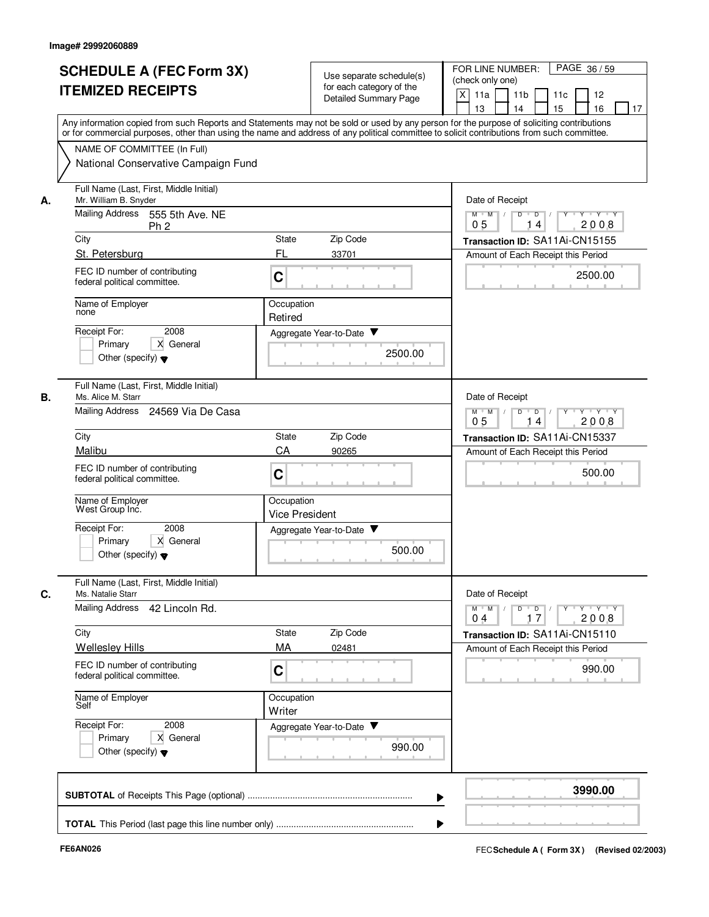Image# 29992060889

# SCHEDULE A (FEC Form 3X) ITEMIZED RECEIPTS

Use separate schedule(s) for each category of the Detailed Summary Page

FOR LINE NUMBER: (check only one)

- [X] 11a
- [ ] 11b
- [ ] 11c
- [ ] 12
- [ ] 13
- [ ] 14
- [ ] 15
- [ ] 16
- [ ] 17

PAGE 36 / 59

Any information copied from such Reports and Statements may not be sold or used by any person for the purpose of soliciting contributions or for commercial purposes, other than using the name and address of any political committee to solicit contributions from such committee.

NAME OF COMMITTEE (In Full)
National Conservative Campaign Fund

---

**A.**

Full Name (Last, First, Middle Initial): Mr. William B. Snyder

Mailing Address: 555 5th Ave. NE Ph 2

City: St. Petersburg | State: FL | Zip Code: 33701

FEC ID number of contributing federal political committee: C

Name of Employer: none

Occupation: Retired

Receipt For: 2008 — Primary [ ] General [X] Other (specify)

Aggregate Year-to-Date: 2500.00

Date of Receipt: 05 / 14 / 2008

Transaction ID: SA11Ai-CN15155

Amount of Each Receipt this Period: 2500.00

---

**B.**

Full Name (Last, First, Middle Initial): Ms. Alice M. Starr

Mailing Address: 24569 Via De Casa

City: Malibu | State: CA | Zip Code: 90265

FEC ID number of contributing federal political committee: C

Name of Employer: West Group Inc.

Occupation: Vice President

Receipt For: 2008 — Primary [ ] General [X] Other (specify)

Aggregate Year-to-Date: 500.00

Date of Receipt: 05 / 14 / 2008

Transaction ID: SA11Ai-CN15337

Amount of Each Receipt this Period: 500.00

---

**C.**

Full Name (Last, First, Middle Initial): Ms. Natalie Starr

Mailing Address: 42 Lincoln Rd.

City: Wellesley Hills | State: MA | Zip Code: 02481

FEC ID number of contributing federal political committee: C

Name of Employer: Self

Occupation: Writer

Receipt For: 2008 — Primary [ ] General [X] Other (specify)

Aggregate Year-to-Date: 990.00

Date of Receipt: 04 / 17 / 2008

Transaction ID: SA11Ai-CN15110

Amount of Each Receipt this Period: 990.00

---

**SUBTOTAL** of Receipts This Page (optional): **3990.00**

**TOTAL** This Period (last page this line number only):

FE6AN026

FEC **Schedule A ( Form 3X )** (Revised 02/2003)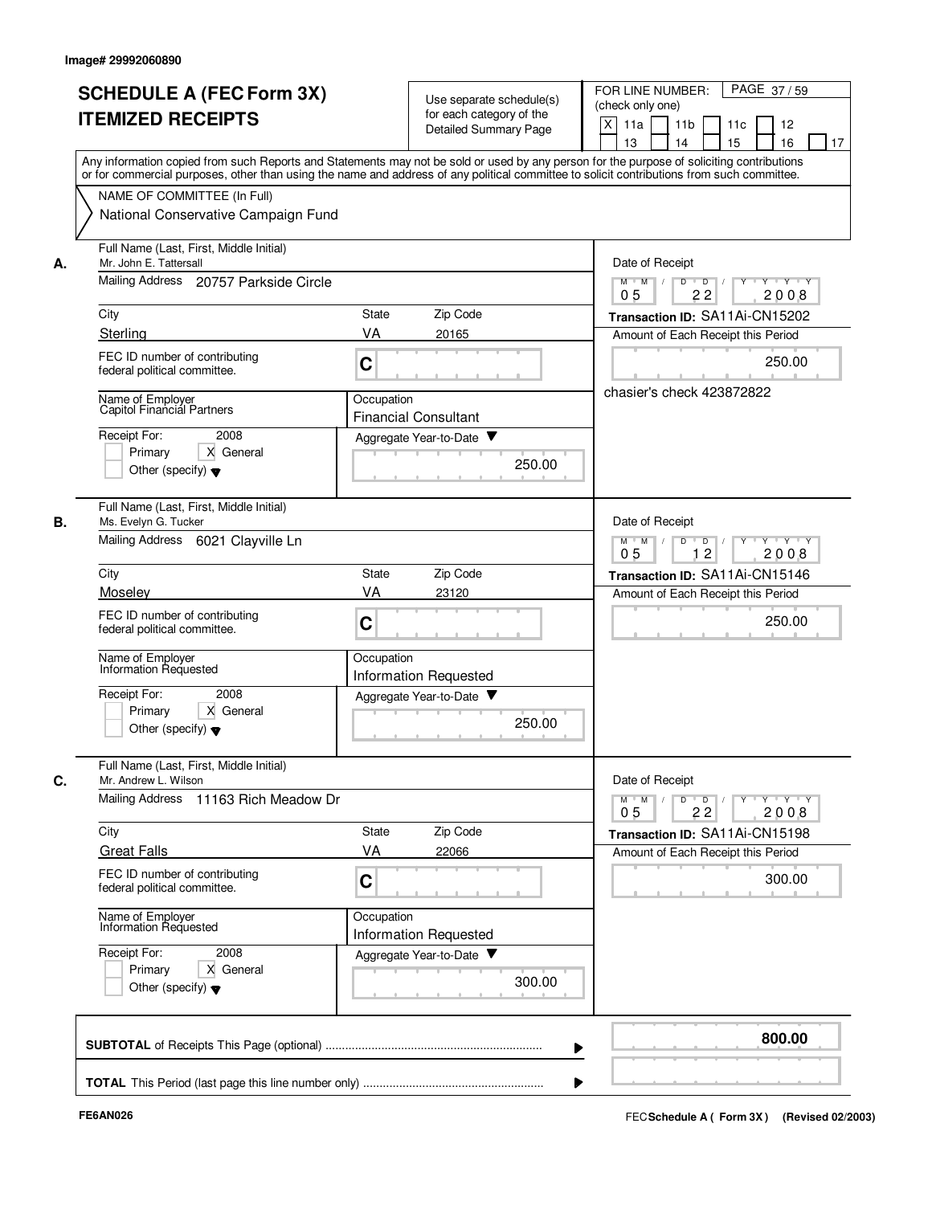Image# 29992060890

# SCHEDULE A (FEC Form 3X) ITEMIZED RECEIPTS

Use separate schedule(s) for each category of the Detailed Summary Page

FOR LINE NUMBER: (check only one)
[X] 11a [ ] 11b [ ] 11c [ ] 12 [ ] 13 [ ] 14 [ ] 15 [ ] 16 [ ] 17

PAGE 37 / 59

Any information copied from such Reports and Statements may not be sold or used by any person for the purpose of soliciting contributions or for commercial purposes, other than using the name and address of any political committee to solicit contributions from such committee.

NAME OF COMMITTEE (In Full)
National Conservative Campaign Fund

## A.

Full Name (Last, First, Middle Initial): Mr. John E. Tattersall
Mailing Address: 20757 Parkside Circle
City: Sterling
State: VA
Zip Code: 20165
FEC ID number of contributing federal political committee: C
Name of Employer: Capitol Financial Partners
Occupation: Financial Consultant
Receipt For: 2008 [ ] Primary [X] General [ ] Other (specify)
Aggregate Year-to-Date: 250.00
Date of Receipt: 05 22 2008
Transaction ID: SA11Ai-CN15202
Amount of Each Receipt this Period: 250.00
chasier's check 423872822

## B.

Full Name (Last, First, Middle Initial): Ms. Evelyn G. Tucker
Mailing Address: 6021 Clayville Ln
City: Moseley
State: VA
Zip Code: 23120
FEC ID number of contributing federal political committee: C
Name of Employer: Information Requested
Occupation: Information Requested
Receipt For: 2008 [ ] Primary [X] General [ ] Other (specify)
Aggregate Year-to-Date: 250.00
Date of Receipt: 05 12 2008
Transaction ID: SA11Ai-CN15146
Amount of Each Receipt this Period: 250.00

## C.

Full Name (Last, First, Middle Initial): Mr. Andrew L. Wilson
Mailing Address: 11163 Rich Meadow Dr
City: Great Falls
State: VA
Zip Code: 22066
FEC ID number of contributing federal political committee: C
Name of Employer: Information Requested
Occupation: Information Requested
Receipt For: 2008 [ ] Primary [X] General [ ] Other (specify)
Aggregate Year-to-Date: 300.00
Date of Receipt: 05 22 2008
Transaction ID: SA11Ai-CN15198
Amount of Each Receipt this Period: 300.00

**SUBTOTAL** of Receipts This Page (optional): **800.00**

**TOTAL** This Period (last page this line number only):

FE6AN026

FEC **Schedule A ( Form 3X )** (Revised 02/2003)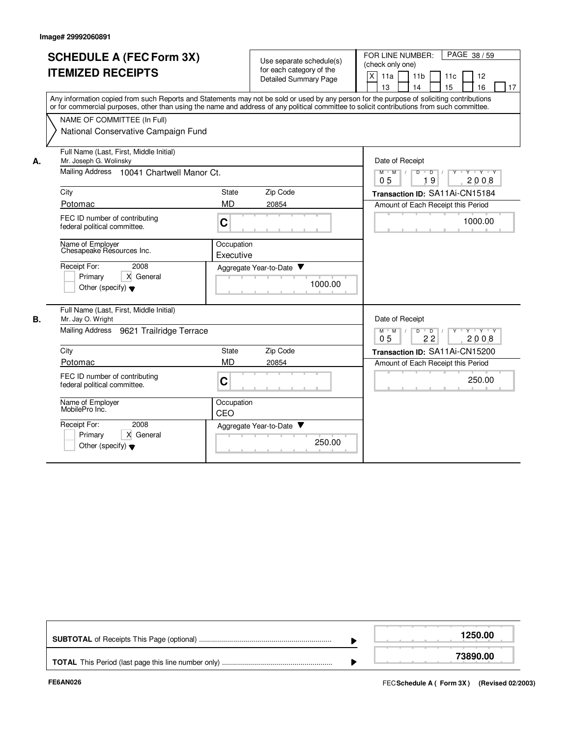Image# 29992060891

# SCHEDULE A (FEC Form 3X) ITEMIZED RECEIPTS

Use separate schedule(s) for each category of the Detailed Summary Page

FOR LINE NUMBER: (check only one)

[X] 11a [ ] 11b [ ] 11c [ ] 12 [ ] 13 [ ] 14 [ ] 15 [ ] 16 [ ] 17

PAGE 38 / 59

Any information copied from such Reports and Statements may not be sold or used by any person for the purpose of soliciting contributions or for commercial purposes, other than using the name and address of any political committee to solicit contributions from such committee.

NAME OF COMMITTEE (In Full)

National Conservative Campaign Fund

---

**A.**

Full Name (Last, First, Middle Initial): Mr. Joseph G. Wolinsky

Mailing Address: 10041 Chartwell Manor Ct.

City: Potomac | State: MD | Zip Code: 20854

FEC ID number of contributing federal political committee: C

Name of Employer: Chesapeake Resources Inc.

Occupation: Executive

Receipt For: 2008 [ ] Primary [X] General [ ] Other (specify)

Aggregate Year-to-Date: 1000.00

Date of Receipt: 05 19 2008

Transaction ID: SA11Ai-CN15184

Amount of Each Receipt this Period: 1000.00

---

**B.**

Full Name (Last, First, Middle Initial): Mr. Jay O. Wright

Mailing Address: 9621 Trailridge Terrace

City: Potomac | State: MD | Zip Code: 20854

FEC ID number of contributing federal political committee: C

Name of Employer: MobilePro Inc.

Occupation: CEO

Receipt For: 2008 [ ] Primary [X] General [ ] Other (specify)

Aggregate Year-to-Date: 250.00

Date of Receipt: 05 22 2008

Transaction ID: SA11Ai-CN15200

Amount of Each Receipt this Period: 250.00

---

**SUBTOTAL** of Receipts This Page (optional): **1250.00**

**TOTAL** This Period (last page this line number only): **73890.00**

FE6AN026

FEC **Schedule A ( Form 3X )** (Revised 02/2003)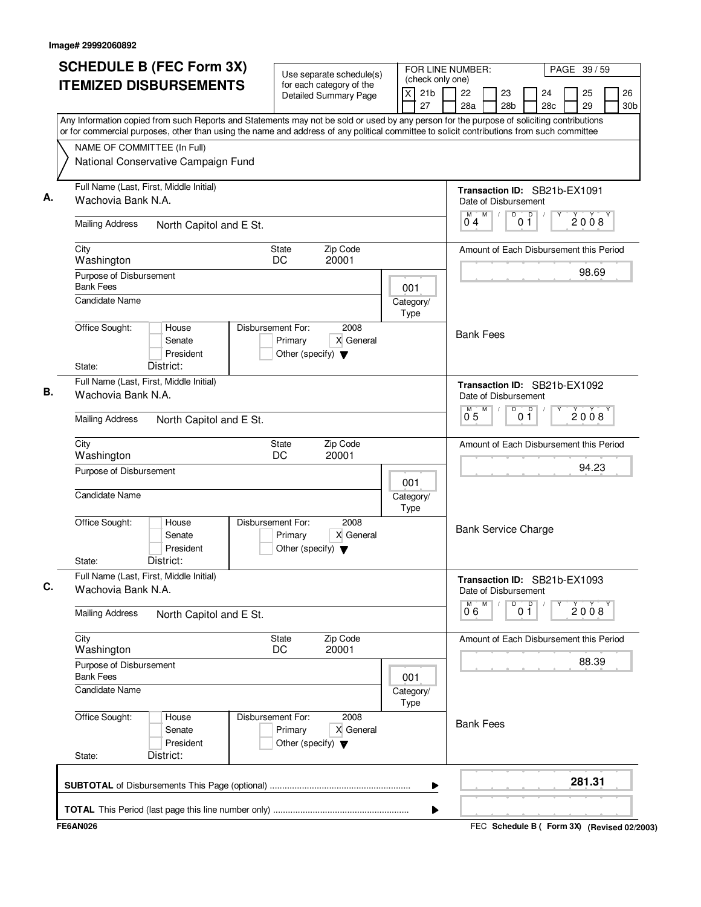Image# 29992060892

# SCHEDULE B (FEC Form 3X)
## ITEMIZED DISBURSEMENTS

Use separate schedule(s) for each category of the Detailed Summary Page

FOR LINE NUMBER: (check only one)
[X] 21b [ ] 22 [ ] 23 [ ] 24 [ ] 25 [ ] 26
[ ] 27 [ ] 28a [ ] 28b [ ] 28c [ ] 29 [ ] 30b

PAGE 39 / 59

Any Information copied from such Reports and Statements may not be sold or used by any person for the purpose of soliciting contributions or for commercial purposes, other than using the name and address of any political committee to solicit contributions from such committee

NAME OF COMMITTEE (In Full)
National Conservative Campaign Fund

---

**A.** Full Name (Last, First, Middle Initial): Wachovia Bank N.A.

Mailing Address: North Capitol and E St.

City: Washington | State: DC | Zip Code: 20001

Purpose of Disbursement: Bank Fees

Candidate Name:

Category/Type: 001

Office Sought: [ ] House [ ] Senate [ ] President

State: District:

Disbursement For: 2008 [ ] Primary [X] General [ ] Other (specify)

Transaction ID: SB21b-EX1091

Date of Disbursement: 04/01/2008

Amount of Each Disbursement this Period: 98.69

Bank Fees

---

**B.** Full Name (Last, First, Middle Initial): Wachovia Bank N.A.

Mailing Address: North Capitol and E St.

City: Washington | State: DC | Zip Code: 20001

Purpose of Disbursement:

Candidate Name:

Category/Type: 001

Office Sought: [ ] House [ ] Senate [ ] President

State: District:

Disbursement For: 2008 [ ] Primary [X] General [ ] Other (specify)

Transaction ID: SB21b-EX1092

Date of Disbursement: 05/01/2008

Amount of Each Disbursement this Period: 94.23

Bank Service Charge

---

**C.** Full Name (Last, First, Middle Initial): Wachovia Bank N.A.

Mailing Address: North Capitol and E St.

City: Washington | State: DC | Zip Code: 20001

Purpose of Disbursement: Bank Fees

Candidate Name:

Category/Type: 001

Office Sought: [ ] House [ ] Senate [ ] President

State: District:

Disbursement For: 2008 [ ] Primary [X] General [ ] Other (specify)

Transaction ID: SB21b-EX1093

Date of Disbursement: 06/01/2008

Amount of Each Disbursement this Period: 88.39

Bank Fees

---

**SUBTOTAL** of Disbursements This Page (optional): **281.31**

**TOTAL** This Period (last page this line number only):

FE6AN026 — FEC Schedule B ( Form 3X) (Revised 02/2003)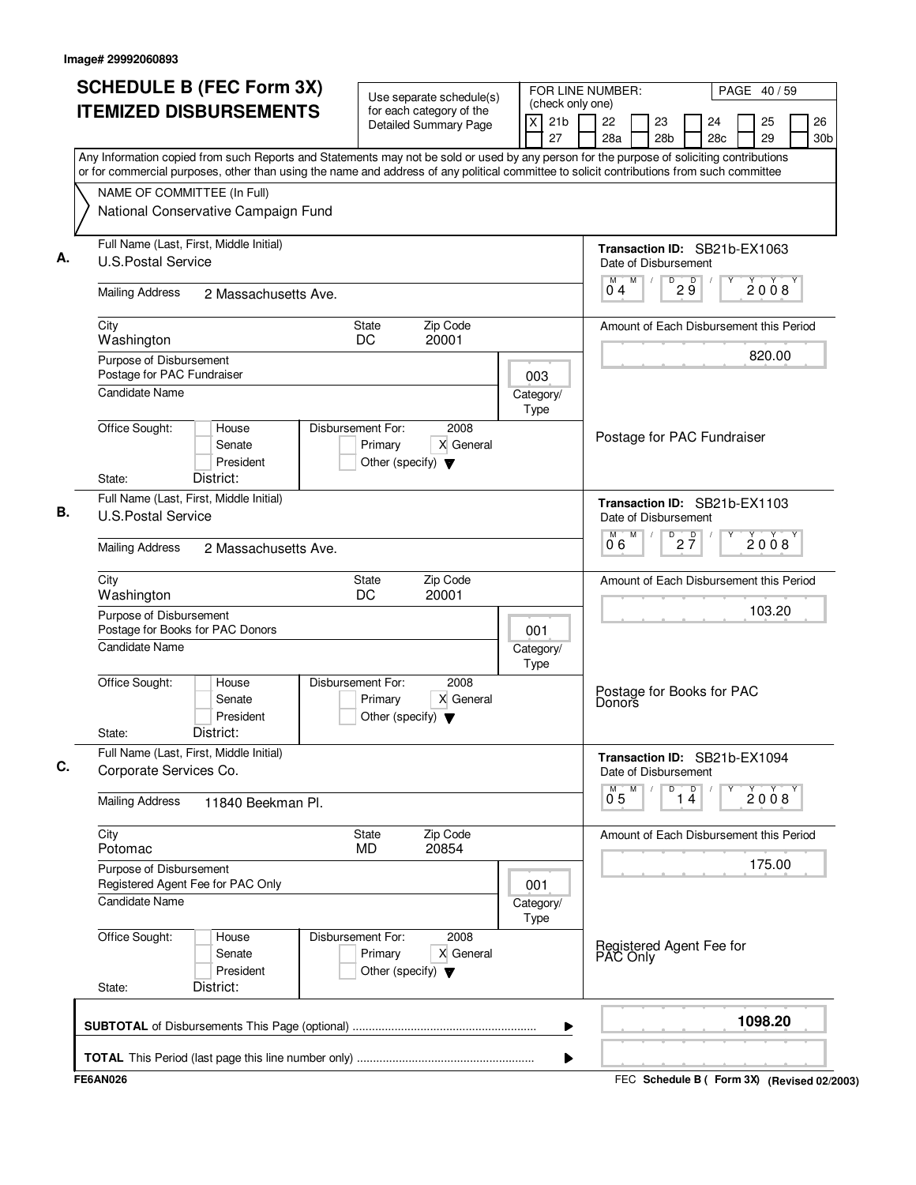Image# 29992060893

# SCHEDULE B (FEC Form 3X)
## ITEMIZED DISBURSEMENTS

Use separate schedule(s) for each category of the Detailed Summary Page

FOR LINE NUMBER: (check only one)
[X] 21b [ ] 22 [ ] 23 [ ] 24 [ ] 25 [ ] 26
[ ] 27 [ ] 28a [ ] 28b [ ] 28c [ ] 29 [ ] 30b

Any Information copied from such Reports and Statements may not be sold or used by any person for the purpose of soliciting contributions or for commercial purposes, other than using the name and address of any political committee to solicit contributions from such committee

NAME OF COMMITTEE (In Full)
National Conservative Campaign Fund

---

**A.** Full Name (Last, First, Middle Initial): U.S.Postal Service

Mailing Address: 2 Massachusetts Ave.

City: Washington | State: DC | Zip Code: 20001

Purpose of Disbursement: Postage for PAC Fundraiser

Category/Type: 003

Candidate Name:

Office Sought: [ ] House [ ] Senate [ ] President

State: District:

Disbursement For: 2008 [ ] Primary [X] General [ ] Other (specify)

Transaction ID: SB21b-EX1063

Date of Disbursement: 04/29/2008

Amount of Each Disbursement this Period: 820.00

Postage for PAC Fundraiser

---

**B.** Full Name (Last, First, Middle Initial): U.S.Postal Service

Mailing Address: 2 Massachusetts Ave.

City: Washington | State: DC | Zip Code: 20001

Purpose of Disbursement: Postage for Books for PAC Donors

Category/Type: 001

Candidate Name:

Office Sought: [ ] House [ ] Senate [ ] President

State: District:

Disbursement For: 2008 [ ] Primary [X] General [ ] Other (specify)

Transaction ID: SB21b-EX1103

Date of Disbursement: 06/27/2008

Amount of Each Disbursement this Period: 103.20

Postage for Books for PAC Donors

---

**C.** Full Name (Last, First, Middle Initial): Corporate Services Co.

Mailing Address: 11840 Beekman Pl.

City: Potomac | State: MD | Zip Code: 20854

Purpose of Disbursement: Registered Agent Fee for PAC Only

Category/Type: 001

Candidate Name:

Office Sought: [ ] House [ ] Senate [ ] President

State: District:

Disbursement For: 2008 [ ] Primary [X] General [ ] Other (specify)

Transaction ID: SB21b-EX1094

Date of Disbursement: 05/14/2008

Amount of Each Disbursement this Period: 175.00

Registered Agent Fee for PAC Only

---

**SUBTOTAL** of Disbursements This Page (optional): **1098.20**

**TOTAL** This Period (last page this line number only):

FE6AN026

FEC **Schedule B ( Form 3X)** (Revised 02/2003)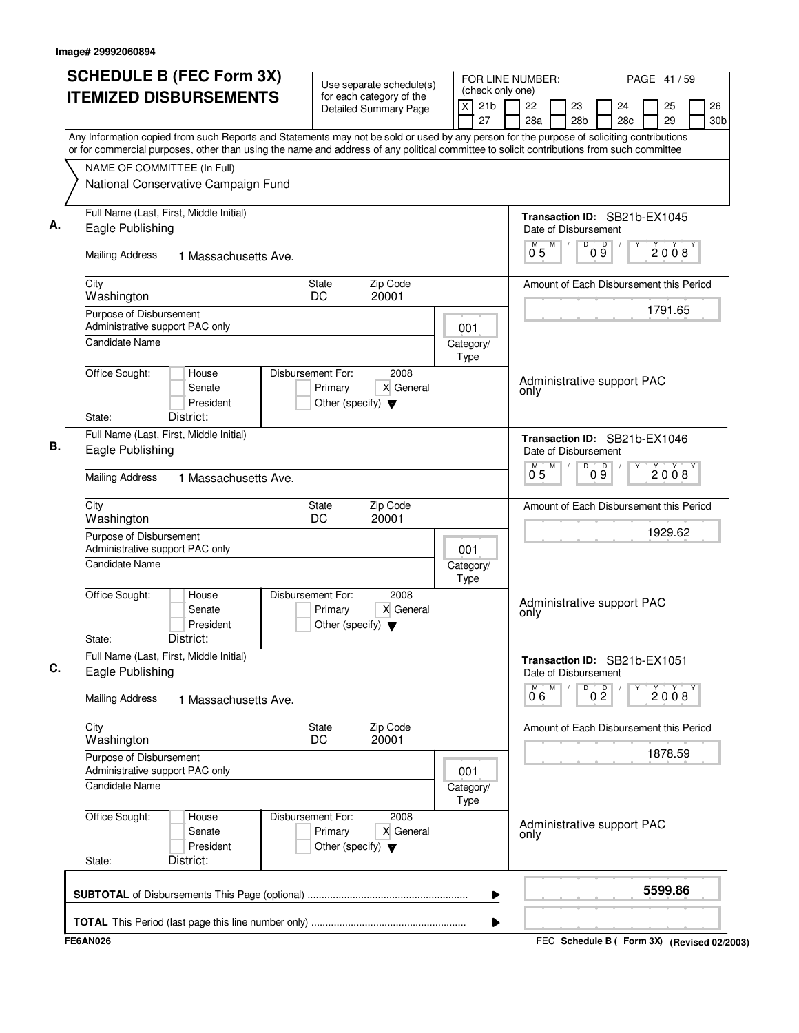Image# 29992060894

# SCHEDULE B (FEC Form 3X) ITEMIZED DISBURSEMENTS

Use separate schedule(s) for each category of the Detailed Summary Page

FOR LINE NUMBER: (check only one)
[X] 21b [ ] 22 [ ] 23 [ ] 24 [ ] 25 [ ] 26
[ ] 27 [ ] 28a [ ] 28b [ ] 28c [ ] 29 [ ] 30b

PAGE 41 / 59

Any Information copied from such Reports and Statements may not be sold or used by any person for the purpose of soliciting contributions or for commercial purposes, other than using the name and address of any political committee to solicit contributions from such committee

NAME OF COMMITTEE (In Full)
National Conservative Campaign Fund

## A.

Full Name (Last, First, Middle Initial): Eagle Publishing

Transaction ID: SB21b-EX1045

Mailing Address: 1 Massachusetts Ave.

Date of Disbursement: 05 / 09 / 2008

City: Washington | State: DC | Zip Code: 20001

Amount of Each Disbursement this Period: 1791.65

Purpose of Disbursement: Administrative support PAC only

Category/Type: 001

Candidate Name:

Office Sought: [ ] House [ ] Senate [ ] President

Disbursement For: 2008 [ ] Primary [X] General [ ] Other (specify)

Administrative support PAC only

State: District:

## B.

Full Name (Last, First, Middle Initial): Eagle Publishing

Transaction ID: SB21b-EX1046

Mailing Address: 1 Massachusetts Ave.

Date of Disbursement: 05 / 09 / 2008

City: Washington | State: DC | Zip Code: 20001

Amount of Each Disbursement this Period: 1929.62

Purpose of Disbursement: Administrative support PAC only

Category/Type: 001

Candidate Name:

Office Sought: [ ] House [ ] Senate [ ] President

Disbursement For: 2008 [ ] Primary [X] General [ ] Other (specify)

Administrative support PAC only

State: District:

## C.

Full Name (Last, First, Middle Initial): Eagle Publishing

Transaction ID: SB21b-EX1051

Mailing Address: 1 Massachusetts Ave.

Date of Disbursement: 06 / 02 / 2008

City: Washington | State: DC | Zip Code: 20001

Amount of Each Disbursement this Period: 1878.59

Purpose of Disbursement: Administrative support PAC only

Category/Type: 001

Candidate Name:

Office Sought: [ ] House [ ] Senate [ ] President

Disbursement For: 2008 [ ] Primary [X] General [ ] Other (specify)

Administrative support PAC only

State: District:

**SUBTOTAL** of Disbursements This Page (optional) ........ **5599.86**

**TOTAL** This Period (last page this line number only) ........

FE6AN026

FEC **Schedule B ( Form 3X)** **(Revised 02/2003)**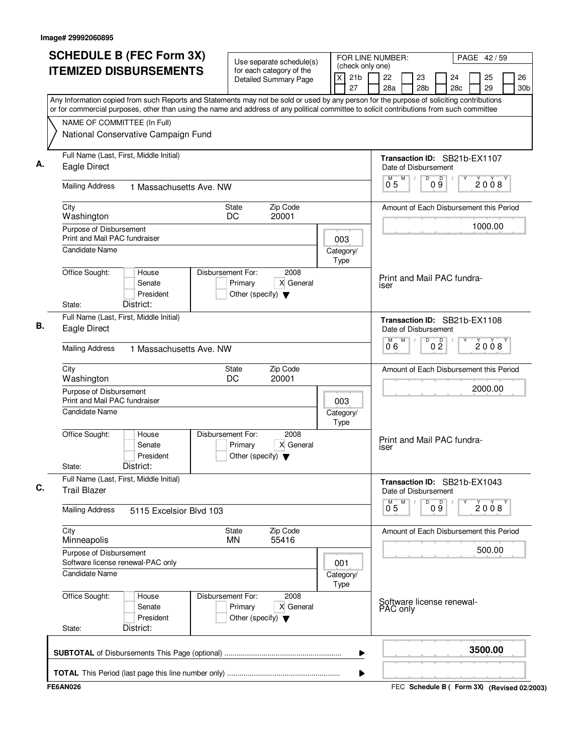Image# 29992060895

# SCHEDULE B (FEC Form 3X) ITEMIZED DISBURSEMENTS

Use separate schedule(s) for each category of the Detailed Summary Page

FOR LINE NUMBER: (check only one)

[X] 21b [ ] 22 [ ] 23 [ ] 24 [ ] 25 [ ] 26 [ ] 27 [ ] 28a [ ] 28b [ ] 28c [ ] 29 [ ] 30b

PAGE 42 / 59

Any Information copied from such Reports and Statements may not be sold or used by any person for the purpose of soliciting contributions or for commercial purposes, other than using the name and address of any political committee to solicit contributions from such committee

NAME OF COMMITTEE (In Full)
National Conservative Campaign Fund

**A.** Full Name (Last, First, Middle Initial): Eagle Direct

Mailing Address: 1 Massachusetts Ave. NW

City: Washington | State: DC | Zip Code: 20001

Purpose of Disbursement: Print and Mail PAC fundraiser

Category/Type: 003

Candidate Name:

Office Sought: [ ] House [ ] Senate [ ] President

State: District:

Disbursement For: 2008 [ ] Primary [X] General [ ] Other (specify)

Transaction ID: SB21b-EX1107

Date of Disbursement: 05/09/2008

Amount of Each Disbursement this Period: 1000.00

Print and Mail PAC fundraiser

**B.** Full Name (Last, First, Middle Initial): Eagle Direct

Mailing Address: 1 Massachusetts Ave. NW

City: Washington | State: DC | Zip Code: 20001

Purpose of Disbursement: Print and Mail PAC fundraiser

Category/Type: 003

Candidate Name:

Office Sought: [ ] House [ ] Senate [ ] President

State: District:

Disbursement For: 2008 [ ] Primary [X] General [ ] Other (specify)

Transaction ID: SB21b-EX1108

Date of Disbursement: 06/02/2008

Amount of Each Disbursement this Period: 2000.00

Print and Mail PAC fundraiser

**C.** Full Name (Last, First, Middle Initial): Trail Blazer

Mailing Address: 5115 Excelsior Blvd 103

City: Minneapolis | State: MN | Zip Code: 55416

Purpose of Disbursement: Software license renewal-PAC only

Category/Type: 001

Candidate Name:

Office Sought: [ ] House [ ] Senate [ ] President

State: District:

Disbursement For: 2008 [ ] Primary [X] General [ ] Other (specify)

Transaction ID: SB21b-EX1043

Date of Disbursement: 05/09/2008

Amount of Each Disbursement this Period: 500.00

Software license renewal-PAC only

**SUBTOTAL** of Disbursements This Page (optional): **3500.00**

**TOTAL** This Period (last page this line number only):

FE6AN026

FEC Schedule B ( Form 3X) (Revised 02/2003)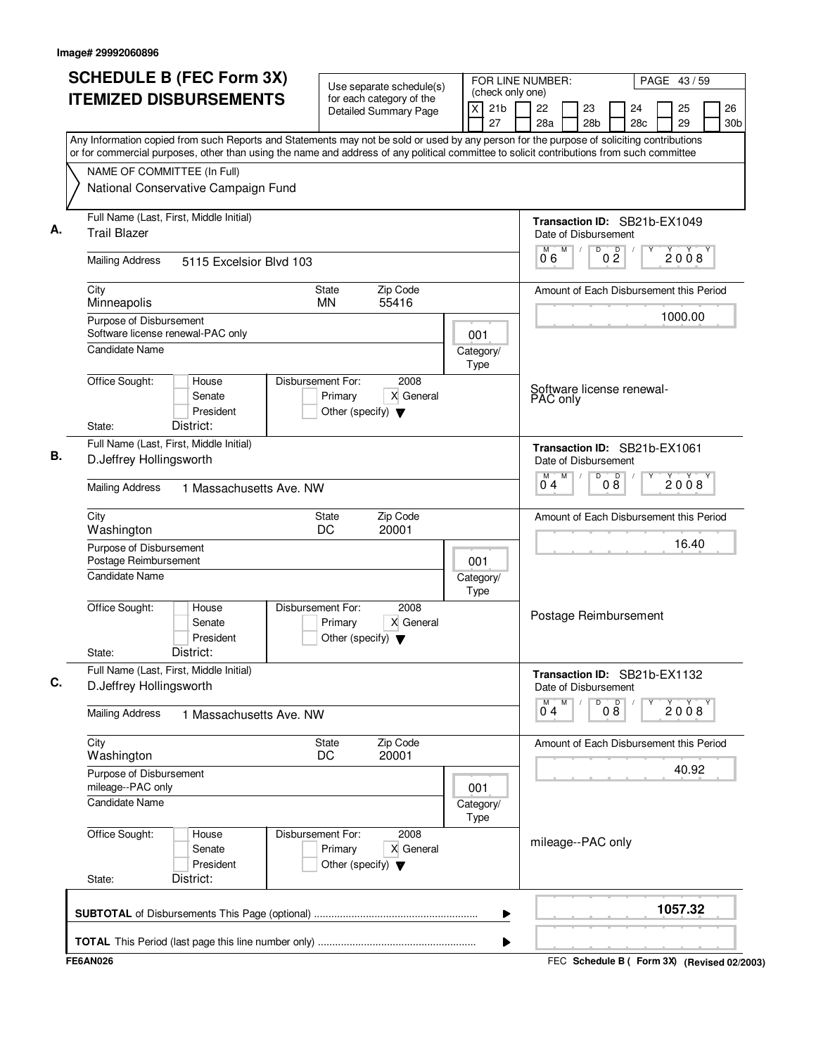Image# 29992060896

# SCHEDULE B (FEC Form 3X) ITEMIZED DISBURSEMENTS

Use separate schedule(s) for each category of the Detailed Summary Page

FOR LINE NUMBER: (check only one)

[X] 21b [ ] 22 [ ] 23 [ ] 24 [ ] 25 [ ] 26
[ ] 27 [ ] 28a [ ] 28b [ ] 28c [ ] 29 [ ] 30b

PAGE 43 / 59

Any Information copied from such Reports and Statements may not be sold or used by any person for the purpose of soliciting contributions or for commercial purposes, other than using the name and address of any political committee to solicit contributions from such committee

NAME OF COMMITTEE (In Full)
National Conservative Campaign Fund

---

**A.** Full Name (Last, First, Middle Initial): Trail Blazer

Mailing Address: 5115 Excelsior Blvd 103

City: Minneapolis | State: MN | Zip Code: 55416

Purpose of Disbursement: Software license renewal-PAC only

Category/Type: 001

Candidate Name:

Office Sought: [ ] House [ ] Senate [ ] President
State: District:

Disbursement For: 2008 [ ] Primary [X] General [ ] Other (specify)

Transaction ID: SB21b-EX1049

Date of Disbursement: 06/02/2008

Amount of Each Disbursement this Period: 1000.00

Software license renewal-PAC only

---

**B.** Full Name (Last, First, Middle Initial): D.Jeffrey Hollingsworth

Mailing Address: 1 Massachusetts Ave. NW

City: Washington | State: DC | Zip Code: 20001

Purpose of Disbursement: Postage Reimbursement

Category/Type: 001

Candidate Name:

Office Sought: [ ] House [ ] Senate [ ] President
State: District:

Disbursement For: 2008 [ ] Primary [X] General [ ] Other (specify)

Transaction ID: SB21b-EX1061

Date of Disbursement: 04/08/2008

Amount of Each Disbursement this Period: 16.40

Postage Reimbursement

---

**C.** Full Name (Last, First, Middle Initial): D.Jeffrey Hollingsworth

Mailing Address: 1 Massachusetts Ave. NW

City: Washington | State: DC | Zip Code: 20001

Purpose of Disbursement: mileage--PAC only

Category/Type: 001

Candidate Name:

Office Sought: [ ] House [ ] Senate [ ] President
State: District:

Disbursement For: 2008 [ ] Primary [X] General [ ] Other (specify)

Transaction ID: SB21b-EX1132

Date of Disbursement: 04/08/2008

Amount of Each Disbursement this Period: 40.92

mileage--PAC only

---

**SUBTOTAL** of Disbursements This Page (optional): 1057.32

**TOTAL** This Period (last page this line number only):

FE6AN026

FEC Schedule B ( Form 3X) (Revised 02/2003)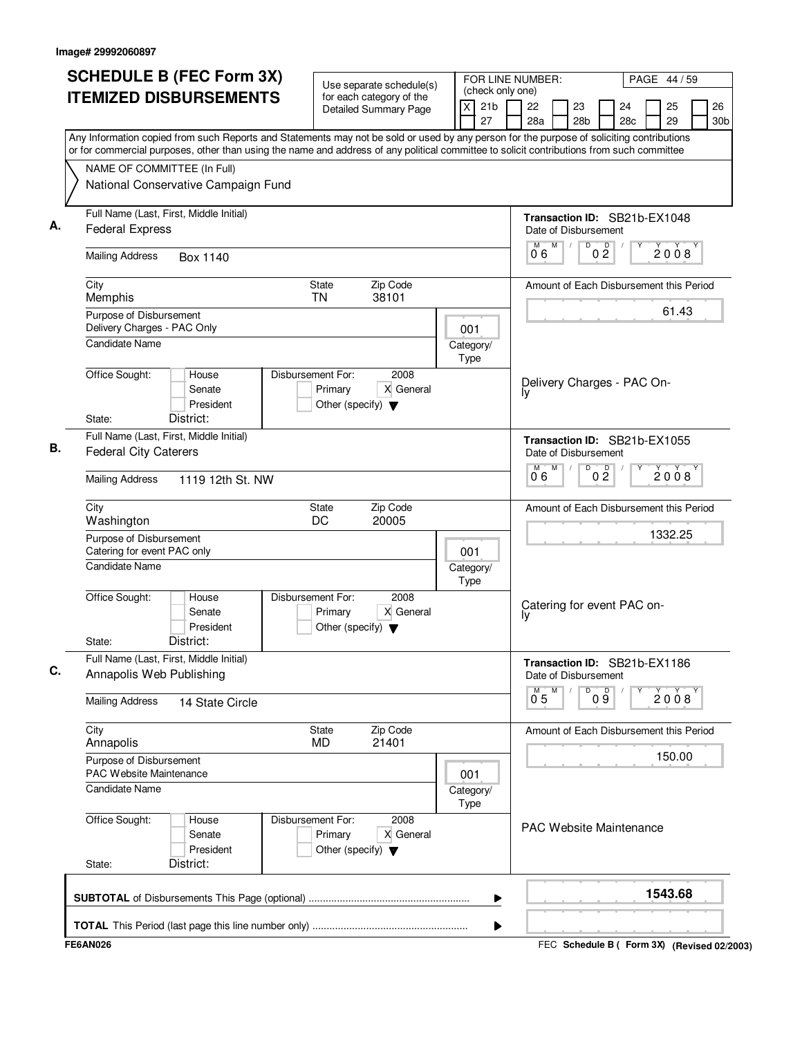Image# 29992060897

# SCHEDULE B (FEC Form 3X) ITEMIZED DISBURSEMENTS

Use separate schedule(s) for each category of the Detailed Summary Page

FOR LINE NUMBER: (check only one)
[X] 21b [ ] 22 [ ] 23 [ ] 24 [ ] 25 [ ] 26 [ ] 27 [ ] 28a [ ] 28b [ ] 28c [ ] 29 [ ] 30b

Any Information copied from such Reports and Statements may not be sold or used by any person for the purpose of soliciting contributions or for commercial purposes, other than using the name and address of any political committee to solicit contributions from such committee

NAME OF COMMITTEE (In Full)
National Conservative Campaign Fund

---

**A.**

Full Name (Last, First, Middle Initial): Federal Express

Mailing Address: Box 1140

City: Memphis | State: TN | Zip Code: 38101

Purpose of Disbursement: Delivery Charges - PAC Only

Category/Type: 001

Candidate Name:

Office Sought: [ ] House [ ] Senate [ ] President
State: District:

Disbursement For: 2008 [ ] Primary [X] General [ ] Other (specify)

Transaction ID: SB21b-EX1048

Date of Disbursement: 06/02/2008

Amount of Each Disbursement this Period: 61.43

Delivery Charges - PAC Only

---

**B.**

Full Name (Last, First, Middle Initial): Federal City Caterers

Mailing Address: 1119 12th St. NW

City: Washington | State: DC | Zip Code: 20005

Purpose of Disbursement: Catering for event PAC only

Category/Type: 001

Candidate Name:

Office Sought: [ ] House [ ] Senate [ ] President
State: District:

Disbursement For: 2008 [ ] Primary [X] General [ ] Other (specify)

Transaction ID: SB21b-EX1055

Date of Disbursement: 06/02/2008

Amount of Each Disbursement this Period: 1332.25

Catering for event PAC only

---

**C.**

Full Name (Last, First, Middle Initial): Annapolis Web Publishing

Mailing Address: 14 State Circle

City: Annapolis | State: MD | Zip Code: 21401

Purpose of Disbursement: PAC Website Maintenance

Category/Type: 001

Candidate Name:

Office Sought: [ ] House [ ] Senate [ ] President
State: District:

Disbursement For: 2008 [ ] Primary [X] General [ ] Other (specify)

Transaction ID: SB21b-EX1186

Date of Disbursement: 05/09/2008

Amount of Each Disbursement this Period: 150.00

PAC Website Maintenance

---

**SUBTOTAL** of Disbursements This Page (optional): **1543.68**

**TOTAL** This Period (last page this line number only):

FE6AN026 — FEC Schedule B ( Form 3X) (Revised 02/2003)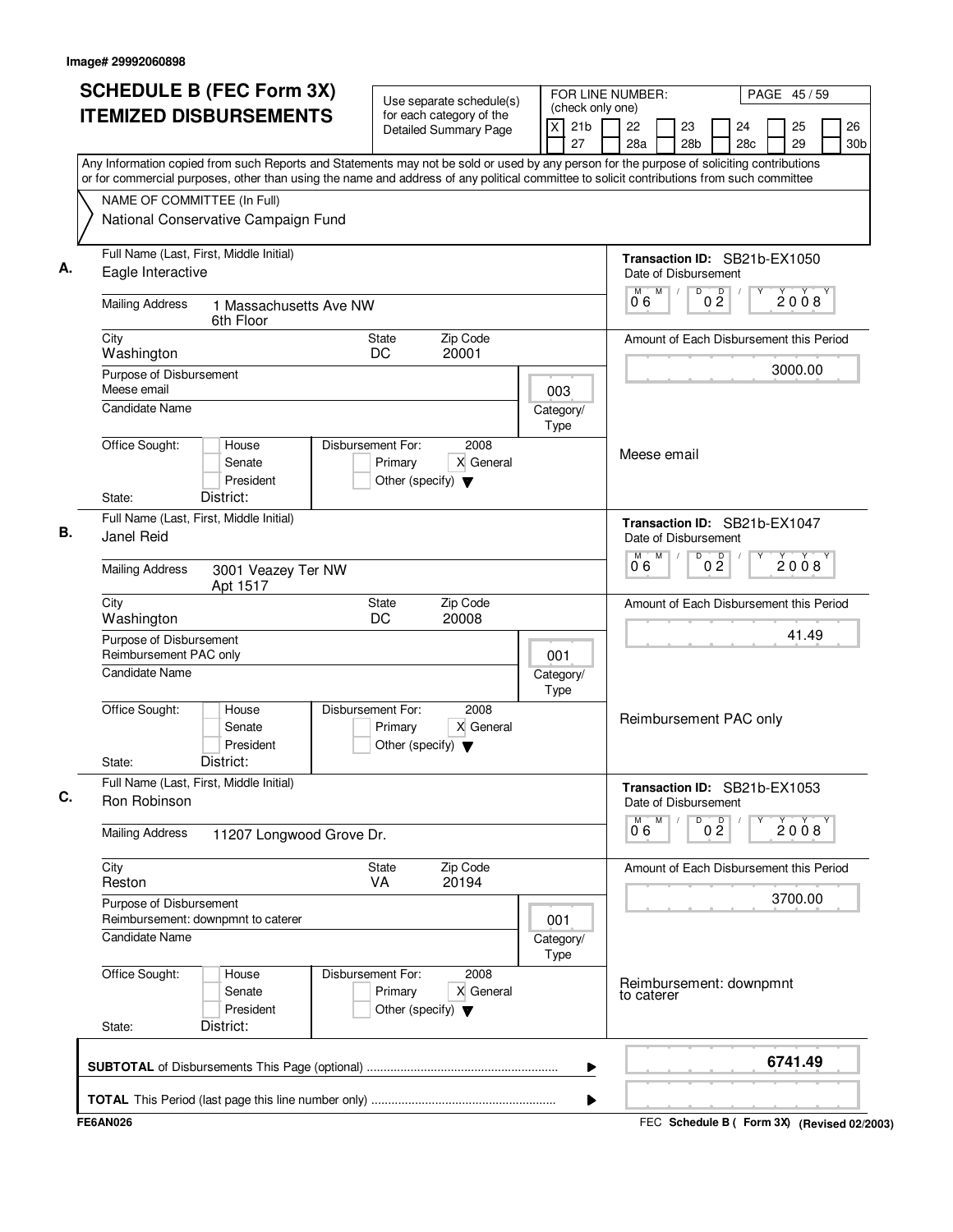Image# 29992060898

# SCHEDULE B (FEC Form 3X)
## ITEMIZED DISBURSEMENTS

Use separate schedule(s) for each category of the Detailed Summary Page

FOR LINE NUMBER: (check only one)
[X] 21b [ ] 22 [ ] 23 [ ] 24 [ ] 25 [ ] 26
[ ] 27 [ ] 28a [ ] 28b [ ] 28c [ ] 29 [ ] 30b

Any Information copied from such Reports and Statements may not be sold or used by any person for the purpose of soliciting contributions or for commercial purposes, other than using the name and address of any political committee to solicit contributions from such committee

NAME OF COMMITTEE (In Full)
National Conservative Campaign Fund

---

**A.** Full Name (Last, First, Middle Initial): Eagle Interactive

Mailing Address: 1 Massachusetts Ave NW, 6th Floor
City: Washington | State: DC | Zip Code: 20001

Transaction ID: SB21b-EX1050
Date of Disbursement: 06/02/2008
Amount of Each Disbursement this Period: 3000.00

Purpose of Disbursement: Meese email
Category/Type: 003
Candidate Name:
Office Sought: [ ] House [ ] Senate [ ] President
State: District:
Disbursement For: 2008 [ ] Primary [X] General [ ] Other (specify)

Meese email

---

**B.** Full Name (Last, First, Middle Initial): Janel Reid

Mailing Address: 3001 Veazey Ter NW, Apt 1517
City: Washington | State: DC | Zip Code: 20008

Transaction ID: SB21b-EX1047
Date of Disbursement: 06/02/2008
Amount of Each Disbursement this Period: 41.49

Purpose of Disbursement: Reimbursement PAC only
Category/Type: 001
Candidate Name:
Office Sought: [ ] House [ ] Senate [ ] President
State: District:
Disbursement For: 2008 [ ] Primary [X] General [ ] Other (specify)

Reimbursement PAC only

---

**C.** Full Name (Last, First, Middle Initial): Ron Robinson

Mailing Address: 11207 Longwood Grove Dr.
City: Reston | State: VA | Zip Code: 20194

Transaction ID: SB21b-EX1053
Date of Disbursement: 06/02/2008
Amount of Each Disbursement this Period: 3700.00

Purpose of Disbursement: Reimbursement: downpmnt to caterer
Category/Type: 001
Candidate Name:
Office Sought: [ ] House [ ] Senate [ ] President
State: District:
Disbursement For: 2008 [ ] Primary [X] General [ ] Other (specify)

Reimbursement: downpmnt to caterer

---

**SUBTOTAL** of Disbursements This Page (optional) ........ **6741.49**

**TOTAL** This Period (last page this line number only) ........

FE6AN026 — FEC Schedule B ( Form 3X) (Revised 02/2003)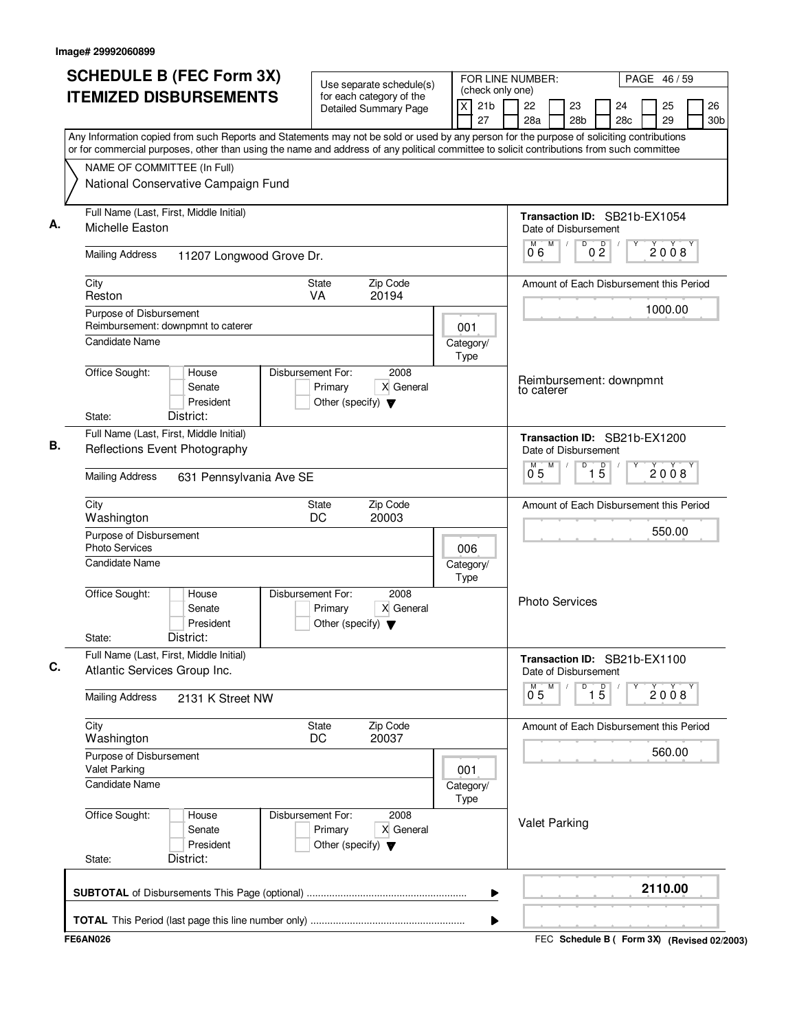Image# 29992060899

# SCHEDULE B (FEC Form 3X) ITEMIZED DISBURSEMENTS

Use separate schedule(s) for each category of the Detailed Summary Page

FOR LINE NUMBER: (check only one)
[X] 21b [ ] 22 [ ] 23 [ ] 24 [ ] 25 [ ] 26 [ ] 27 [ ] 28a [ ] 28b [ ] 28c [ ] 29 [ ] 30b

PAGE 46 / 59

Any Information copied from such Reports and Statements may not be sold or used by any person for the purpose of soliciting contributions or for commercial purposes, other than using the name and address of any political committee to solicit contributions from such committee

NAME OF COMMITTEE (In Full)
National Conservative Campaign Fund

**A.**
Full Name (Last, First, Middle Initial): Michelle Easton
Mailing Address: 11207 Longwood Grove Dr.
City: Reston | State: VA | Zip Code: 20194
Purpose of Disbursement: Reimbursement: downpmnt to caterer
Category/Type: 001
Candidate Name:
Office Sought: [ ] House [ ] Senate [ ] President
State: District:
Disbursement For: 2008 [ ] Primary [X] General [ ] Other (specify)
Transaction ID: SB21b-EX1054
Date of Disbursement: 06/02/2008
Amount of Each Disbursement this Period: 1000.00
Reimbursement: downpmnt to caterer

**B.**
Full Name (Last, First, Middle Initial): Reflections Event Photography
Mailing Address: 631 Pennsylvania Ave SE
City: Washington | State: DC | Zip Code: 20003
Purpose of Disbursement: Photo Services
Category/Type: 006
Candidate Name:
Office Sought: [ ] House [ ] Senate [ ] President
State: District:
Disbursement For: 2008 [ ] Primary [X] General [ ] Other (specify)
Transaction ID: SB21b-EX1200
Date of Disbursement: 05/15/2008
Amount of Each Disbursement this Period: 550.00
Photo Services

**C.**
Full Name (Last, First, Middle Initial): Atlantic Services Group Inc.
Mailing Address: 2131 K Street NW
City: Washington | State: DC | Zip Code: 20037
Purpose of Disbursement: Valet Parking
Category/Type: 001
Candidate Name:
Office Sought: [ ] House [ ] Senate [ ] President
State: District:
Disbursement For: 2008 [ ] Primary [X] General [ ] Other (specify)
Transaction ID: SB21b-EX1100
Date of Disbursement: 05/15/2008
Amount of Each Disbursement this Period: 560.00
Valet Parking

**SUBTOTAL** of Disbursements This Page (optional) ........ **2110.00**

**TOTAL** This Period (last page this line number only) ........

FE6AN026 — FEC **Schedule B ( Form 3X)** **(Revised 02/2003)**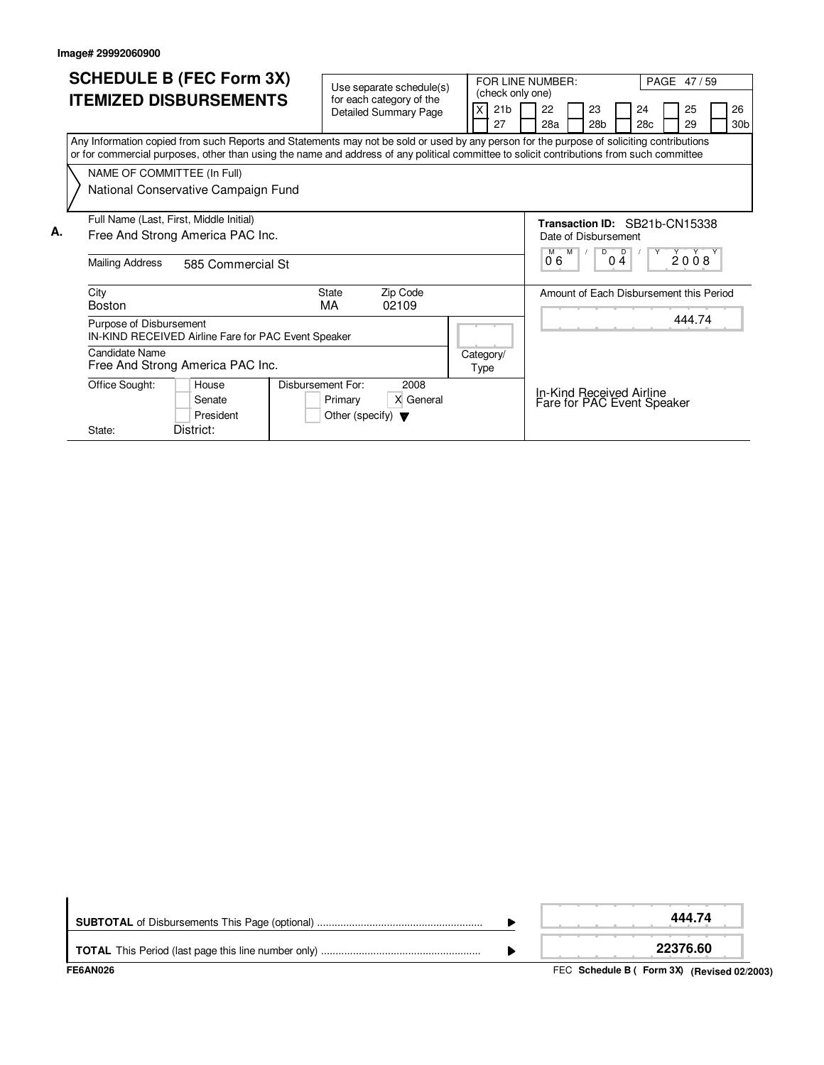Image# 29992060900

# SCHEDULE B (FEC Form 3X)
# ITEMIZED DISBURSEMENTS

Use separate schedule(s) for each category of the Detailed Summary Page

FOR LINE NUMBER: (check only one)

| | | | | | | | | | | | |
|---|---|---|---|---|---|---|---|---|---|---|---|
| X | 21b | | 22 | | 23 | | 24 | | 25 | | 26 |
| | 27 | | 28a | | 28b | | 28c | | 29 | | 30b |

Any Information copied from such Reports and Statements may not be sold or used by any person for the purpose of soliciting contributions or for commercial purposes, other than using the name and address of any political committee to solicit contributions from such committee

NAME OF COMMITTEE (In Full)
National Conservative Campaign Fund

**A.**

Full Name (Last, First, Middle Initial)
Free And Strong America PAC Inc.

Mailing Address: 585 Commercial St

City: Boston
State: MA
Zip Code: 02109

**Transaction ID:** SB21b-CN15338

Date of Disbursement: 06 / 04 / 2008

Amount of Each Disbursement this Period: 444.74

Purpose of Disbursement
IN-KIND RECEIVED Airline Fare for PAC Event Speaker

Candidate Name
Free And Strong America PAC Inc.

Category/Type

Office Sought: House / Senate / President
State: District:

Disbursement For: 2008
Primary / X General / Other (specify)

In-Kind Received Airline Fare for PAC Event Speaker

**SUBTOTAL** of Disbursements This Page (optional) ........ **444.74**

**TOTAL** This Period (last page this line number only) ........ **22376.60**

FE6AN026

FEC **Schedule B ( Form 3X)** **(Revised 02/2003)**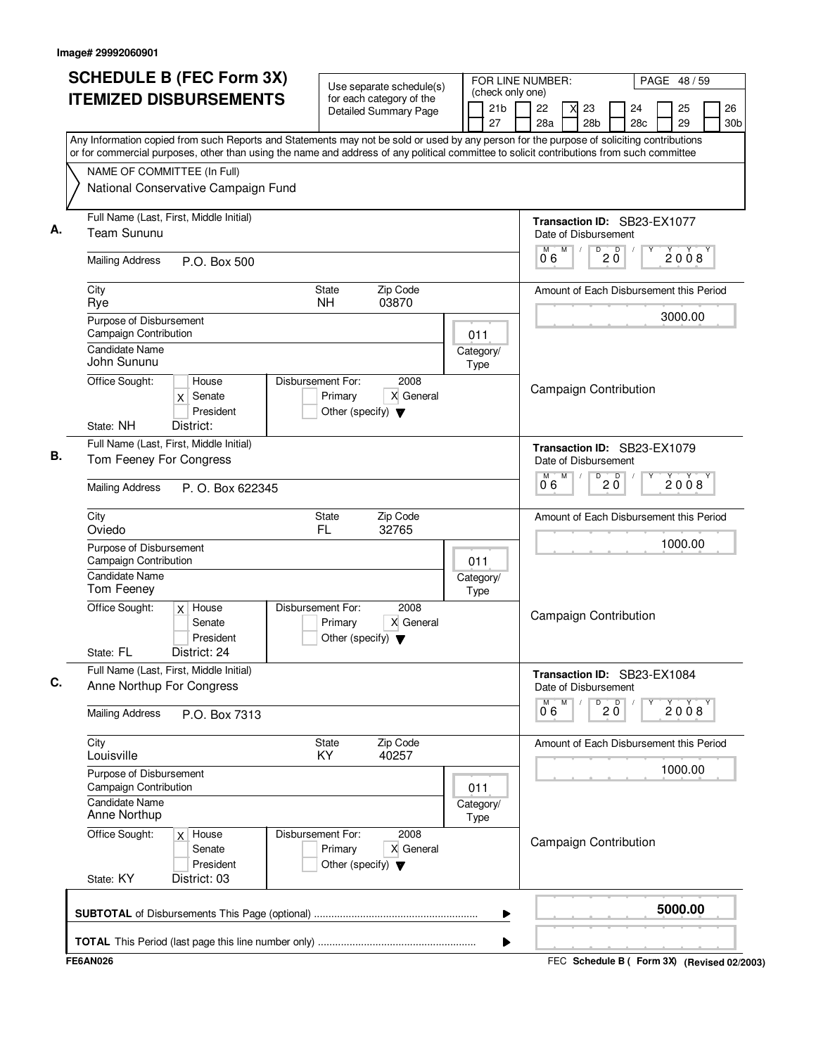Image# 29992060901

# SCHEDULE B (FEC Form 3X) ITEMIZED DISBURSEMENTS

Use separate schedule(s) for each category of the Detailed Summary Page

FOR LINE NUMBER: (check only one)

21b | 22 | **X** 23 | 24 | 25 | 26
27 | 28a | 28b | 28c | 29 | 30b

Any Information copied from such Reports and Statements may not be sold or used by any person for the purpose of soliciting contributions or for commercial purposes, other than using the name and address of any political committee to solicit contributions from such committee

NAME OF COMMITTEE (In Full)
National Conservative Campaign Fund

---

**A.** Full Name (Last, First, Middle Initial): Team Sununu

Transaction ID: SB23-EX1077

Mailing Address: P.O. Box 500

Date of Disbursement: 06 / 20 / 2008

City: Rye | State: NH | Zip Code: 03870

Amount of Each Disbursement this Period: 3000.00

Purpose of Disbursement: Campaign Contribution

Category/Type: 011

Candidate Name: John Sununu

Office Sought: [ ] House [X] Senate [ ] President

Disbursement For: 2008 [ ] Primary [X] General [ ] Other (specify)

State: NH District:

Campaign Contribution

---

**B.** Full Name (Last, First, Middle Initial): Tom Feeney For Congress

Transaction ID: SB23-EX1079

Mailing Address: P. O. Box 622345

Date of Disbursement: 06 / 20 / 2008

City: Oviedo | State: FL | Zip Code: 32765

Amount of Each Disbursement this Period: 1000.00

Purpose of Disbursement: Campaign Contribution

Category/Type: 011

Candidate Name: Tom Feeney

Office Sought: [X] House [ ] Senate [ ] President

Disbursement For: 2008 [ ] Primary [X] General [ ] Other (specify)

State: FL District: 24

Campaign Contribution

---

**C.** Full Name (Last, First, Middle Initial): Anne Northup For Congress

Transaction ID: SB23-EX1084

Mailing Address: P.O. Box 7313

Date of Disbursement: 06 / 20 / 2008

City: Louisville | State: KY | Zip Code: 40257

Amount of Each Disbursement this Period: 1000.00

Purpose of Disbursement: Campaign Contribution

Category/Type: 011

Candidate Name: Anne Northup

Office Sought: [X] House [ ] Senate [ ] President

Disbursement For: 2008 [ ] Primary [X] General [ ] Other (specify)

State: KY District: 03

Campaign Contribution

---

**SUBTOTAL** of Disbursements This Page (optional) ........ **5000.00**

**TOTAL** This Period (last page this line number only) ........

FE6AN026

FEC Schedule B ( Form 3X) (Revised 02/2003)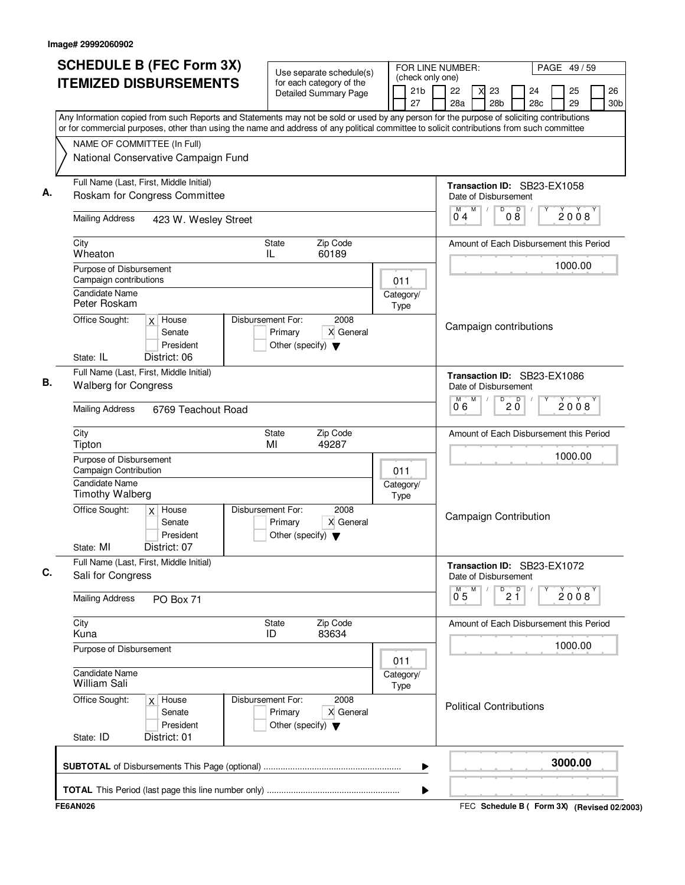Image# 29992060902

# SCHEDULE B (FEC Form 3X) ITEMIZED DISBURSEMENTS

Use separate schedule(s) for each category of the Detailed Summary Page

FOR LINE NUMBER: (check only one)
21b | 22 | X 23 | 24 | 25 | 26 | 27 | 28a | 28b | 28c | 29 | 30b

PAGE 49 / 59

Any Information copied from such Reports and Statements may not be sold or used by any person for the purpose of soliciting contributions or for commercial purposes, other than using the name and address of any political committee to solicit contributions from such committee

NAME OF COMMITTEE (In Full)
National Conservative Campaign Fund

---

**A.**

Full Name (Last, First, Middle Initial): Roskam for Congress Committee

Mailing Address: 423 W. Wesley Street

City: Wheaton | State: IL | Zip Code: 60189

Purpose of Disbursement: Campaign contributions

Candidate Name: Peter Roskam

Category/Type: 011

Office Sought: X House | Senate | President

State: IL District: 06

Disbursement For: 2008 — Primary | X General | Other (specify)

Transaction ID: SB23-EX1058

Date of Disbursement: 04/08/2008

Amount of Each Disbursement this Period: 1000.00

Campaign contributions

---

**B.**

Full Name (Last, First, Middle Initial): Walberg for Congress

Mailing Address: 6769 Teachout Road

City: Tipton | State: MI | Zip Code: 49287

Purpose of Disbursement: Campaign Contribution

Candidate Name: Timothy Walberg

Category/Type: 011

Office Sought: X House | Senate | President

State: MI District: 07

Disbursement For: 2008 — Primary | X General | Other (specify)

Transaction ID: SB23-EX1086

Date of Disbursement: 06/20/2008

Amount of Each Disbursement this Period: 1000.00

Campaign Contribution

---

**C.**

Full Name (Last, First, Middle Initial): Sali for Congress

Mailing Address: PO Box 71

City: Kuna | State: ID | Zip Code: 83634

Purpose of Disbursement:

Candidate Name: William Sali

Category/Type: 011

Office Sought: X House | Senate | President

State: ID District: 01

Disbursement For: 2008 — Primary | X General | Other (specify)

Transaction ID: SB23-EX1072

Date of Disbursement: 05/21/2008

Amount of Each Disbursement this Period: 1000.00

Political Contributions

---

**SUBTOTAL** of Disbursements This Page (optional): **3000.00**

**TOTAL** This Period (last page this line number only):

FE6AN026 — FEC Schedule B ( Form 3X) (Revised 02/2003)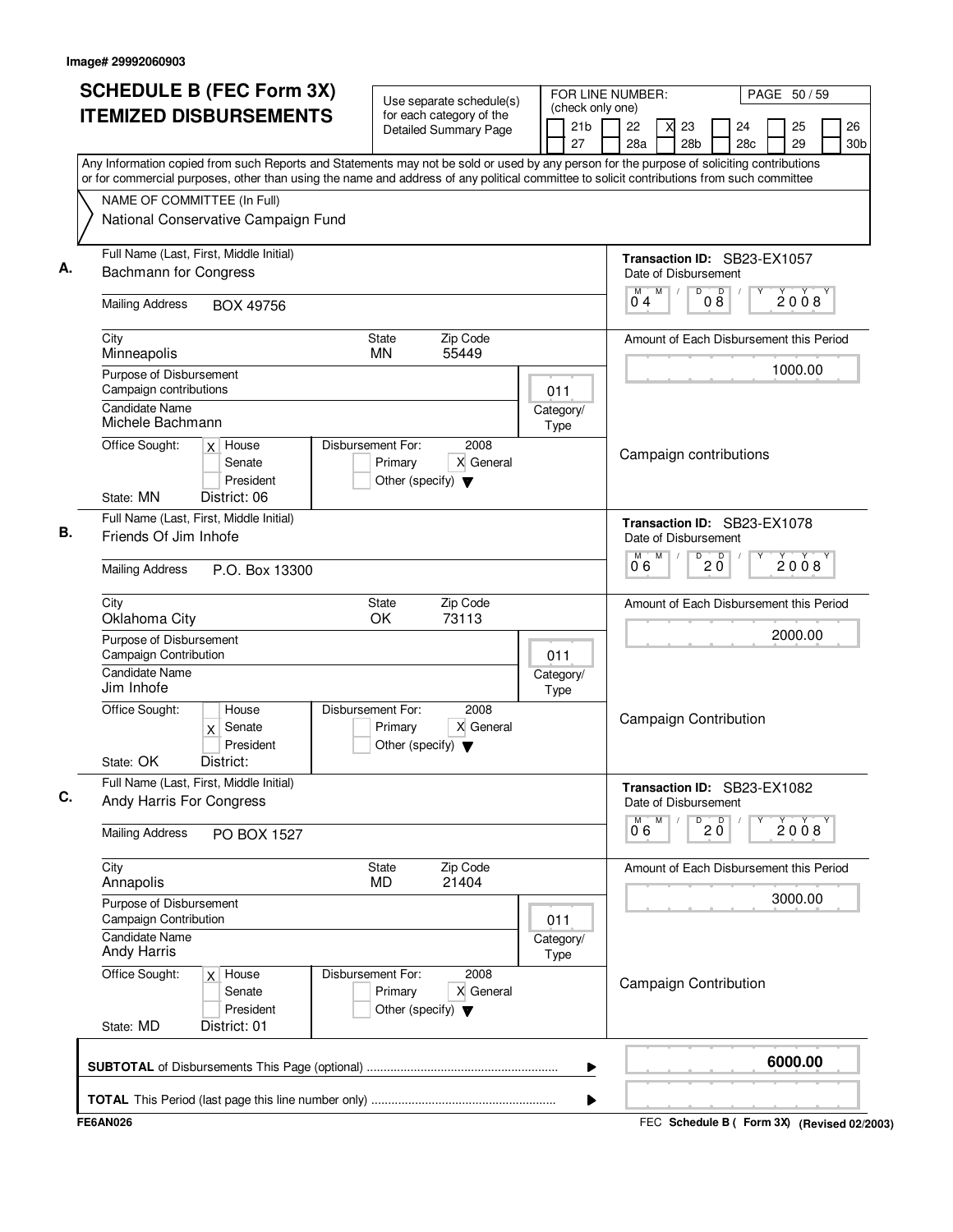Image# 29992060903

# SCHEDULE B (FEC Form 3X) ITEMIZED DISBURSEMENTS

Use separate schedule(s) for each category of the Detailed Summary Page

FOR LINE NUMBER: (check only one)

[ ] 21b [ ] 22 [X] 23 [ ] 24 [ ] 25 [ ] 26
[ ] 27 [ ] 28a [ ] 28b [ ] 28c [ ] 29 [ ] 30b

PAGE 50 / 59

Any Information copied from such Reports and Statements may not be sold or used by any person for the purpose of soliciting contributions or for commercial purposes, other than using the name and address of any political committee to solicit contributions from such committee

NAME OF COMMITTEE (In Full)
National Conservative Campaign Fund

---

**A.** Full Name (Last, First, Middle Initial): Bachmann for Congress

Transaction ID: SB23-EX1057

Mailing Address: BOX 49756

Date of Disbursement: 04 / 08 / 2008

City: Minneapolis — State: MN — Zip Code: 55449

Amount of Each Disbursement this Period: 1000.00

Purpose of Disbursement: Campaign contributions

Category/Type: 011

Candidate Name: Michele Bachmann

Office Sought: [X] House [ ] Senate [ ] President — State: MN — District: 06

Disbursement For: 2008 [ ] Primary [X] General [ ] Other (specify)

Campaign contributions

---

**B.** Full Name (Last, First, Middle Initial): Friends Of Jim Inhofe

Transaction ID: SB23-EX1078

Mailing Address: P.O. Box 13300

Date of Disbursement: 06 / 20 / 2008

City: Oklahoma City — State: OK — Zip Code: 73113

Amount of Each Disbursement this Period: 2000.00

Purpose of Disbursement: Campaign Contribution

Category/Type: 011

Candidate Name: Jim Inhofe

Office Sought: [ ] House [X] Senate [ ] President — State: OK — District:

Disbursement For: 2008 [ ] Primary [X] General [ ] Other (specify)

Campaign Contribution

---

**C.** Full Name (Last, First, Middle Initial): Andy Harris For Congress

Transaction ID: SB23-EX1082

Mailing Address: PO BOX 1527

Date of Disbursement: 06 / 20 / 2008

City: Annapolis — State: MD — Zip Code: 21404

Amount of Each Disbursement this Period: 3000.00

Purpose of Disbursement: Campaign Contribution

Category/Type: 011

Candidate Name: Andy Harris

Office Sought: [X] House [ ] Senate [ ] President — State: MD — District: 01

Disbursement For: 2008 [ ] Primary [X] General [ ] Other (specify)

Campaign Contribution

---

**SUBTOTAL** of Disbursements This Page (optional): **6000.00**

**TOTAL** This Period (last page this line number only):

FE6AN026 — FEC Schedule B ( Form 3X) (Revised 02/2003)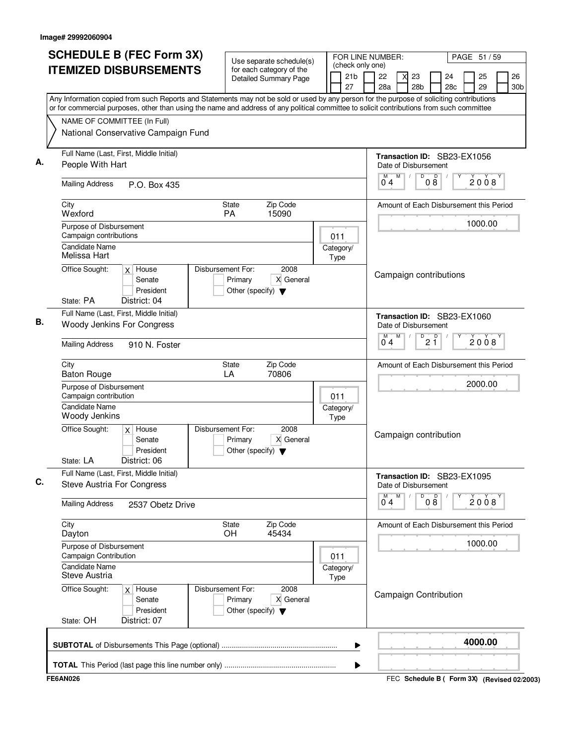Image# 29992060904

# SCHEDULE B (FEC Form 3X) ITEMIZED DISBURSEMENTS

Use separate schedule(s) for each category of the Detailed Summary Page

FOR LINE NUMBER: (check only one)

21b | 22 | **X** 23 | 24 | 25 | 26 | 27 | 28a | 28b | 28c | 29 | 30b

PAGE 51 / 59

Any Information copied from such Reports and Statements may not be sold or used by any person for the purpose of soliciting contributions or for commercial purposes, other than using the name and address of any political committee to solicit contributions from such committee

NAME OF COMMITTEE (In Full)
National Conservative Campaign Fund

## A.

**Full Name (Last, First, Middle Initial):** People With Hart

**Mailing Address:** P.O. Box 435

**City:** Wexford | **State:** PA | **Zip Code:** 15090

**Purpose of Disbursement:** Campaign contributions

**Category/Type:** 011

**Candidate Name:** Melissa Hart

**Office Sought:** X House | Senate | President

**State:** PA **District:** 04

**Disbursement For:** 2008 — Primary | X General | Other (specify)

**Transaction ID:** SB23-EX1056

**Date of Disbursement:** 04/08/2008

**Amount of Each Disbursement this Period:** 1000.00

Campaign contributions

## B.

**Full Name (Last, First, Middle Initial):** Woody Jenkins For Congress

**Mailing Address:** 910 N. Foster

**City:** Baton Rouge | **State:** LA | **Zip Code:** 70806

**Purpose of Disbursement:** Campaign contribution

**Category/Type:** 011

**Candidate Name:** Woody Jenkins

**Office Sought:** X House | Senate | President

**State:** LA **District:** 06

**Disbursement For:** 2008 — Primary | X General | Other (specify)

**Transaction ID:** SB23-EX1060

**Date of Disbursement:** 04/21/2008

**Amount of Each Disbursement this Period:** 2000.00

Campaign contribution

## C.

**Full Name (Last, First, Middle Initial):** Steve Austria For Congress

**Mailing Address:** 2537 Obetz Drive

**City:** Dayton | **State:** OH | **Zip Code:** 45434

**Purpose of Disbursement:** Campaign Contribution

**Category/Type:** 011

**Candidate Name:** Steve Austria

**Office Sought:** X House | Senate | President

**State:** OH **District:** 07

**Disbursement For:** 2008 — Primary | X General | Other (specify)

**Transaction ID:** SB23-EX1095

**Date of Disbursement:** 04/08/2008

**Amount of Each Disbursement this Period:** 1000.00

Campaign Contribution

---

**SUBTOTAL** of Disbursements This Page (optional) ........ **4000.00**

**TOTAL** This Period (last page this line number only) ........

FE6AN026 — FEC Schedule B ( Form 3X) (Revised 02/2003)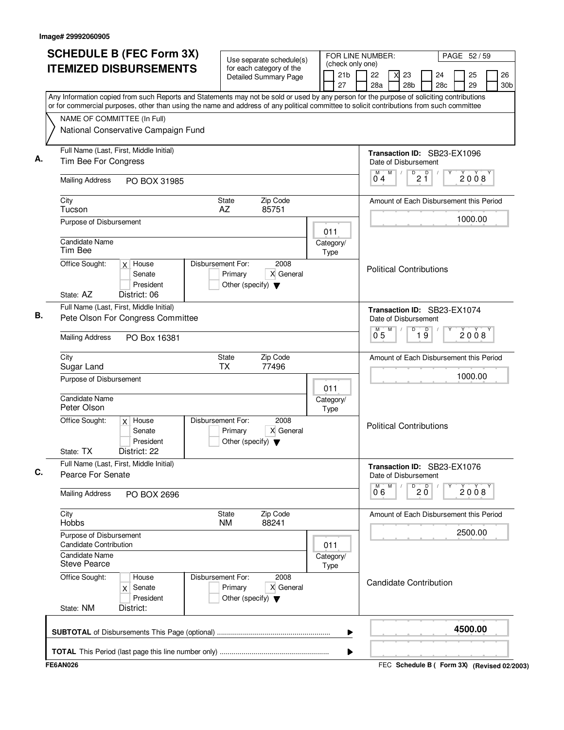Image# 29992060905

# SCHEDULE B (FEC Form 3X) ITEMIZED DISBURSEMENTS

Use separate schedule(s) for each category of the Detailed Summary Page

FOR LINE NUMBER: (check only one)
21b | 22 | [X] 23 | 24 | 25 | 26 | 27 | 28a | 28b | 28c | 29 | 30b

PAGE 52 / 59

Any Information copied from such Reports and Statements may not be sold or used by any person for the purpose of soliciting contributions or for commercial purposes, other than using the name and address of any political committee to solicit contributions from such committee

NAME OF COMMITTEE (In Full)
National Conservative Campaign Fund

## A.

Full Name (Last, First, Middle Initial): Tim Bee For Congress

Transaction ID: SB23-EX1096

Date of Disbursement: 04 / 21 / 2008

Mailing Address: PO BOX 31985

City: Tucson | State: AZ | Zip Code: 85751

Amount of Each Disbursement this Period: 1000.00

Purpose of Disbursement:

Category/Type: 011

Candidate Name: Tim Bee

Office Sought: [X] House [ ] Senate [ ] President

State: AZ District: 06

Disbursement For: 2008 [ ] Primary [X] General [ ] Other (specify)

Political Contributions

## B.

Full Name (Last, First, Middle Initial): Pete Olson For Congress Committee

Transaction ID: SB23-EX1074

Date of Disbursement: 05 / 19 / 2008

Mailing Address: PO Box 16381

City: Sugar Land | State: TX | Zip Code: 77496

Amount of Each Disbursement this Period: 1000.00

Purpose of Disbursement:

Category/Type: 011

Candidate Name: Peter Olson

Office Sought: [X] House [ ] Senate [ ] President

State: TX District: 22

Disbursement For: 2008 [ ] Primary [X] General [ ] Other (specify)

Political Contributions

## C.

Full Name (Last, First, Middle Initial): Pearce For Senate

Transaction ID: SB23-EX1076

Date of Disbursement: 06 / 20 / 2008

Mailing Address: PO BOX 2696

City: Hobbs | State: NM | Zip Code: 88241

Amount of Each Disbursement this Period: 2500.00

Purpose of Disbursement: Candidate Contribution

Category/Type: 011

Candidate Name: Steve Pearce

Office Sought: [ ] House [X] Senate [ ] President

State: NM District:

Disbursement For: 2008 [ ] Primary [X] General [ ] Other (specify)

Candidate Contribution

**SUBTOTAL** of Disbursements This Page (optional): **4500.00**

**TOTAL** This Period (last page this line number only):

FE6AN026 — FEC Schedule B ( Form 3X) (Revised 02/2003)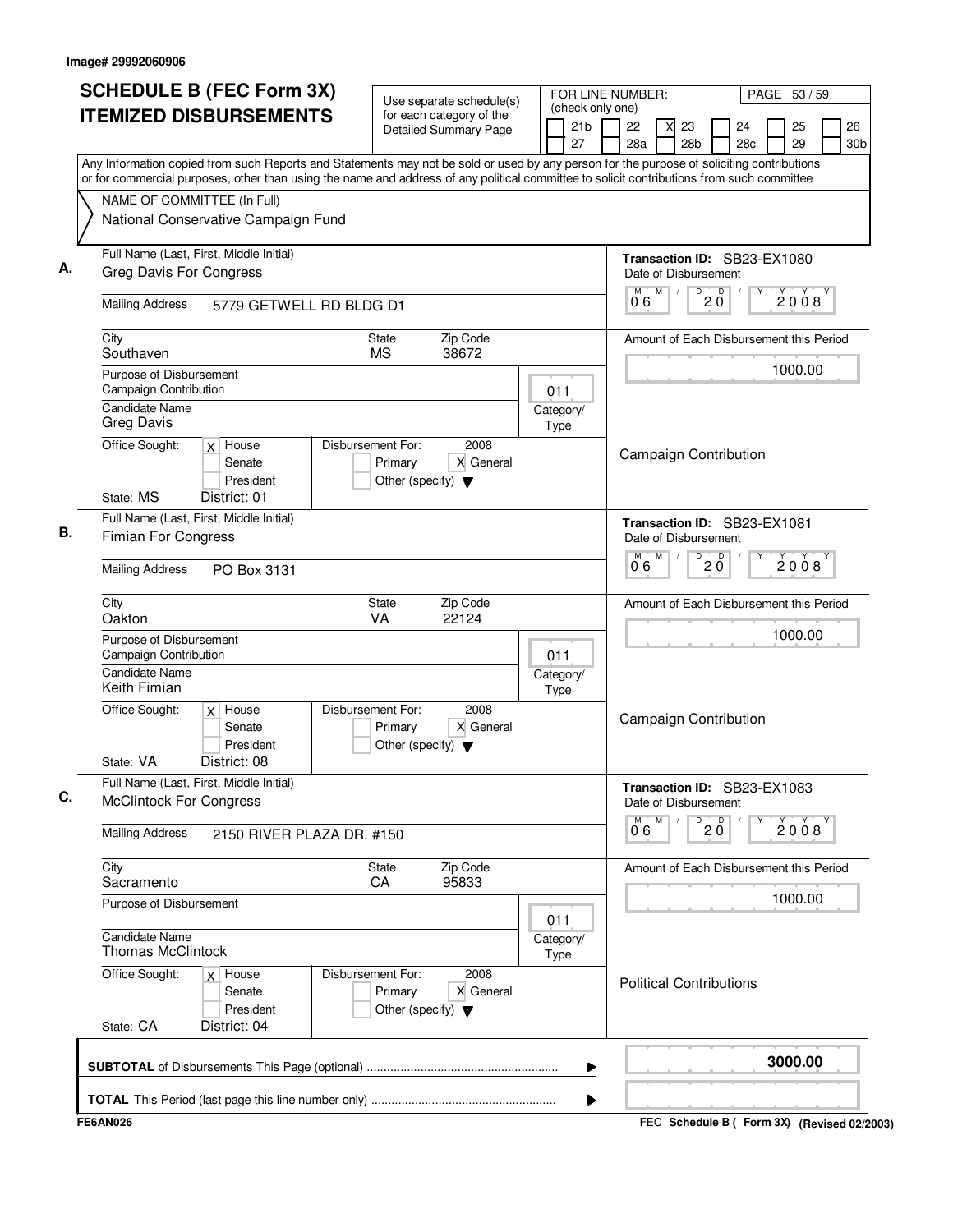Image# 29992060906

# SCHEDULE B (FEC Form 3X) ITEMIZED DISBURSEMENTS

Use separate schedule(s) for each category of the Detailed Summary Page

FOR LINE NUMBER: (check only one)
21b | 22 | X 23 | 24 | 25 | 26 | 27 | 28a | 28b | 28c | 29 | 30b

Any Information copied from such Reports and Statements may not be sold or used by any person for the purpose of soliciting contributions or for commercial purposes, other than using the name and address of any political committee to solicit contributions from such committee

NAME OF COMMITTEE (In Full)
National Conservative Campaign Fund

## A.

Full Name (Last, First, Middle Initial): Greg Davis For Congress

Transaction ID: SB23-EX1080

Date of Disbursement: 06/20/2008

Mailing Address: 5779 GETWELL RD BLDG D1

City: Southaven | State: MS | Zip Code: 38672

Amount of Each Disbursement this Period: 1000.00

Purpose of Disbursement: Campaign Contribution

Category/Type: 011

Candidate Name: Greg Davis

Office Sought: [X] House [ ] Senate [ ] President

State: MS District: 01

Disbursement For: 2008 [ ] Primary [X] General [ ] Other (specify)

Campaign Contribution

## B.

Full Name (Last, First, Middle Initial): Fimian For Congress

Transaction ID: SB23-EX1081

Date of Disbursement: 06/20/2008

Mailing Address: PO Box 3131

City: Oakton | State: VA | Zip Code: 22124

Amount of Each Disbursement this Period: 1000.00

Purpose of Disbursement: Campaign Contribution

Category/Type: 011

Candidate Name: Keith Fimian

Office Sought: [X] House [ ] Senate [ ] President

State: VA District: 08

Disbursement For: 2008 [ ] Primary [X] General [ ] Other (specify)

Campaign Contribution

## C.

Full Name (Last, First, Middle Initial): McClintock For Congress

Transaction ID: SB23-EX1083

Date of Disbursement: 06/20/2008

Mailing Address: 2150 RIVER PLAZA DR. #150

City: Sacramento | State: CA | Zip Code: 95833

Amount of Each Disbursement this Period: 1000.00

Purpose of Disbursement:

Category/Type: 011

Candidate Name: Thomas McClintock

Office Sought: [X] House [ ] Senate [ ] President

State: CA District: 04

Disbursement For: 2008 [ ] Primary [X] General [ ] Other (specify)

Political Contributions

**SUBTOTAL** of Disbursements This Page (optional): **3000.00**

**TOTAL** This Period (last page this line number only):

FE6AN026

FEC **Schedule B ( Form 3X)** **(Revised 02/2003)**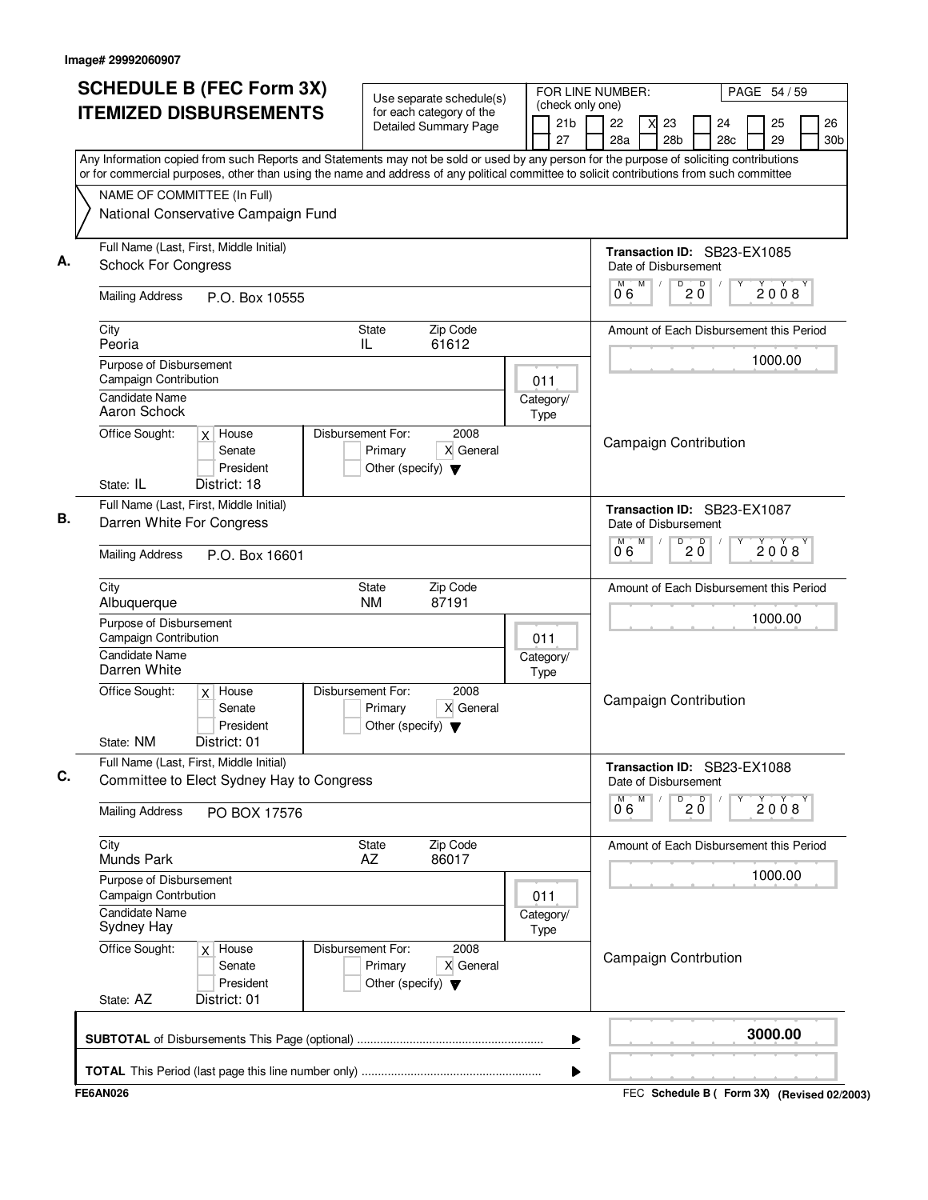Image# 29992060907

# SCHEDULE B (FEC Form 3X) ITEMIZED DISBURSEMENTS

Use separate schedule(s) for each category of the Detailed Summary Page

FOR LINE NUMBER: (check only one)
21b | 22 | X 23 | 24 | 25 | 26 | 27 | 28a | 28b | 28c | 29 | 30b

PAGE 54 / 59

Any Information copied from such Reports and Statements may not be sold or used by any person for the purpose of soliciting contributions or for commercial purposes, other than using the name and address of any political committee to solicit contributions from such committee

NAME OF COMMITTEE (In Full)
National Conservative Campaign Fund

---

**A.** Full Name (Last, First, Middle Initial): Schock For Congress

Transaction ID: SB23-EX1085
Date of Disbursement: 06 / 20 / 2008

Mailing Address: P.O. Box 10555

City: Peoria | State: IL | Zip Code: 61612

Amount of Each Disbursement this Period: 1000.00

Purpose of Disbursement: Campaign Contribution
Category/Type: 011

Candidate Name: Aaron Schock

Office Sought: X House / Senate / President
State: IL District: 18

Disbursement For: 2008 — Primary / X General / Other (specify)

Campaign Contribution

---

**B.** Full Name (Last, First, Middle Initial): Darren White For Congress

Transaction ID: SB23-EX1087
Date of Disbursement: 06 / 20 / 2008

Mailing Address: P.O. Box 16601

City: Albuquerque | State: NM | Zip Code: 87191

Amount of Each Disbursement this Period: 1000.00

Purpose of Disbursement: Campaign Contribution
Category/Type: 011

Candidate Name: Darren White

Office Sought: X House / Senate / President
State: NM District: 01

Disbursement For: 2008 — Primary / X General / Other (specify)

Campaign Contribution

---

**C.** Full Name (Last, First, Middle Initial): Committee to Elect Sydney Hay to Congress

Transaction ID: SB23-EX1088
Date of Disbursement: 06 / 20 / 2008

Mailing Address: PO BOX 17576

City: Munds Park | State: AZ | Zip Code: 86017

Amount of Each Disbursement this Period: 1000.00

Purpose of Disbursement: Campaign Contrbution
Category/Type: 011

Candidate Name: Sydney Hay

Office Sought: X House / Senate / President
State: AZ District: 01

Disbursement For: 2008 — Primary / X General / Other (specify)

Campaign Contrbution

---

**SUBTOTAL** of Disbursements This Page (optional): **3000.00**

**TOTAL** This Period (last page this line number only):

FE6AN026 — FEC Schedule B ( Form 3X) (Revised 02/2003)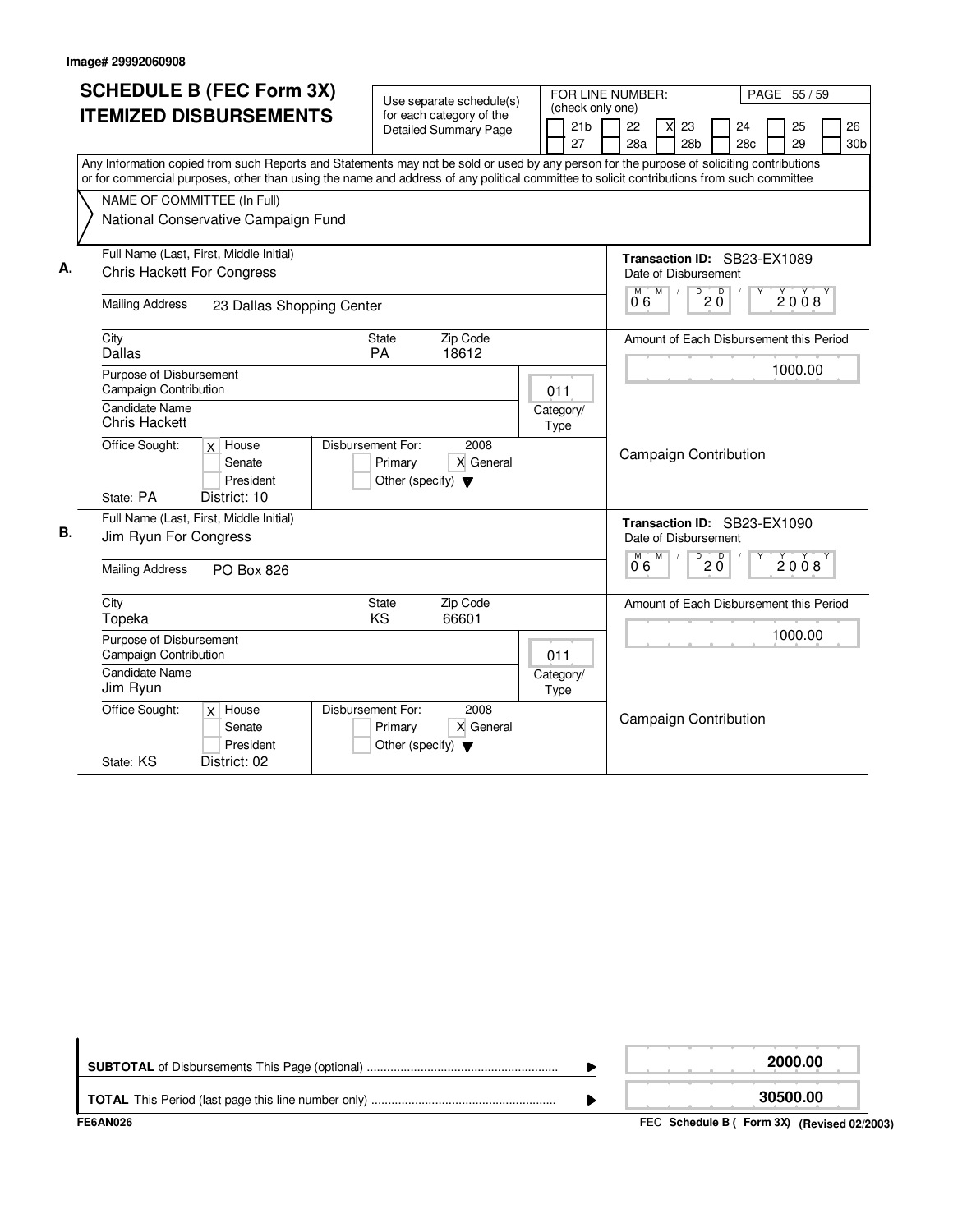Image# 29992060908

# SCHEDULE B (FEC Form 3X) ITEMIZED DISBURSEMENTS

Use separate schedule(s) for each category of the Detailed Summary Page

FOR LINE NUMBER: (check only one)

| | | | | | | |
|---|---|---|---|---|---|---|
| [ ] 21b | [ ] 22 | [X] 23 | [ ] 24 | [ ] 25 | [ ] 26 |
| [ ] 27 | [ ] 28a | [ ] 28b | [ ] 28c | [ ] 29 | [ ] 30b |

PAGE 55 / 59

Any Information copied from such Reports and Statements may not be sold or used by any person for the purpose of soliciting contributions or for commercial purposes, other than using the name and address of any political committee to solicit contributions from such committee

NAME OF COMMITTEE (In Full)
National Conservative Campaign Fund

**A.** Full Name (Last, First, Middle Initial): Chris Hackett For Congress

Mailing Address: 23 Dallas Shopping Center

City: Dallas State: PA Zip Code: 18612

Purpose of Disbursement: Campaign Contribution

Category/Type: 011

Candidate Name: Chris Hackett

Office Sought: [X] House [ ] Senate [ ] President

State: PA District: 10

Disbursement For: 2008 [ ] Primary [X] General [ ] Other (specify)

Transaction ID: SB23-EX1089

Date of Disbursement: 06 / 20 / 2008

Amount of Each Disbursement this Period: 1000.00

Campaign Contribution

**B.** Full Name (Last, First, Middle Initial): Jim Ryun For Congress

Mailing Address: PO Box 826

City: Topeka State: KS Zip Code: 66601

Purpose of Disbursement: Campaign Contribution

Category/Type: 011

Candidate Name: Jim Ryun

Office Sought: [X] House [ ] Senate [ ] President

State: KS District: 02

Disbursement For: 2008 [ ] Primary [X] General [ ] Other (specify)

Transaction ID: SB23-EX1090

Date of Disbursement: 06 / 20 / 2008

Amount of Each Disbursement this Period: 1000.00

Campaign Contribution

**SUBTOTAL** of Disbursements This Page (optional): 2000.00

**TOTAL** This Period (last page this line number only): 30500.00

FE6AN026

FEC **Schedule B ( Form 3X) (Revised 02/2003)**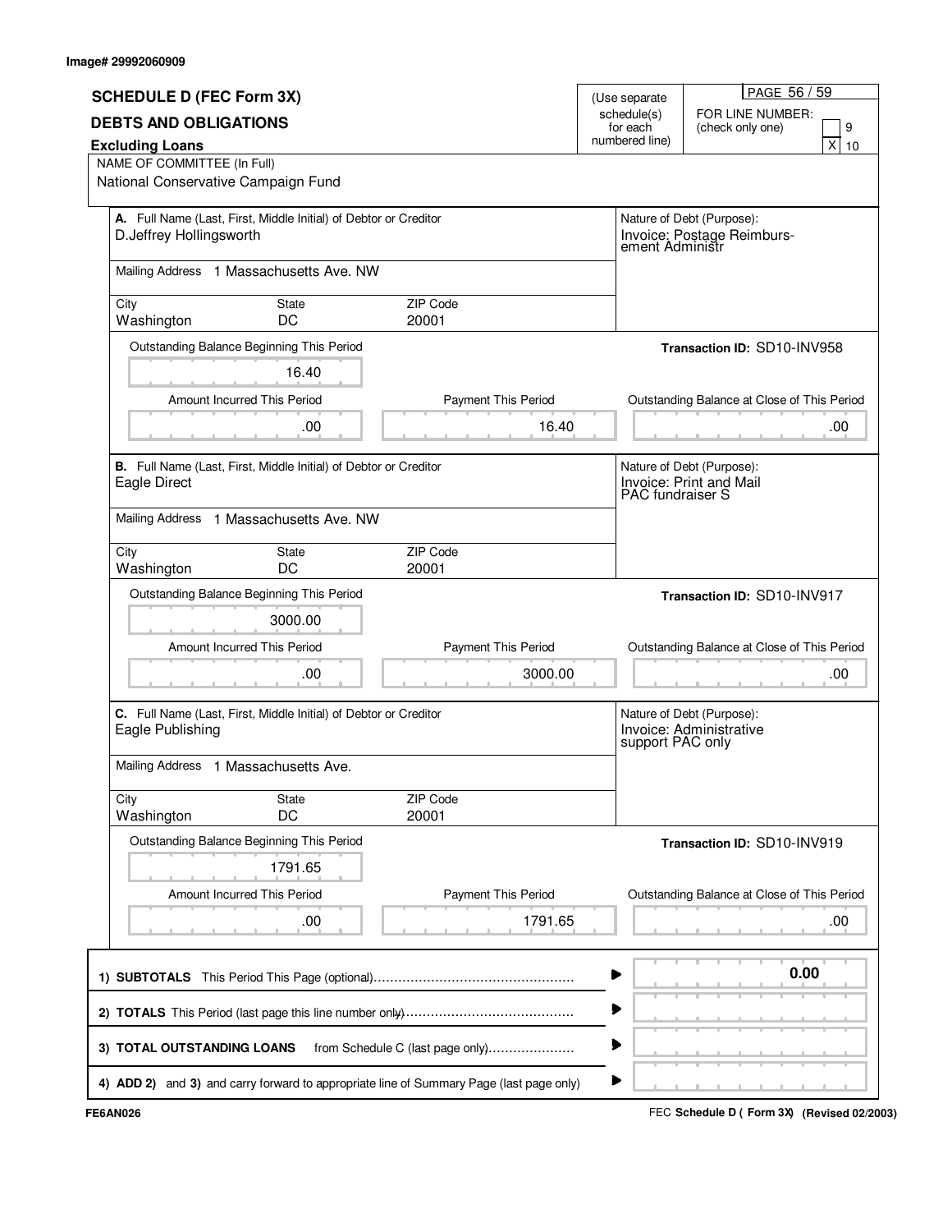Image# 29992060909

## SCHEDULE D (FEC Form 3X)

## DEBTS AND OBLIGATIONS

**Excluding Loans**

(Use separate schedule(s) for each numbered line)

FOR LINE NUMBER: (check only one)

[ ] 9
[X] 10

NAME OF COMMITTEE (In Full)
National Conservative Campaign Fund

---

**A.** Full Name (Last, First, Middle Initial) of Debtor or Creditor
D.Jeffrey Hollingsworth

Nature of Debt (Purpose):
Invoice: Postage Reimbursement Administr

Mailing Address 1 Massachusetts Ave. NW

| City | State | ZIP Code |
|---|---|---|
| Washington | DC | 20001 |

**Transaction ID:** SD10-INV958

| Outstanding Balance Beginning This Period | Amount Incurred This Period | Payment This Period | Outstanding Balance at Close of This Period |
|---|---|---|---|
| 16.40 | .00 | 16.40 | .00 |

---

**B.** Full Name (Last, First, Middle Initial) of Debtor or Creditor
Eagle Direct

Nature of Debt (Purpose):
Invoice: Print and Mail PAC fundraiser S

Mailing Address 1 Massachusetts Ave. NW

| City | State | ZIP Code |
|---|---|---|
| Washington | DC | 20001 |

**Transaction ID:** SD10-INV917

| Outstanding Balance Beginning This Period | Amount Incurred This Period | Payment This Period | Outstanding Balance at Close of This Period |
|---|---|---|---|
| 3000.00 | .00 | 3000.00 | .00 |

---

**C.** Full Name (Last, First, Middle Initial) of Debtor or Creditor
Eagle Publishing

Nature of Debt (Purpose):
Invoice: Administrative support PAC only

Mailing Address 1 Massachusetts Ave.

| City | State | ZIP Code |
|---|---|---|
| Washington | DC | 20001 |

**Transaction ID:** SD10-INV919

| Outstanding Balance Beginning This Period | Amount Incurred This Period | Payment This Period | Outstanding Balance at Close of This Period |
|---|---|---|---|
| 1791.65 | .00 | 1791.65 | .00 |

---

| | |
|---|---|
| **1) SUBTOTALS** This Period This Page (optional) | **0.00** |
| **2) TOTALS** This Period (last page this line number only) | |
| **3) TOTAL OUTSTANDING LOANS** from Schedule C (last page only) | |
| **4) ADD 2)** and **3)** and carry forward to appropriate line of Summary Page (last page only) | |

**FE6AN026**

FEC **Schedule D ( Form 3X) (Revised 02/2003)**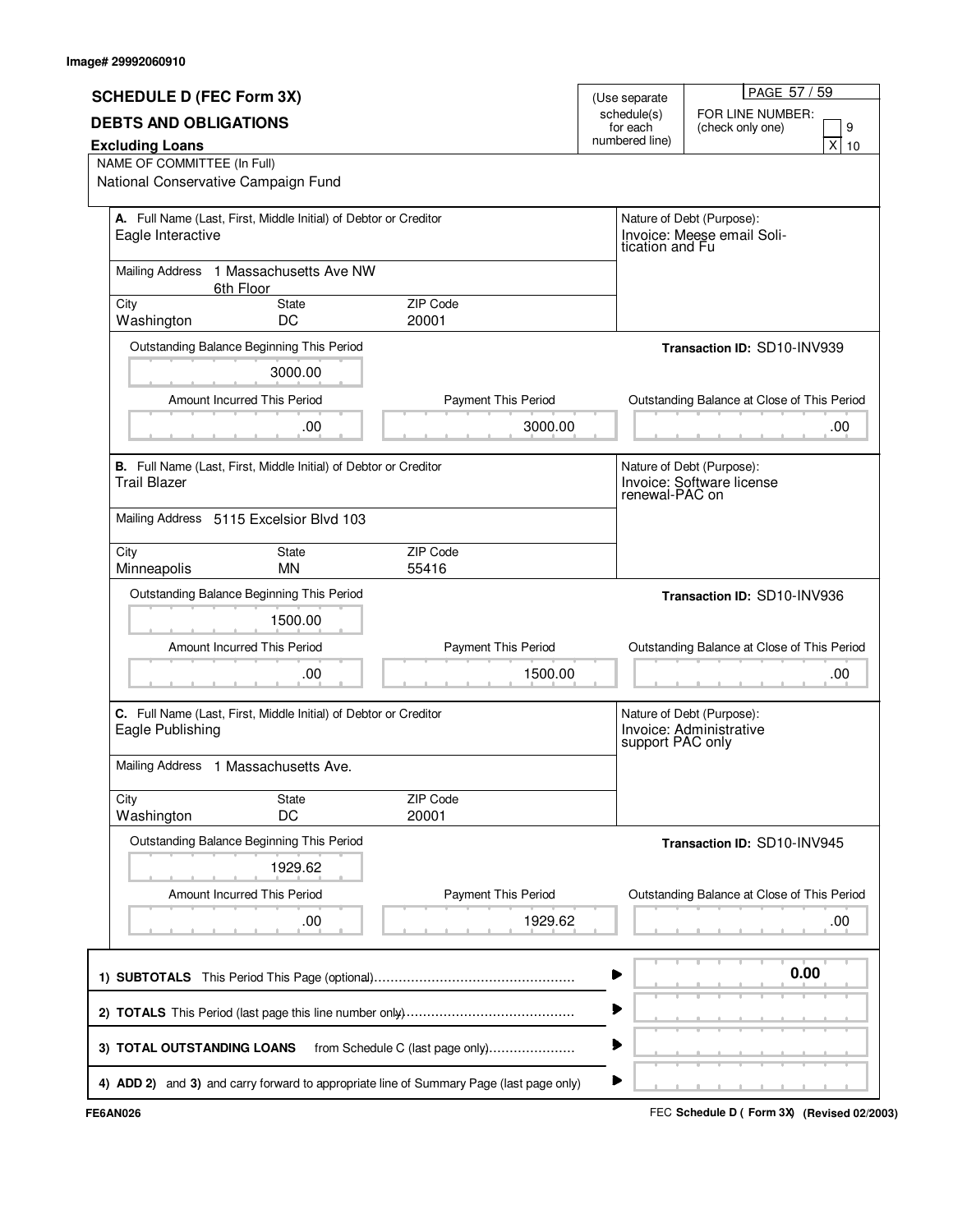Image# 29992060910

# SCHEDULE D (FEC Form 3X)

## DEBTS AND OBLIGATIONS

**Excluding Loans**

(Use separate schedule(s) for each numbered line)

FOR LINE NUMBER: (check only one) [ ] 9 [X] 10

NAME OF COMMITTEE (In Full)
National Conservative Campaign Fund

---

**A.** Full Name (Last, First, Middle Initial) of Debtor or Creditor
Eagle Interactive

Mailing Address: 1 Massachusetts Ave NW, 6th Floor

| City | State | ZIP Code |
|---|---|---|
| Washington | DC | 20001 |

Nature of Debt (Purpose): Invoice: Meese email Solitication and Fu

Transaction ID: SD10-INV939

| Outstanding Balance Beginning This Period | Amount Incurred This Period | Payment This Period | Outstanding Balance at Close of This Period |
|---|---|---|---|
| 3000.00 | .00 | 3000.00 | .00 |

---

**B.** Full Name (Last, First, Middle Initial) of Debtor or Creditor
Trail Blazer

Mailing Address: 5115 Excelsior Blvd 103

| City | State | ZIP Code |
|---|---|---|
| Minneapolis | MN | 55416 |

Nature of Debt (Purpose): Invoice: Software license renewal-PAC on

Transaction ID: SD10-INV936

| Outstanding Balance Beginning This Period | Amount Incurred This Period | Payment This Period | Outstanding Balance at Close of This Period |
|---|---|---|---|
| 1500.00 | .00 | 1500.00 | .00 |

---

**C.** Full Name (Last, First, Middle Initial) of Debtor or Creditor
Eagle Publishing

Mailing Address: 1 Massachusetts Ave.

| City | State | ZIP Code |
|---|---|---|
| Washington | DC | 20001 |

Nature of Debt (Purpose): Invoice: Administrative support PAC only

Transaction ID: SD10-INV945

| Outstanding Balance Beginning This Period | Amount Incurred This Period | Payment This Period | Outstanding Balance at Close of This Period |
|---|---|---|---|
| 1929.62 | .00 | 1929.62 | .00 |

---

| | |
|---|---|
| 1) **SUBTOTALS** This Period This Page (optional) | 0.00 |
| 2) **TOTALS** This Period (last page this line number only) | |
| 3) **TOTAL OUTSTANDING LOANS** from Schedule C (last page only) | |
| 4) **ADD 2)** and **3)** and carry forward to appropriate line of Summary Page (last page only) | |

FE6AN026

FEC **Schedule D ( Form 3X) (Revised 02/2003)**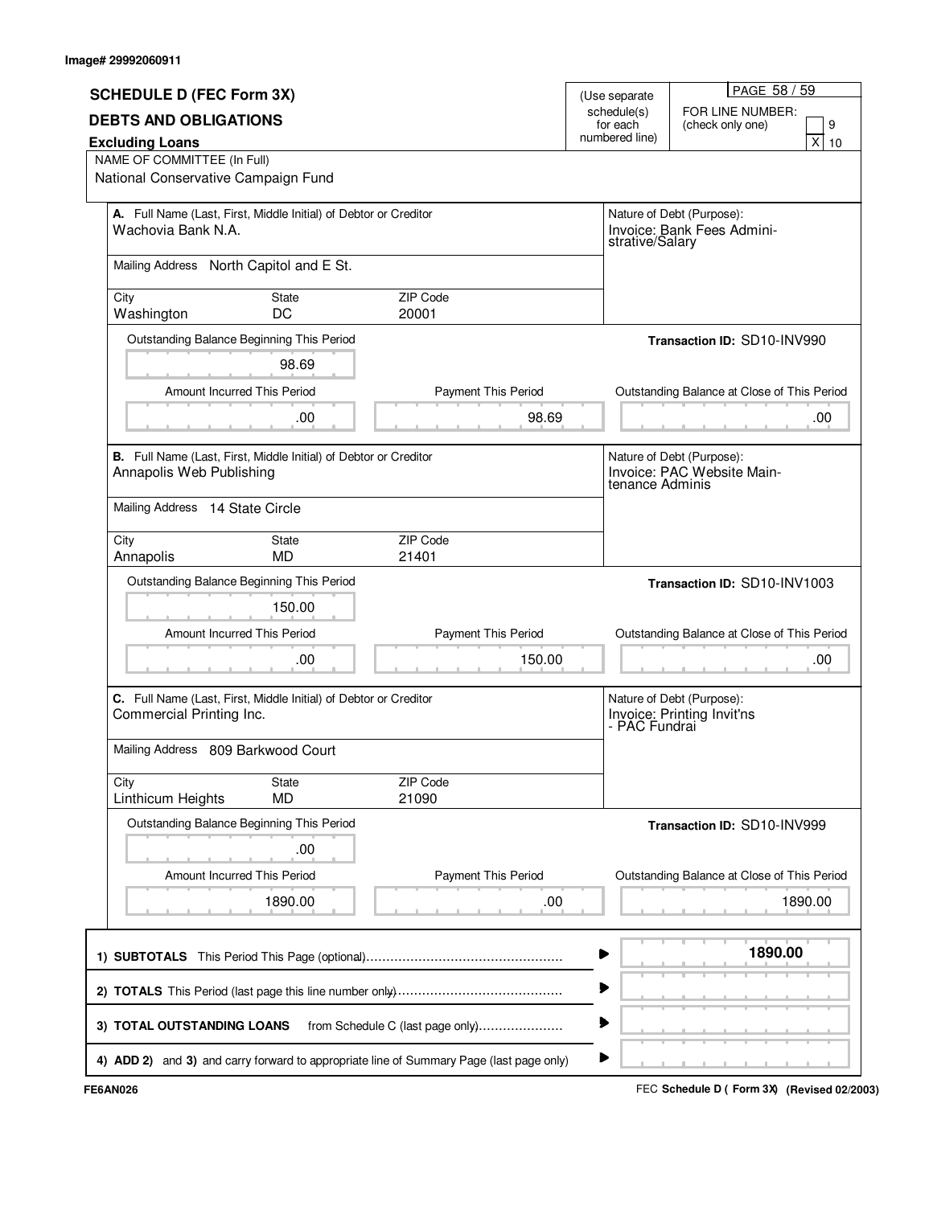Image# 29992060911

## SCHEDULE D (FEC Form 3X)

## DEBTS AND OBLIGATIONS

**Excluding Loans**

(Use separate schedule(s) for each numbered line)

FOR LINE NUMBER: (check only one)

- [ ] 9
- [X] 10

NAME OF COMMITTEE (In Full)
National Conservative Campaign Fund

---

**A.** Full Name (Last, First, Middle Initial) of Debtor or Creditor
Wachovia Bank N.A.

Nature of Debt (Purpose):
Invoice: Bank Fees Administrative/Salary

Mailing Address: North Capitol and E St.

| City | State | ZIP Code |
|---|---|---|
| Washington | DC | 20001 |

Transaction ID: SD10-INV990

| Outstanding Balance Beginning This Period | Amount Incurred This Period | Payment This Period | Outstanding Balance at Close of This Period |
|---|---|---|---|
| 98.69 | .00 | 98.69 | .00 |

---

**B.** Full Name (Last, First, Middle Initial) of Debtor or Creditor
Annapolis Web Publishing

Nature of Debt (Purpose):
Invoice: PAC Website Maintenance Adminis

Mailing Address: 14 State Circle

| City | State | ZIP Code |
|---|---|---|
| Annapolis | MD | 21401 |

Transaction ID: SD10-INV1003

| Outstanding Balance Beginning This Period | Amount Incurred This Period | Payment This Period | Outstanding Balance at Close of This Period |
|---|---|---|---|
| 150.00 | .00 | 150.00 | .00 |

---

**C.** Full Name (Last, First, Middle Initial) of Debtor or Creditor
Commercial Printing Inc.

Nature of Debt (Purpose):
Invoice: Printing Invit'ns - PAC Fundrai

Mailing Address: 809 Barkwood Court

| City | State | ZIP Code |
|---|---|---|
| Linthicum Heights | MD | 21090 |

Transaction ID: SD10-INV999

| Outstanding Balance Beginning This Period | Amount Incurred This Period | Payment This Period | Outstanding Balance at Close of This Period |
|---|---|---|---|
| .00 | 1890.00 | .00 | 1890.00 |

---

| | |
|---|---|
| 1) **SUBTOTALS** This Period This Page (optional) | **1890.00** |
| 2) **TOTALS** This Period (last page this line number only) | |
| 3) **TOTAL OUTSTANDING LOANS** from Schedule C (last page only) | |
| 4) **ADD 2)** and **3)** and carry forward to appropriate line of Summary Page (last page only) | |

FE6AN026

FEC **Schedule D ( Form 3X)** **(Revised 02/2003)**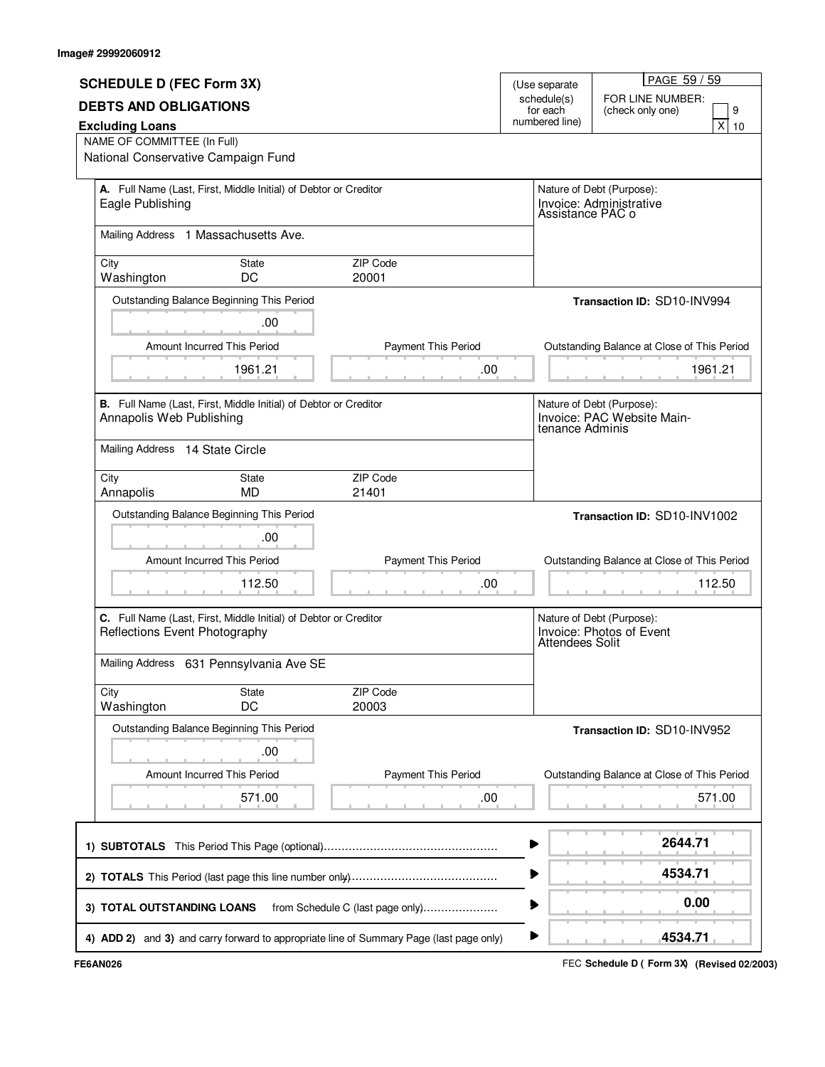Image# 29992060912

# SCHEDULE D (FEC Form 3X)

## DEBTS AND OBLIGATIONS

**Excluding Loans**

(Use separate schedule(s) for each numbered line)

FOR LINE NUMBER: (check only one) [ ] 9 [X] 10

NAME OF COMMITTEE (In Full)
National Conservative Campaign Fund

---

**A.** Full Name (Last, First, Middle Initial) of Debtor or Creditor
Eagle Publishing

Nature of Debt (Purpose):
Invoice: Administrative Assistance PAC o

Mailing Address: 1 Massachusetts Ave.

| City | State | ZIP Code |
|---|---|---|
| Washington | DC | 20001 |

Transaction ID: SD10-INV994

| Outstanding Balance Beginning This Period | Amount Incurred This Period | Payment This Period | Outstanding Balance at Close of This Period |
|---|---|---|---|
| .00 | 1961.21 | .00 | 1961.21 |

---

**B.** Full Name (Last, First, Middle Initial) of Debtor or Creditor
Annapolis Web Publishing

Nature of Debt (Purpose):
Invoice: PAC Website Maintenance Adminis

Mailing Address: 14 State Circle

| City | State | ZIP Code |
|---|---|---|
| Annapolis | MD | 21401 |

Transaction ID: SD10-INV1002

| Outstanding Balance Beginning This Period | Amount Incurred This Period | Payment This Period | Outstanding Balance at Close of This Period |
|---|---|---|---|
| .00 | 112.50 | .00 | 112.50 |

---

**C.** Full Name (Last, First, Middle Initial) of Debtor or Creditor
Reflections Event Photography

Nature of Debt (Purpose):
Invoice: Photos of Event Attendees Solit

Mailing Address: 631 Pennsylvania Ave SE

| City | State | ZIP Code |
|---|---|---|
| Washington | DC | 20003 |

Transaction ID: SD10-INV952

| Outstanding Balance Beginning This Period | Amount Incurred This Period | Payment This Period | Outstanding Balance at Close of This Period |
|---|---|---|---|
| .00 | 571.00 | .00 | 571.00 |

---

| | |
|---|---|
| 1) **SUBTOTALS** This Period This Page (optional) | **2644.71** |
| 2) **TOTALS** This Period (last page this line number only) | **4534.71** |
| 3) **TOTAL OUTSTANDING LOANS** from Schedule C (last page only) | **0.00** |
| 4) **ADD 2)** and **3)** and carry forward to appropriate line of Summary Page (last page only) | **4534.71** |

FE6AN026

FEC **Schedule D ( Form 3X) (Revised 02/2003)**